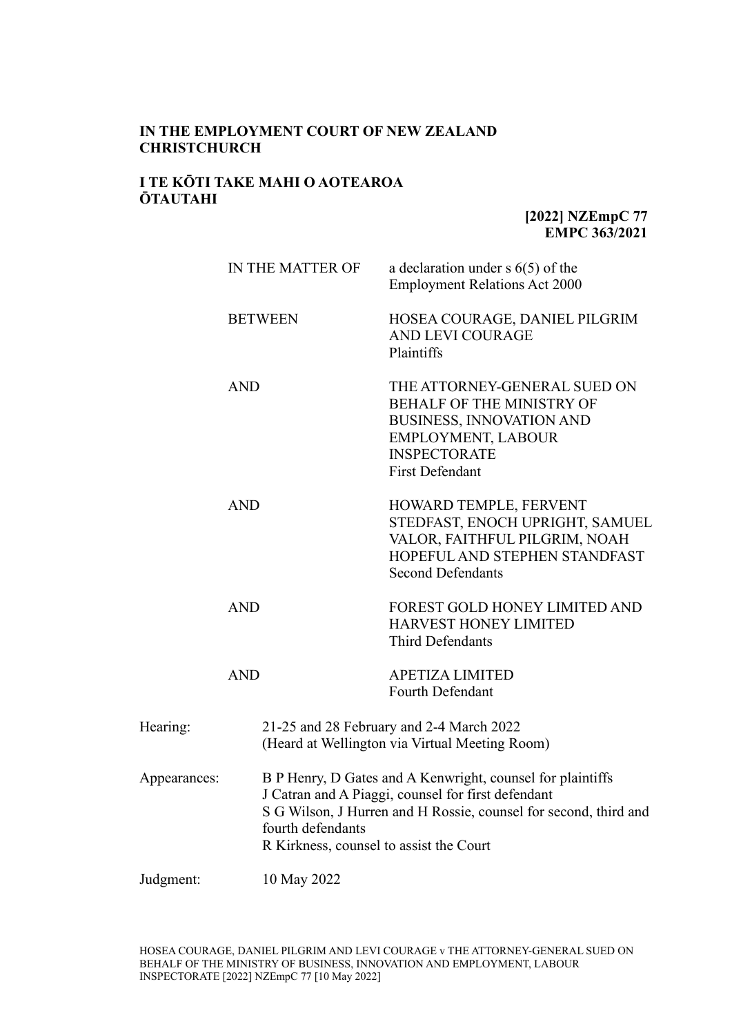**IN THE EMPLOYMENT COURT OF NEW ZEALAND CHRISTCHURCH**

**I TE KŌTI TAKE MAHI O AOTEAROA ŌTAUTAHI**

**[2022] NZEmpC 77**
**EMPC 363/2021**

| | |
|---|---|
| IN THE MATTER OF | a declaration under s 6(5) of the Employment Relations Act 2000 |
| BETWEEN | HOSEA COURAGE, DANIEL PILGRIM AND LEVI COURAGE<br>Plaintiffs |
| AND | THE ATTORNEY-GENERAL SUED ON BEHALF OF THE MINISTRY OF BUSINESS, INNOVATION AND EMPLOYMENT, LABOUR INSPECTORATE<br>First Defendant |
| AND | HOWARD TEMPLE, FERVENT STEDFAST, ENOCH UPRIGHT, SAMUEL VALOR, FAITHFUL PILGRIM, NOAH HOPEFUL AND STEPHEN STANDFAST<br>Second Defendants |
| AND | FOREST GOLD HONEY LIMITED AND HARVEST HONEY LIMITED<br>Third Defendants |
| AND | APETIZA LIMITED<br>Fourth Defendant |

| | |
|---|---|
| Hearing: | 21-25 and 28 February and 2-4 March 2022<br>(Heard at Wellington via Virtual Meeting Room) |
| Appearances: | B P Henry, D Gates and A Kenwright, counsel for plaintiffs<br>J Catran and A Piaggi, counsel for first defendant<br>S G Wilson, J Hurren and H Rossie, counsel for second, third and fourth defendants<br>R Kirkness, counsel to assist the Court |
| Judgment: | 10 May 2022 |

HOSEA COURAGE, DANIEL PILGRIM AND LEVI COURAGE v THE ATTORNEY-GENERAL SUED ON BEHALF OF THE MINISTRY OF BUSINESS, INNOVATION AND EMPLOYMENT, LABOUR INSPECTORATE [2022] NZEmpC 77 [10 May 2022]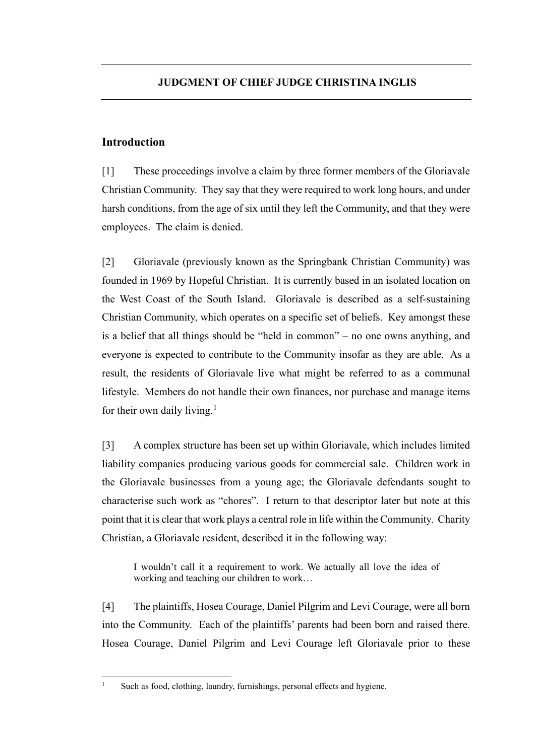## JUDGMENT OF CHIEF JUDGE CHRISTINA INGLIS

### Introduction

[1] These proceedings involve a claim by three former members of the Gloriavale Christian Community. They say that they were required to work long hours, and under harsh conditions, from the age of six until they left the Community, and that they were employees. The claim is denied.

[2] Gloriavale (previously known as the Springbank Christian Community) was founded in 1969 by Hopeful Christian. It is currently based in an isolated location on the West Coast of the South Island. Gloriavale is described as a self-sustaining Christian Community, which operates on a specific set of beliefs. Key amongst these is a belief that all things should be "held in common" – no one owns anything, and everyone is expected to contribute to the Community insofar as they are able. As a result, the residents of Gloriavale live what might be referred to as a communal lifestyle. Members do not handle their own finances, nor purchase and manage items for their own daily living.[1]

[3] A complex structure has been set up within Gloriavale, which includes limited liability companies producing various goods for commercial sale. Children work in the Gloriavale businesses from a young age; the Gloriavale defendants sought to characterise such work as "chores". I return to that descriptor later but note at this point that it is clear that work plays a central role in life within the Community. Charity Christian, a Gloriavale resident, described it in the following way:

> I wouldn't call it a requirement to work. We actually all love the idea of working and teaching our children to work…

[4] The plaintiffs, Hosea Courage, Daniel Pilgrim and Levi Courage, were all born into the Community. Each of the plaintiffs' parents had been born and raised there. Hosea Courage, Daniel Pilgrim and Levi Courage left Gloriavale prior to these

---

[1] Such as food, clothing, laundry, furnishings, personal effects and hygiene.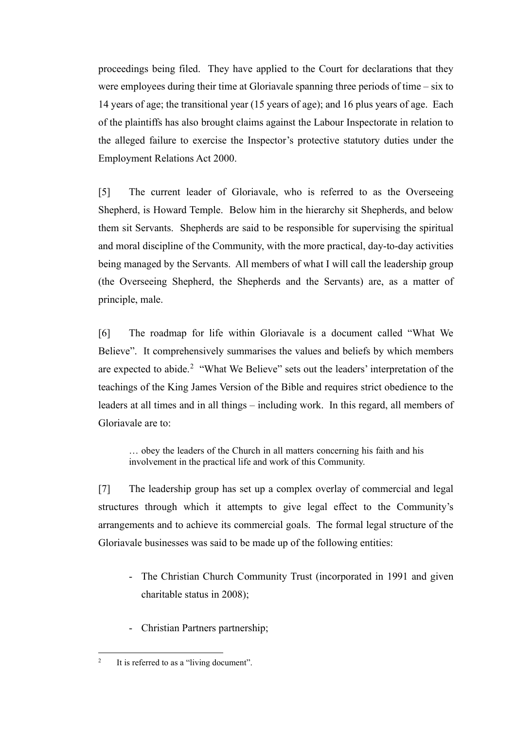proceedings being filed. They have applied to the Court for declarations that they were employees during their time at Gloriavale spanning three periods of time – six to 14 years of age; the transitional year (15 years of age); and 16 plus years of age. Each of the plaintiffs has also brought claims against the Labour Inspectorate in relation to the alleged failure to exercise the Inspector's protective statutory duties under the Employment Relations Act 2000.

[5] The current leader of Gloriavale, who is referred to as the Overseeing Shepherd, is Howard Temple. Below him in the hierarchy sit Shepherds, and below them sit Servants. Shepherds are said to be responsible for supervising the spiritual and moral discipline of the Community, with the more practical, day-to-day activities being managed by the Servants. All members of what I will call the leadership group (the Overseeing Shepherd, the Shepherds and the Servants) are, as a matter of principle, male.

[6] The roadmap for life within Gloriavale is a document called "What We Believe". It comprehensively summarises the values and beliefs by which members are expected to abide.[2] "What We Believe" sets out the leaders' interpretation of the teachings of the King James Version of the Bible and requires strict obedience to the leaders at all times and in all things – including work. In this regard, all members of Gloriavale are to:

> … obey the leaders of the Church in all matters concerning his faith and his involvement in the practical life and work of this Community.

[7] The leadership group has set up a complex overlay of commercial and legal structures through which it attempts to give legal effect to the Community's arrangements and to achieve its commercial goals. The formal legal structure of the Gloriavale businesses was said to be made up of the following entities:

- The Christian Church Community Trust (incorporated in 1991 and given charitable status in 2008);

- Christian Partners partnership;

[2] It is referred to as a "living document".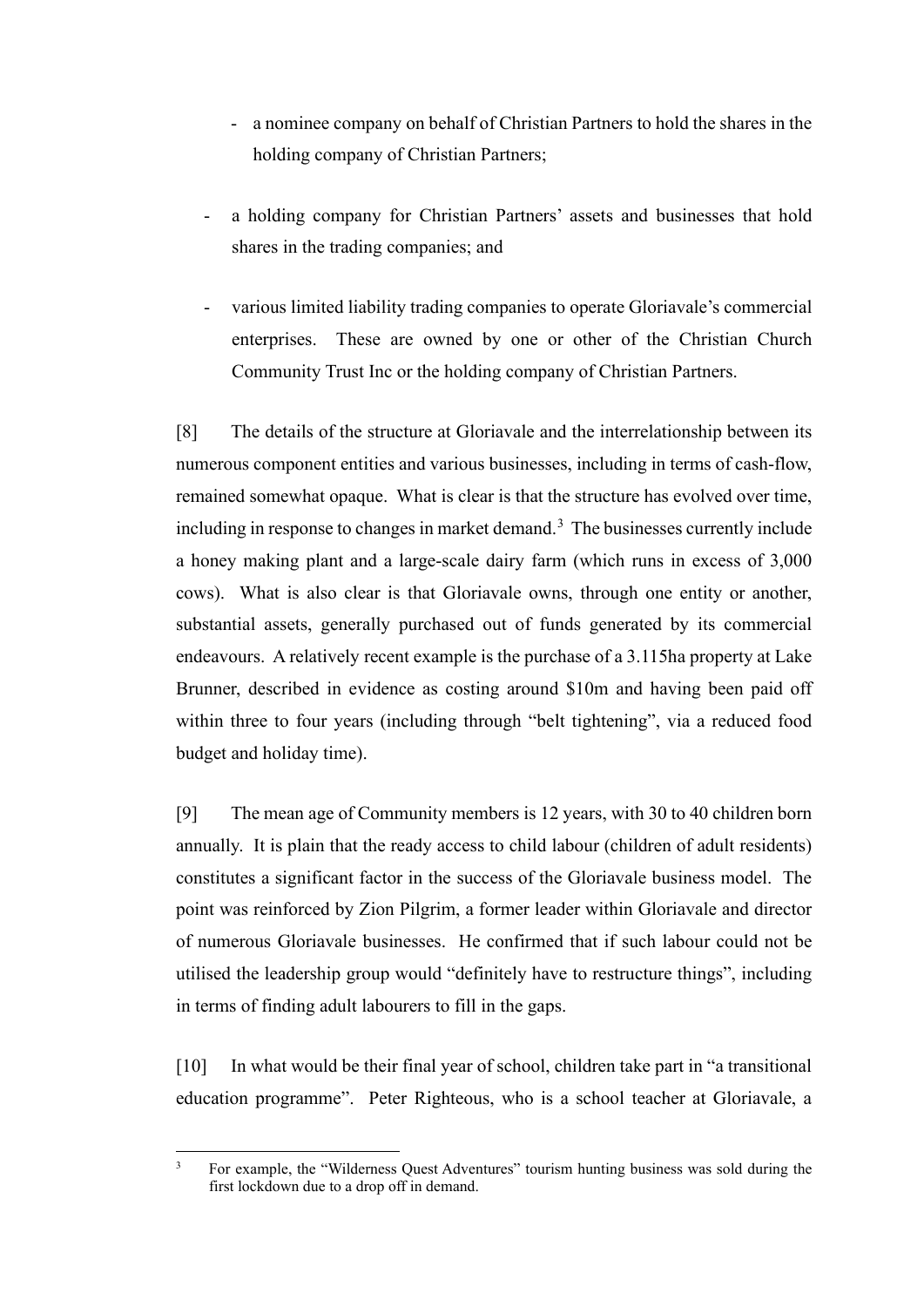- a nominee company on behalf of Christian Partners to hold the shares in the holding company of Christian Partners;

  - a holding company for Christian Partners' assets and businesses that hold shares in the trading companies; and

  - various limited liability trading companies to operate Gloriavale's commercial enterprises. These are owned by one or other of the Christian Church Community Trust Inc or the holding company of Christian Partners.

[8] The details of the structure at Gloriavale and the interrelationship between its numerous component entities and various businesses, including in terms of cash-flow, remained somewhat opaque. What is clear is that the structure has evolved over time, including in response to changes in market demand.[3] The businesses currently include a honey making plant and a large-scale dairy farm (which runs in excess of 3,000 cows). What is also clear is that Gloriavale owns, through one entity or another, substantial assets, generally purchased out of funds generated by its commercial endeavours. A relatively recent example is the purchase of a 3.115ha property at Lake Brunner, described in evidence as costing around $10m and having been paid off within three to four years (including through "belt tightening", via a reduced food budget and holiday time).

[9] The mean age of Community members is 12 years, with 30 to 40 children born annually. It is plain that the ready access to child labour (children of adult residents) constitutes a significant factor in the success of the Gloriavale business model. The point was reinforced by Zion Pilgrim, a former leader within Gloriavale and director of numerous Gloriavale businesses. He confirmed that if such labour could not be utilised the leadership group would "definitely have to restructure things", including in terms of finding adult labourers to fill in the gaps.

[10] In what would be their final year of school, children take part in "a transitional education programme". Peter Righteous, who is a school teacher at Gloriavale, a

---

[3] For example, the "Wilderness Quest Adventures" tourism hunting business was sold during the first lockdown due to a drop off in demand.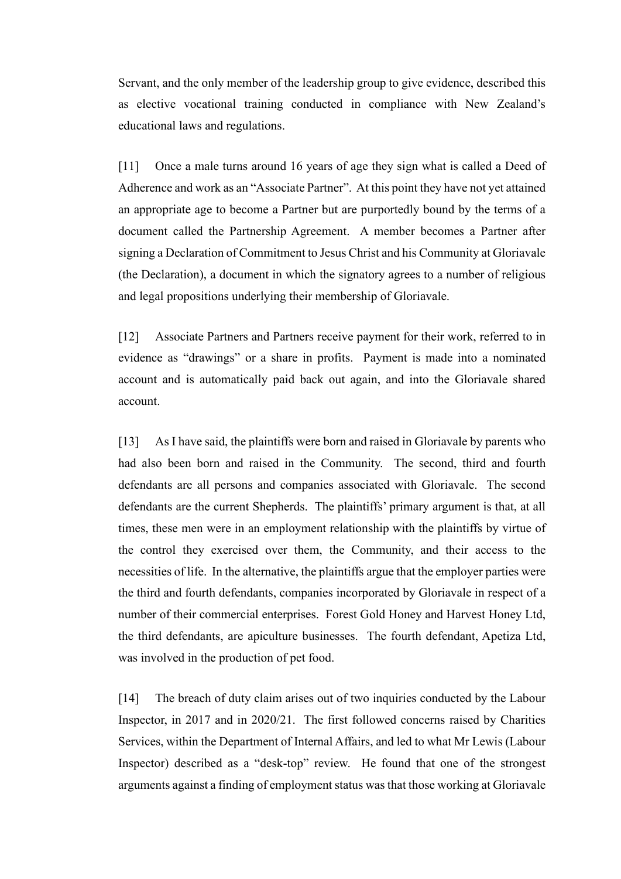Servant, and the only member of the leadership group to give evidence, described this as elective vocational training conducted in compliance with New Zealand's educational laws and regulations.

[11] Once a male turns around 16 years of age they sign what is called a Deed of Adherence and work as an "Associate Partner". At this point they have not yet attained an appropriate age to become a Partner but are purportedly bound by the terms of a document called the Partnership Agreement. A member becomes a Partner after signing a Declaration of Commitment to Jesus Christ and his Community at Gloriavale (the Declaration), a document in which the signatory agrees to a number of religious and legal propositions underlying their membership of Gloriavale.

[12] Associate Partners and Partners receive payment for their work, referred to in evidence as "drawings" or a share in profits. Payment is made into a nominated account and is automatically paid back out again, and into the Gloriavale shared account.

[13] As I have said, the plaintiffs were born and raised in Gloriavale by parents who had also been born and raised in the Community. The second, third and fourth defendants are all persons and companies associated with Gloriavale. The second defendants are the current Shepherds. The plaintiffs' primary argument is that, at all times, these men were in an employment relationship with the plaintiffs by virtue of the control they exercised over them, the Community, and their access to the necessities of life. In the alternative, the plaintiffs argue that the employer parties were the third and fourth defendants, companies incorporated by Gloriavale in respect of a number of their commercial enterprises. Forest Gold Honey and Harvest Honey Ltd, the third defendants, are apiculture businesses. The fourth defendant, Apetiza Ltd, was involved in the production of pet food.

[14] The breach of duty claim arises out of two inquiries conducted by the Labour Inspector, in 2017 and in 2020/21. The first followed concerns raised by Charities Services, within the Department of Internal Affairs, and led to what Mr Lewis (Labour Inspector) described as a "desk-top" review. He found that one of the strongest arguments against a finding of employment status was that those working at Gloriavale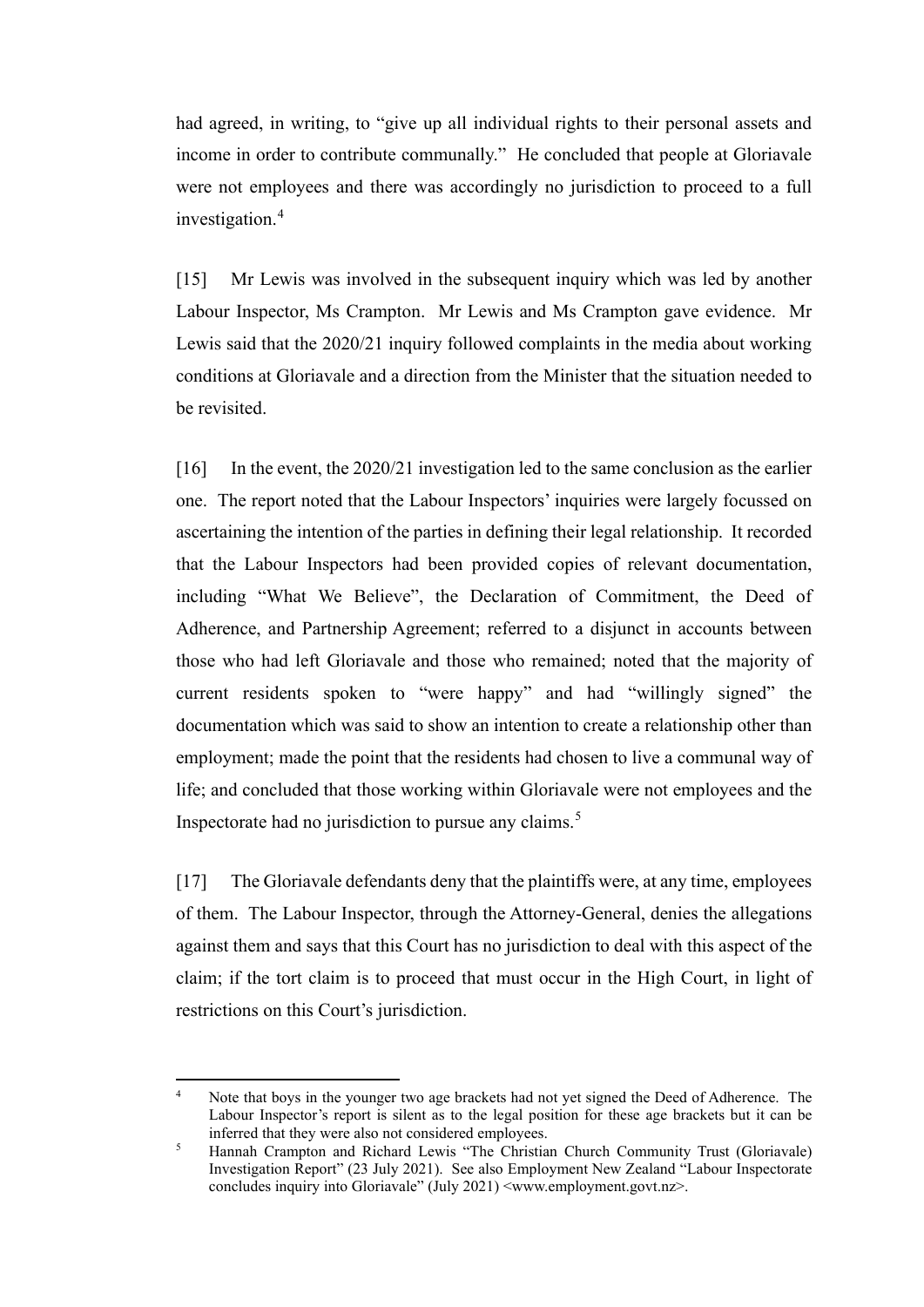had agreed, in writing, to "give up all individual rights to their personal assets and income in order to contribute communally." He concluded that people at Gloriavale were not employees and there was accordingly no jurisdiction to proceed to a full investigation.[4]

[15] Mr Lewis was involved in the subsequent inquiry which was led by another Labour Inspector, Ms Crampton. Mr Lewis and Ms Crampton gave evidence. Mr Lewis said that the 2020/21 inquiry followed complaints in the media about working conditions at Gloriavale and a direction from the Minister that the situation needed to be revisited.

[16] In the event, the 2020/21 investigation led to the same conclusion as the earlier one. The report noted that the Labour Inspectors' inquiries were largely focussed on ascertaining the intention of the parties in defining their legal relationship. It recorded that the Labour Inspectors had been provided copies of relevant documentation, including "What We Believe", the Declaration of Commitment, the Deed of Adherence, and Partnership Agreement; referred to a disjunct in accounts between those who had left Gloriavale and those who remained; noted that the majority of current residents spoken to "were happy" and had "willingly signed" the documentation which was said to show an intention to create a relationship other than employment; made the point that the residents had chosen to live a communal way of life; and concluded that those working within Gloriavale were not employees and the Inspectorate had no jurisdiction to pursue any claims.[5]

[17] The Gloriavale defendants deny that the plaintiffs were, at any time, employees of them. The Labour Inspector, through the Attorney-General, denies the allegations against them and says that this Court has no jurisdiction to deal with this aspect of the claim; if the tort claim is to proceed that must occur in the High Court, in light of restrictions on this Court's jurisdiction.

---

[4] Note that boys in the younger two age brackets had not yet signed the Deed of Adherence. The Labour Inspector's report is silent as to the legal position for these age brackets but it can be inferred that they were also not considered employees.

[5] Hannah Crampton and Richard Lewis "The Christian Church Community Trust (Gloriavale) Investigation Report" (23 July 2021). See also Employment New Zealand "Labour Inspectorate concludes inquiry into Gloriavale" (July 2021) <www.employment.govt.nz>.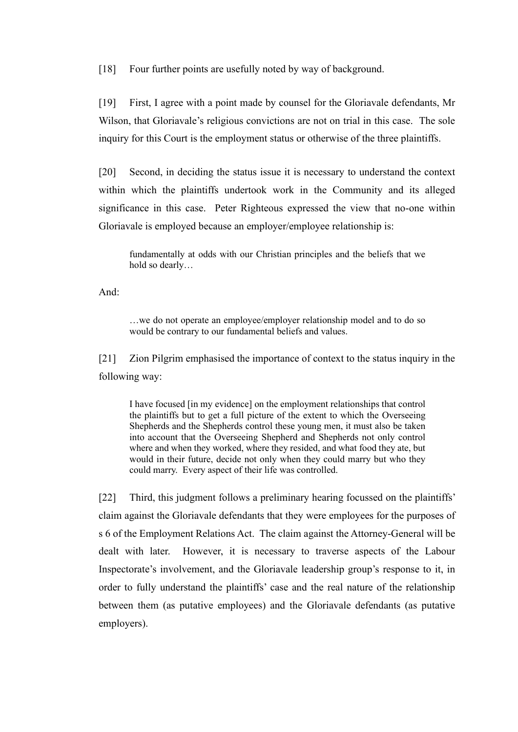[18] Four further points are usefully noted by way of background.

[19] First, I agree with a point made by counsel for the Gloriavale defendants, Mr Wilson, that Gloriavale's religious convictions are not on trial in this case. The sole inquiry for this Court is the employment status or otherwise of the three plaintiffs.

[20] Second, in deciding the status issue it is necessary to understand the context within which the plaintiffs undertook work in the Community and its alleged significance in this case. Peter Righteous expressed the view that no-one within Gloriavale is employed because an employer/employee relationship is:

> fundamentally at odds with our Christian principles and the beliefs that we hold so dearly…

And:

> …we do not operate an employee/employer relationship model and to do so would be contrary to our fundamental beliefs and values.

[21] Zion Pilgrim emphasised the importance of context to the status inquiry in the following way:

> I have focused [in my evidence] on the employment relationships that control the plaintiffs but to get a full picture of the extent to which the Overseeing Shepherds and the Shepherds control these young men, it must also be taken into account that the Overseeing Shepherd and Shepherds not only control where and when they worked, where they resided, and what food they ate, but would in their future, decide not only when they could marry but who they could marry. Every aspect of their life was controlled.

[22] Third, this judgment follows a preliminary hearing focussed on the plaintiffs' claim against the Gloriavale defendants that they were employees for the purposes of s 6 of the Employment Relations Act. The claim against the Attorney-General will be dealt with later. However, it is necessary to traverse aspects of the Labour Inspectorate's involvement, and the Gloriavale leadership group's response to it, in order to fully understand the plaintiffs' case and the real nature of the relationship between them (as putative employees) and the Gloriavale defendants (as putative employers).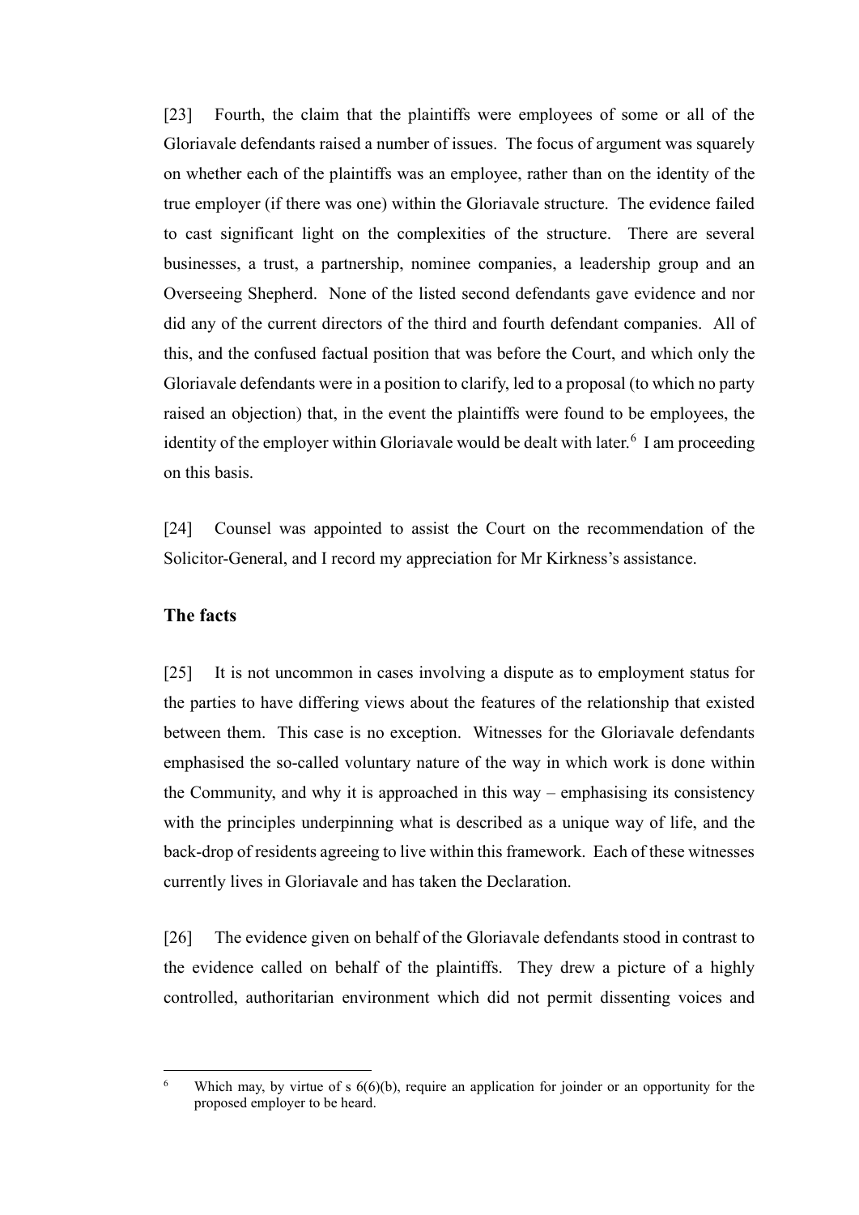[23] Fourth, the claim that the plaintiffs were employees of some or all of the Gloriavale defendants raised a number of issues. The focus of argument was squarely on whether each of the plaintiffs was an employee, rather than on the identity of the true employer (if there was one) within the Gloriavale structure. The evidence failed to cast significant light on the complexities of the structure. There are several businesses, a trust, a partnership, nominee companies, a leadership group and an Overseeing Shepherd. None of the listed second defendants gave evidence and nor did any of the current directors of the third and fourth defendant companies. All of this, and the confused factual position that was before the Court, and which only the Gloriavale defendants were in a position to clarify, led to a proposal (to which no party raised an objection) that, in the event the plaintiffs were found to be employees, the identity of the employer within Gloriavale would be dealt with later.[6] I am proceeding on this basis.

[24] Counsel was appointed to assist the Court on the recommendation of the Solicitor-General, and I record my appreciation for Mr Kirkness's assistance.

## The facts

[25] It is not uncommon in cases involving a dispute as to employment status for the parties to have differing views about the features of the relationship that existed between them. This case is no exception. Witnesses for the Gloriavale defendants emphasised the so-called voluntary nature of the way in which work is done within the Community, and why it is approached in this way – emphasising its consistency with the principles underpinning what is described as a unique way of life, and the back-drop of residents agreeing to live within this framework. Each of these witnesses currently lives in Gloriavale and has taken the Declaration.

[26] The evidence given on behalf of the Gloriavale defendants stood in contrast to the evidence called on behalf of the plaintiffs. They drew a picture of a highly controlled, authoritarian environment which did not permit dissenting voices and

---

[6] Which may, by virtue of s 6(6)(b), require an application for joinder or an opportunity for the proposed employer to be heard.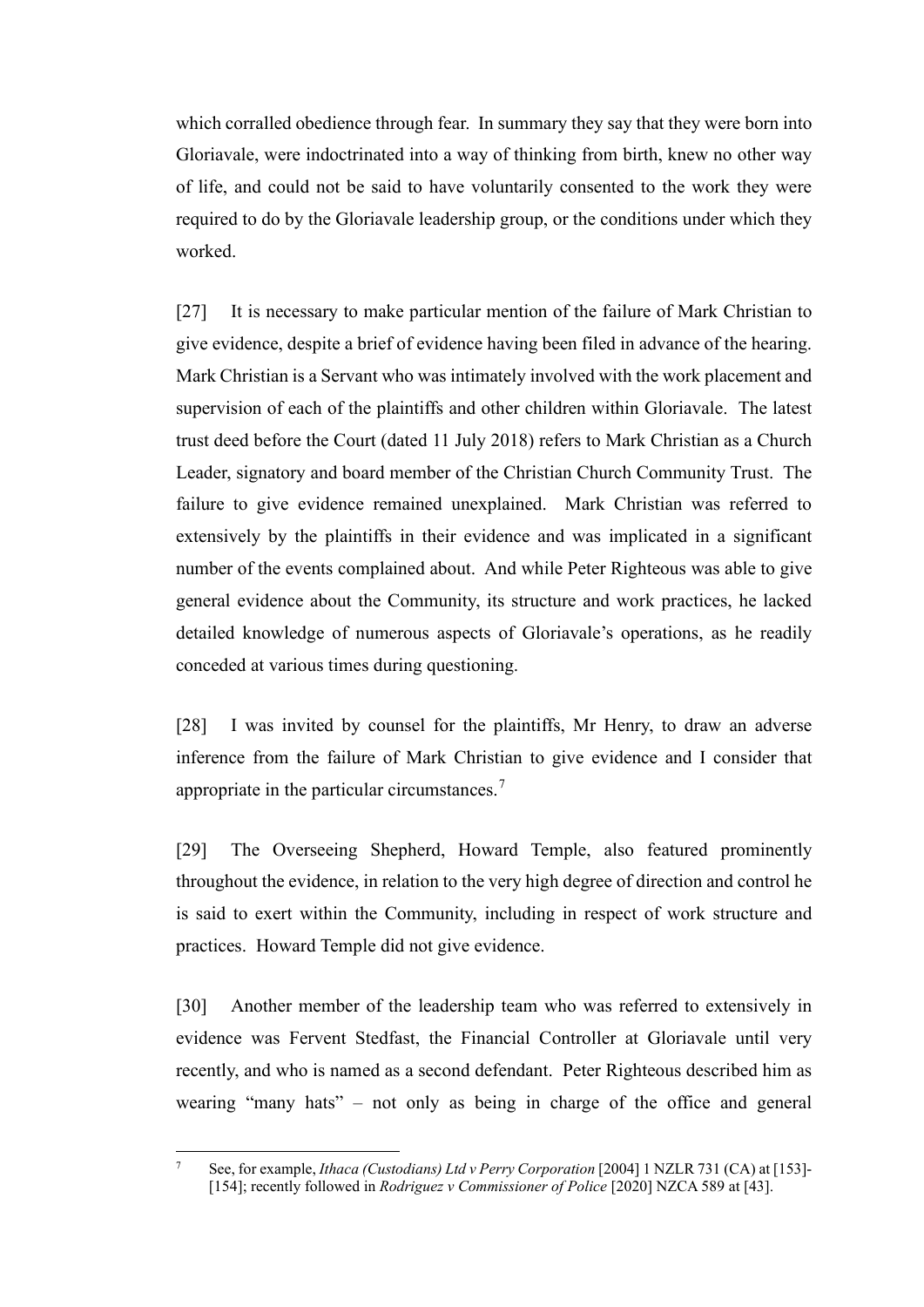which corralled obedience through fear. In summary they say that they were born into Gloriavale, were indoctrinated into a way of thinking from birth, knew no other way of life, and could not be said to have voluntarily consented to the work they were required to do by the Gloriavale leadership group, or the conditions under which they worked.

[27] It is necessary to make particular mention of the failure of Mark Christian to give evidence, despite a brief of evidence having been filed in advance of the hearing. Mark Christian is a Servant who was intimately involved with the work placement and supervision of each of the plaintiffs and other children within Gloriavale. The latest trust deed before the Court (dated 11 July 2018) refers to Mark Christian as a Church Leader, signatory and board member of the Christian Church Community Trust. The failure to give evidence remained unexplained. Mark Christian was referred to extensively by the plaintiffs in their evidence and was implicated in a significant number of the events complained about. And while Peter Righteous was able to give general evidence about the Community, its structure and work practices, he lacked detailed knowledge of numerous aspects of Gloriavale's operations, as he readily conceded at various times during questioning.

[28] I was invited by counsel for the plaintiffs, Mr Henry, to draw an adverse inference from the failure of Mark Christian to give evidence and I consider that appropriate in the particular circumstances.[7]

[29] The Overseeing Shepherd, Howard Temple, also featured prominently throughout the evidence, in relation to the very high degree of direction and control he is said to exert within the Community, including in respect of work structure and practices. Howard Temple did not give evidence.

[30] Another member of the leadership team who was referred to extensively in evidence was Fervent Stedfast, the Financial Controller at Gloriavale until very recently, and who is named as a second defendant. Peter Righteous described him as wearing "many hats" – not only as being in charge of the office and general

---

[7] See, for example, *Ithaca (Custodians) Ltd v Perry Corporation* [2004] 1 NZLR 731 (CA) at [153]-[154]; recently followed in *Rodriguez v Commissioner of Police* [2020] NZCA 589 at [43].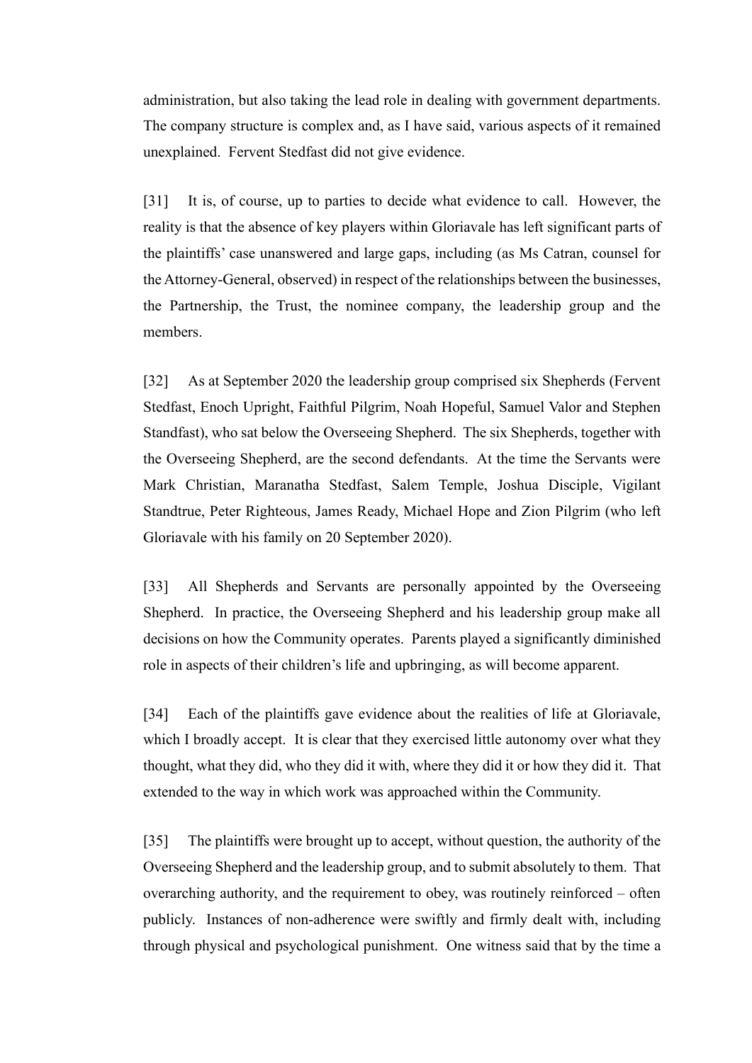administration, but also taking the lead role in dealing with government departments. The company structure is complex and, as I have said, various aspects of it remained unexplained. Fervent Stedfast did not give evidence.

[31] It is, of course, up to parties to decide what evidence to call. However, the reality is that the absence of key players within Gloriavale has left significant parts of the plaintiffs' case unanswered and large gaps, including (as Ms Catran, counsel for the Attorney-General, observed) in respect of the relationships between the businesses, the Partnership, the Trust, the nominee company, the leadership group and the members.

[32] As at September 2020 the leadership group comprised six Shepherds (Fervent Stedfast, Enoch Upright, Faithful Pilgrim, Noah Hopeful, Samuel Valor and Stephen Standfast), who sat below the Overseeing Shepherd. The six Shepherds, together with the Overseeing Shepherd, are the second defendants. At the time the Servants were Mark Christian, Maranatha Stedfast, Salem Temple, Joshua Disciple, Vigilant Standtrue, Peter Righteous, James Ready, Michael Hope and Zion Pilgrim (who left Gloriavale with his family on 20 September 2020).

[33] All Shepherds and Servants are personally appointed by the Overseeing Shepherd. In practice, the Overseeing Shepherd and his leadership group make all decisions on how the Community operates. Parents played a significantly diminished role in aspects of their children's life and upbringing, as will become apparent.

[34] Each of the plaintiffs gave evidence about the realities of life at Gloriavale, which I broadly accept. It is clear that they exercised little autonomy over what they thought, what they did, who they did it with, where they did it or how they did it. That extended to the way in which work was approached within the Community.

[35] The plaintiffs were brought up to accept, without question, the authority of the Overseeing Shepherd and the leadership group, and to submit absolutely to them. That overarching authority, and the requirement to obey, was routinely reinforced – often publicly. Instances of non-adherence were swiftly and firmly dealt with, including through physical and psychological punishment. One witness said that by the time a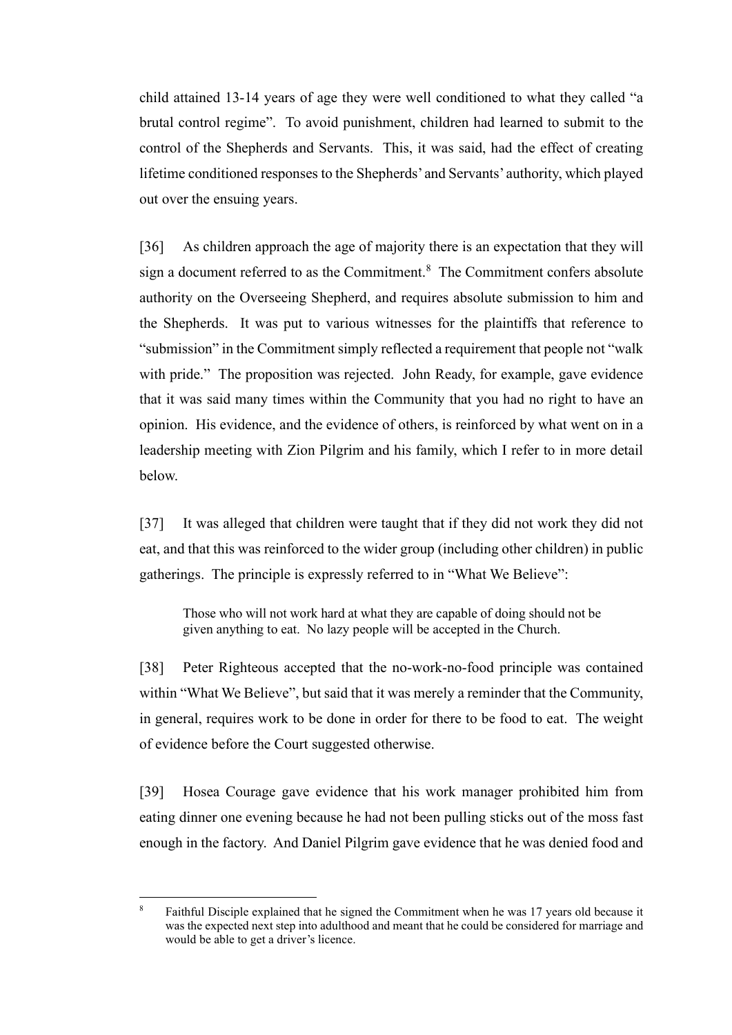child attained 13-14 years of age they were well conditioned to what they called "a brutal control regime". To avoid punishment, children had learned to submit to the control of the Shepherds and Servants. This, it was said, had the effect of creating lifetime conditioned responses to the Shepherds' and Servants' authority, which played out over the ensuing years.

[36] As children approach the age of majority there is an expectation that they will sign a document referred to as the Commitment.[8] The Commitment confers absolute authority on the Overseeing Shepherd, and requires absolute submission to him and the Shepherds. It was put to various witnesses for the plaintiffs that reference to "submission" in the Commitment simply reflected a requirement that people not "walk with pride." The proposition was rejected. John Ready, for example, gave evidence that it was said many times within the Community that you had no right to have an opinion. His evidence, and the evidence of others, is reinforced by what went on in a leadership meeting with Zion Pilgrim and his family, which I refer to in more detail below.

[37] It was alleged that children were taught that if they did not work they did not eat, and that this was reinforced to the wider group (including other children) in public gatherings. The principle is expressly referred to in "What We Believe":

> Those who will not work hard at what they are capable of doing should not be given anything to eat. No lazy people will be accepted in the Church.

[38] Peter Righteous accepted that the no-work-no-food principle was contained within "What We Believe", but said that it was merely a reminder that the Community, in general, requires work to be done in order for there to be food to eat. The weight of evidence before the Court suggested otherwise.

[39] Hosea Courage gave evidence that his work manager prohibited him from eating dinner one evening because he had not been pulling sticks out of the moss fast enough in the factory. And Daniel Pilgrim gave evidence that he was denied food and

[8] Faithful Disciple explained that he signed the Commitment when he was 17 years old because it was the expected next step into adulthood and meant that he could be considered for marriage and would be able to get a driver's licence.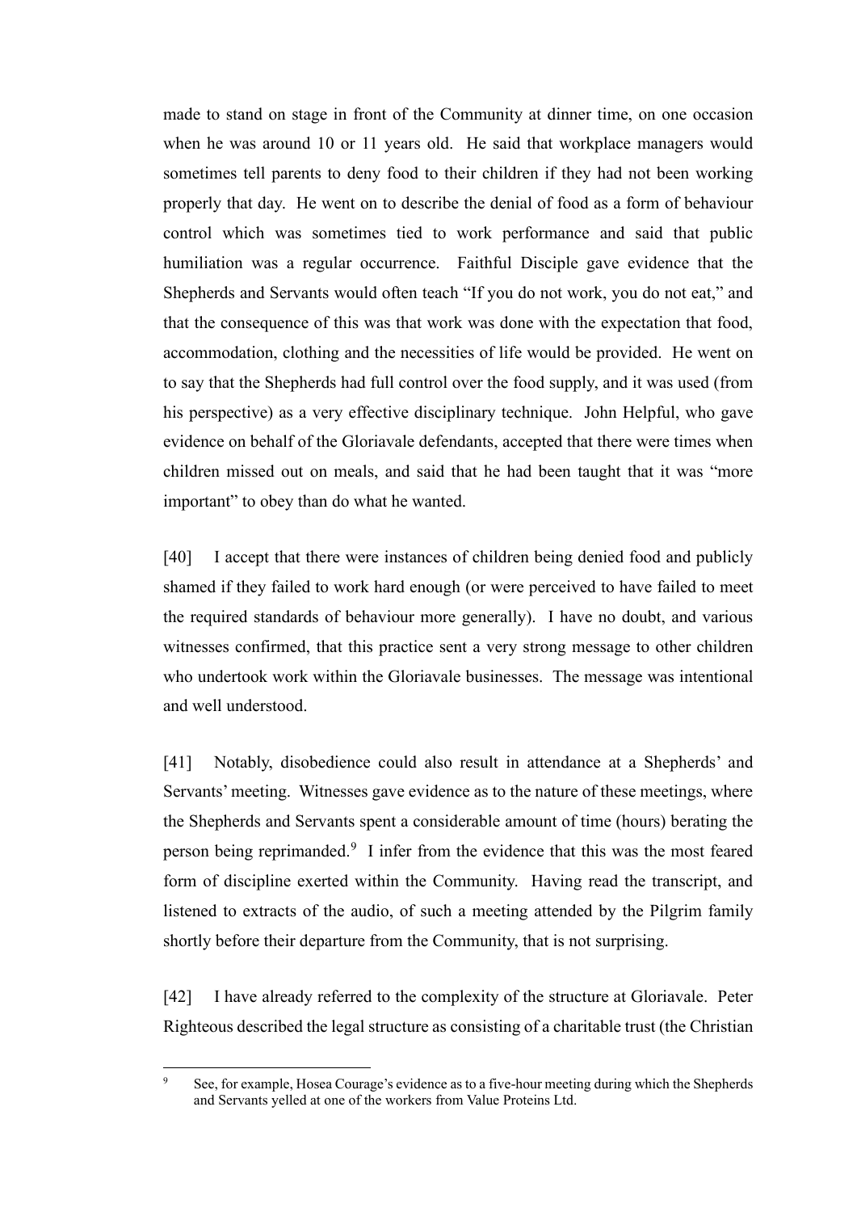made to stand on stage in front of the Community at dinner time, on one occasion when he was around 10 or 11 years old. He said that workplace managers would sometimes tell parents to deny food to their children if they had not been working properly that day. He went on to describe the denial of food as a form of behaviour control which was sometimes tied to work performance and said that public humiliation was a regular occurrence. Faithful Disciple gave evidence that the Shepherds and Servants would often teach "If you do not work, you do not eat," and that the consequence of this was that work was done with the expectation that food, accommodation, clothing and the necessities of life would be provided. He went on to say that the Shepherds had full control over the food supply, and it was used (from his perspective) as a very effective disciplinary technique. John Helpful, who gave evidence on behalf of the Gloriavale defendants, accepted that there were times when children missed out on meals, and said that he had been taught that it was "more important" to obey than do what he wanted.

[40] I accept that there were instances of children being denied food and publicly shamed if they failed to work hard enough (or were perceived to have failed to meet the required standards of behaviour more generally). I have no doubt, and various witnesses confirmed, that this practice sent a very strong message to other children who undertook work within the Gloriavale businesses. The message was intentional and well understood.

[41] Notably, disobedience could also result in attendance at a Shepherds' and Servants' meeting. Witnesses gave evidence as to the nature of these meetings, where the Shepherds and Servants spent a considerable amount of time (hours) berating the person being reprimanded.[9] I infer from the evidence that this was the most feared form of discipline exerted within the Community. Having read the transcript, and listened to extracts of the audio, of such a meeting attended by the Pilgrim family shortly before their departure from the Community, that is not surprising.

[42] I have already referred to the complexity of the structure at Gloriavale. Peter Righteous described the legal structure as consisting of a charitable trust (the Christian

---

[9] See, for example, Hosea Courage's evidence as to a five-hour meeting during which the Shepherds and Servants yelled at one of the workers from Value Proteins Ltd.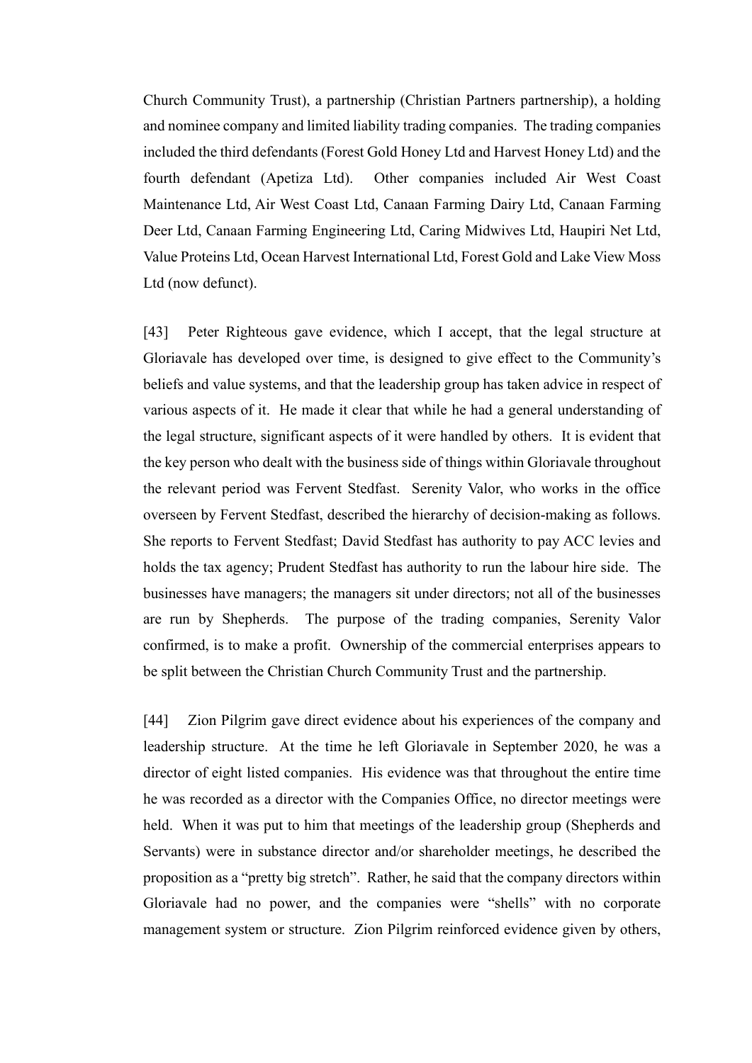Church Community Trust), a partnership (Christian Partners partnership), a holding and nominee company and limited liability trading companies. The trading companies included the third defendants (Forest Gold Honey Ltd and Harvest Honey Ltd) and the fourth defendant (Apetiza Ltd). Other companies included Air West Coast Maintenance Ltd, Air West Coast Ltd, Canaan Farming Dairy Ltd, Canaan Farming Deer Ltd, Canaan Farming Engineering Ltd, Caring Midwives Ltd, Haupiri Net Ltd, Value Proteins Ltd, Ocean Harvest International Ltd, Forest Gold and Lake View Moss Ltd (now defunct).

[43] Peter Righteous gave evidence, which I accept, that the legal structure at Gloriavale has developed over time, is designed to give effect to the Community's beliefs and value systems, and that the leadership group has taken advice in respect of various aspects of it. He made it clear that while he had a general understanding of the legal structure, significant aspects of it were handled by others. It is evident that the key person who dealt with the business side of things within Gloriavale throughout the relevant period was Fervent Stedfast. Serenity Valor, who works in the office overseen by Fervent Stedfast, described the hierarchy of decision-making as follows. She reports to Fervent Stedfast; David Stedfast has authority to pay ACC levies and holds the tax agency; Prudent Stedfast has authority to run the labour hire side. The businesses have managers; the managers sit under directors; not all of the businesses are run by Shepherds. The purpose of the trading companies, Serenity Valor confirmed, is to make a profit. Ownership of the commercial enterprises appears to be split between the Christian Church Community Trust and the partnership.

[44] Zion Pilgrim gave direct evidence about his experiences of the company and leadership structure. At the time he left Gloriavale in September 2020, he was a director of eight listed companies. His evidence was that throughout the entire time he was recorded as a director with the Companies Office, no director meetings were held. When it was put to him that meetings of the leadership group (Shepherds and Servants) were in substance director and/or shareholder meetings, he described the proposition as a "pretty big stretch". Rather, he said that the company directors within Gloriavale had no power, and the companies were "shells" with no corporate management system or structure. Zion Pilgrim reinforced evidence given by others,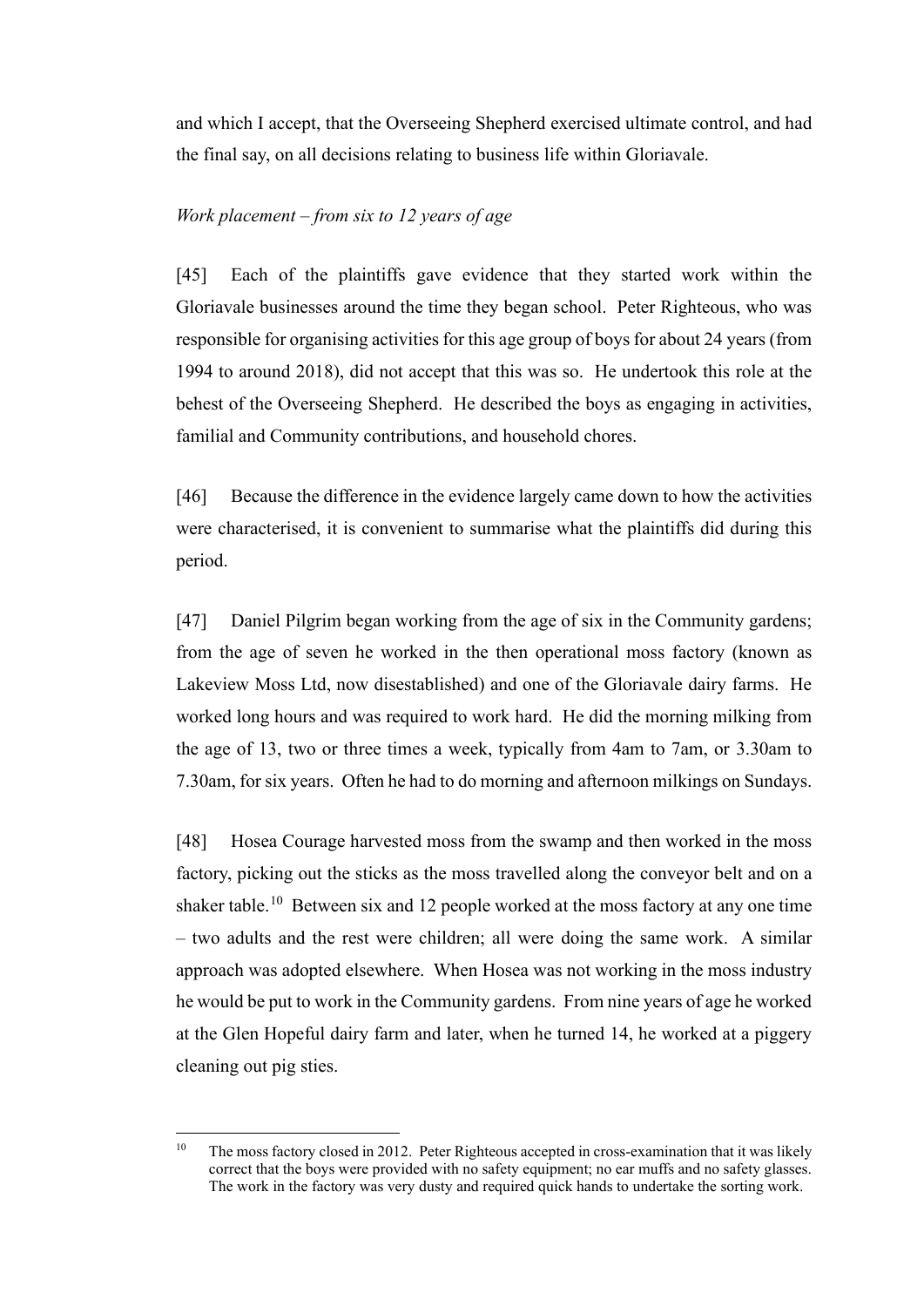and which I accept, that the Overseeing Shepherd exercised ultimate control, and had the final say, on all decisions relating to business life within Gloriavale.

*Work placement – from six to 12 years of age*

[45] Each of the plaintiffs gave evidence that they started work within the Gloriavale businesses around the time they began school. Peter Righteous, who was responsible for organising activities for this age group of boys for about 24 years (from 1994 to around 2018), did not accept that this was so. He undertook this role at the behest of the Overseeing Shepherd. He described the boys as engaging in activities, familial and Community contributions, and household chores.

[46] Because the difference in the evidence largely came down to how the activities were characterised, it is convenient to summarise what the plaintiffs did during this period.

[47] Daniel Pilgrim began working from the age of six in the Community gardens; from the age of seven he worked in the then operational moss factory (known as Lakeview Moss Ltd, now disestablished) and one of the Gloriavale dairy farms. He worked long hours and was required to work hard. He did the morning milking from the age of 13, two or three times a week, typically from 4am to 7am, or 3.30am to 7.30am, for six years. Often he had to do morning and afternoon milkings on Sundays.

[48] Hosea Courage harvested moss from the swamp and then worked in the moss factory, picking out the sticks as the moss travelled along the conveyor belt and on a shaker table.[10] Between six and 12 people worked at the moss factory at any one time – two adults and the rest were children; all were doing the same work. A similar approach was adopted elsewhere. When Hosea was not working in the moss industry he would be put to work in the Community gardens. From nine years of age he worked at the Glen Hopeful dairy farm and later, when he turned 14, he worked at a piggery cleaning out pig sties.

---

[10] The moss factory closed in 2012. Peter Righteous accepted in cross-examination that it was likely correct that the boys were provided with no safety equipment; no ear muffs and no safety glasses. The work in the factory was very dusty and required quick hands to undertake the sorting work.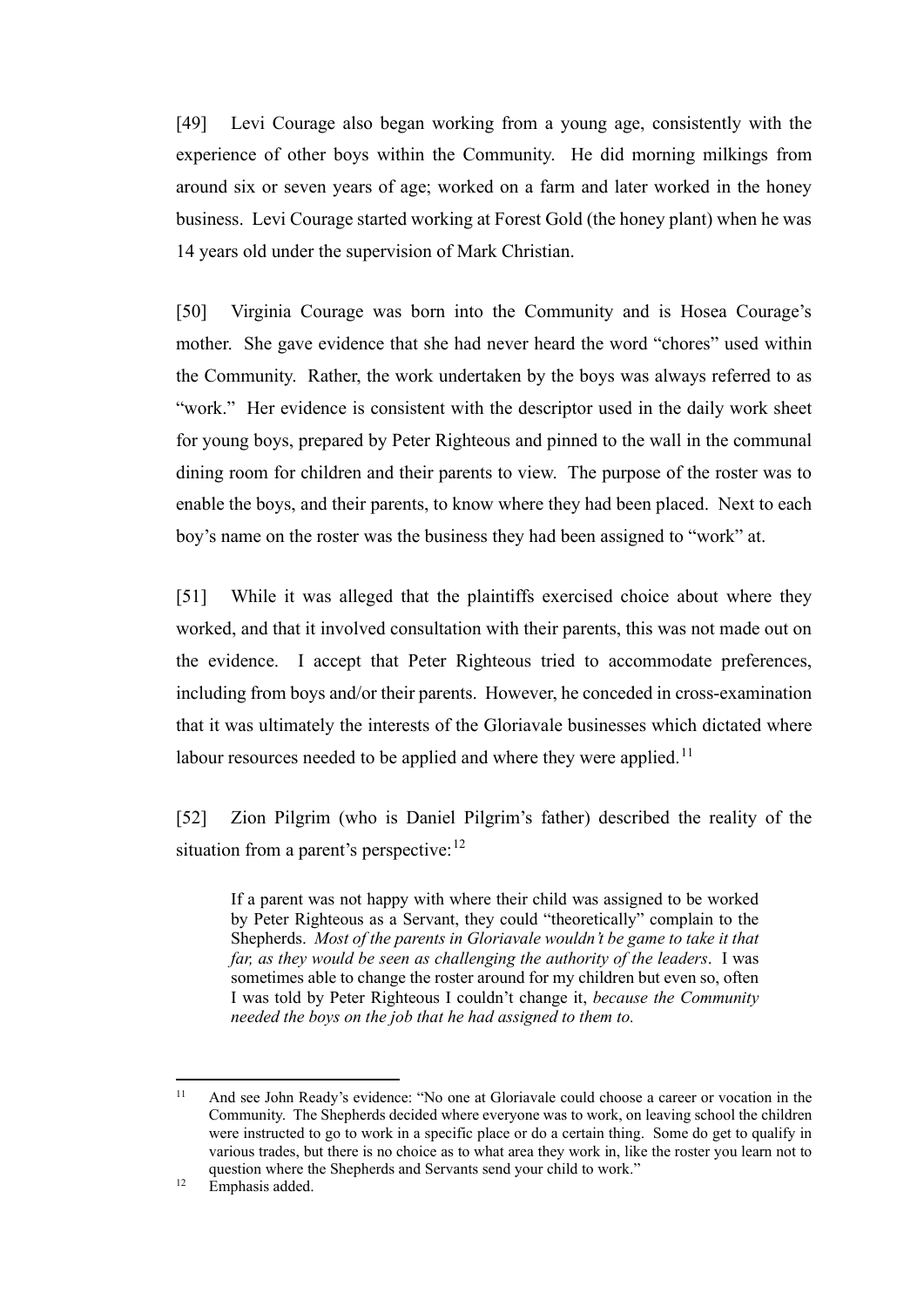[49] Levi Courage also began working from a young age, consistently with the experience of other boys within the Community. He did morning milkings from around six or seven years of age; worked on a farm and later worked in the honey business. Levi Courage started working at Forest Gold (the honey plant) when he was 14 years old under the supervision of Mark Christian.

[50] Virginia Courage was born into the Community and is Hosea Courage's mother. She gave evidence that she had never heard the word "chores" used within the Community. Rather, the work undertaken by the boys was always referred to as "work." Her evidence is consistent with the descriptor used in the daily work sheet for young boys, prepared by Peter Righteous and pinned to the wall in the communal dining room for children and their parents to view. The purpose of the roster was to enable the boys, and their parents, to know where they had been placed. Next to each boy's name on the roster was the business they had been assigned to "work" at.

[51] While it was alleged that the plaintiffs exercised choice about where they worked, and that it involved consultation with their parents, this was not made out on the evidence. I accept that Peter Righteous tried to accommodate preferences, including from boys and/or their parents. However, he conceded in cross-examination that it was ultimately the interests of the Gloriavale businesses which dictated where labour resources needed to be applied and where they were applied.[11]

[52] Zion Pilgrim (who is Daniel Pilgrim's father) described the reality of the situation from a parent's perspective:[12]

> If a parent was not happy with where their child was assigned to be worked by Peter Righteous as a Servant, they could "theoretically" complain to the Shepherds. *Most of the parents in Gloriavale wouldn't be game to take it that far, as they would be seen as challenging the authority of the leaders*. I was sometimes able to change the roster around for my children but even so, often I was told by Peter Righteous I couldn't change it, *because the Community needed the boys on the job that he had assigned to them to.*

---

[11] And see John Ready's evidence: "No one at Gloriavale could choose a career or vocation in the Community. The Shepherds decided where everyone was to work, on leaving school the children were instructed to go to work in a specific place or do a certain thing. Some do get to qualify in various trades, but there is no choice as to what area they work in, like the roster you learn not to question where the Shepherds and Servants send your child to work."

[12] Emphasis added.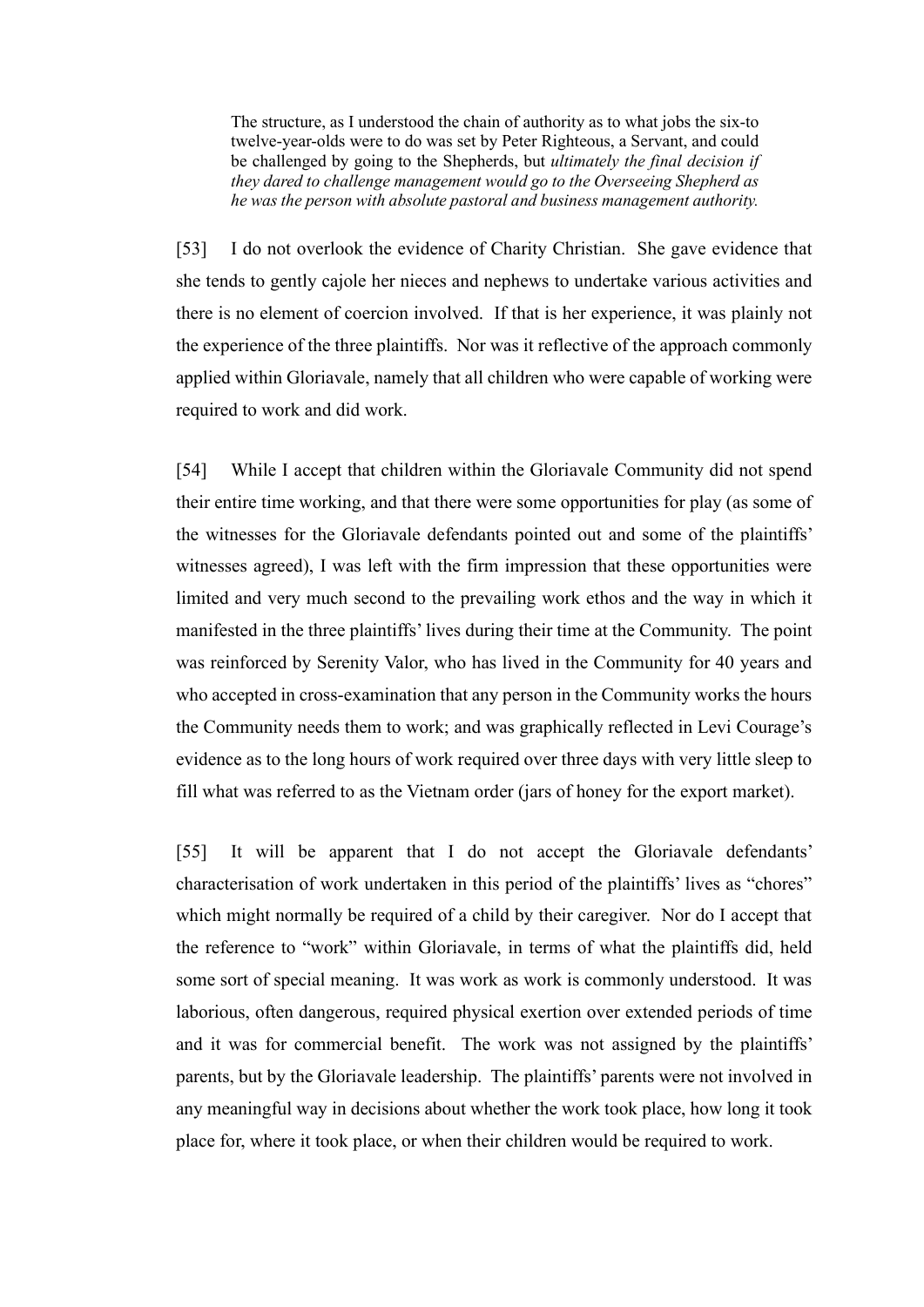> The structure, as I understood the chain of authority as to what jobs the six-to twelve-year-olds were to do was set by Peter Righteous, a Servant, and could be challenged by going to the Shepherds, but *ultimately the final decision if they dared to challenge management would go to the Overseeing Shepherd as he was the person with absolute pastoral and business management authority.*

[53] I do not overlook the evidence of Charity Christian. She gave evidence that she tends to gently cajole her nieces and nephews to undertake various activities and there is no element of coercion involved. If that is her experience, it was plainly not the experience of the three plaintiffs. Nor was it reflective of the approach commonly applied within Gloriavale, namely that all children who were capable of working were required to work and did work.

[54] While I accept that children within the Gloriavale Community did not spend their entire time working, and that there were some opportunities for play (as some of the witnesses for the Gloriavale defendants pointed out and some of the plaintiffs' witnesses agreed), I was left with the firm impression that these opportunities were limited and very much second to the prevailing work ethos and the way in which it manifested in the three plaintiffs' lives during their time at the Community. The point was reinforced by Serenity Valor, who has lived in the Community for 40 years and who accepted in cross-examination that any person in the Community works the hours the Community needs them to work; and was graphically reflected in Levi Courage's evidence as to the long hours of work required over three days with very little sleep to fill what was referred to as the Vietnam order (jars of honey for the export market).

[55] It will be apparent that I do not accept the Gloriavale defendants' characterisation of work undertaken in this period of the plaintiffs' lives as "chores" which might normally be required of a child by their caregiver. Nor do I accept that the reference to "work" within Gloriavale, in terms of what the plaintiffs did, held some sort of special meaning. It was work as work is commonly understood. It was laborious, often dangerous, required physical exertion over extended periods of time and it was for commercial benefit. The work was not assigned by the plaintiffs' parents, but by the Gloriavale leadership. The plaintiffs' parents were not involved in any meaningful way in decisions about whether the work took place, how long it took place for, where it took place, or when their children would be required to work.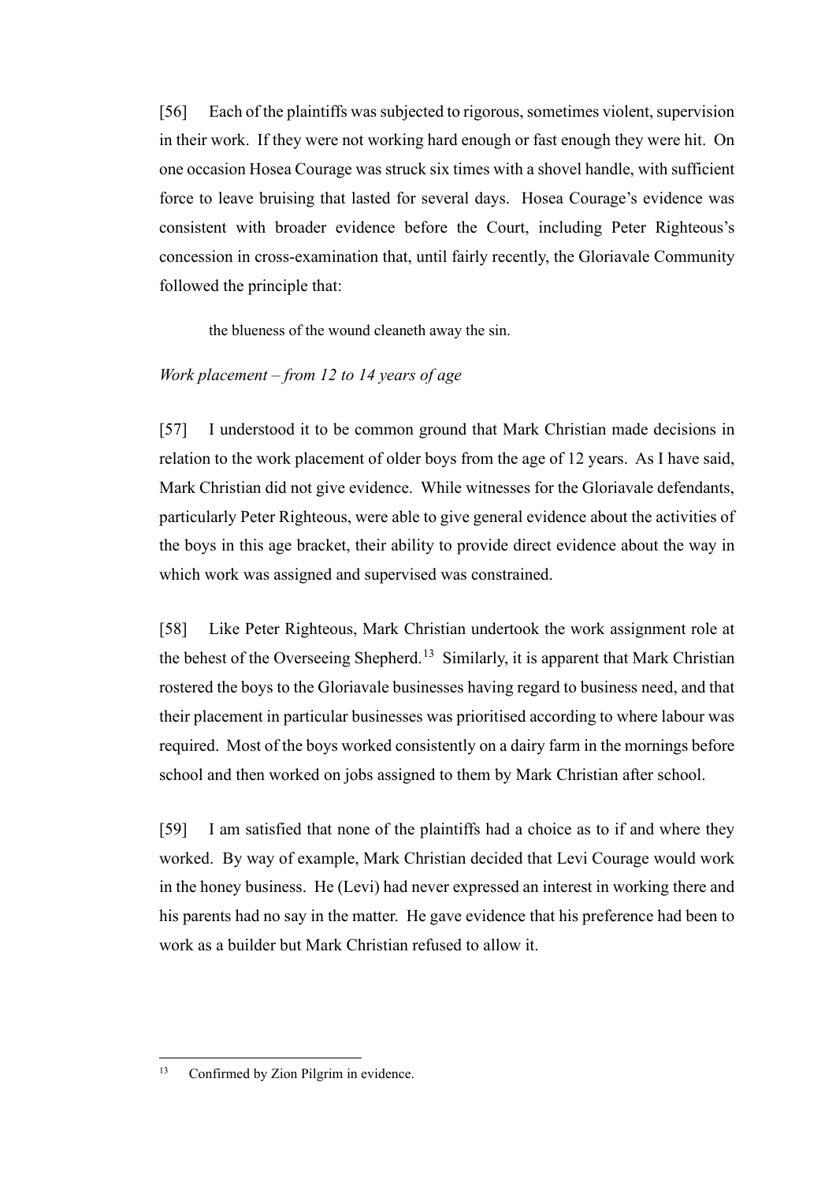[56] Each of the plaintiffs was subjected to rigorous, sometimes violent, supervision in their work. If they were not working hard enough or fast enough they were hit. On one occasion Hosea Courage was struck six times with a shovel handle, with sufficient force to leave bruising that lasted for several days. Hosea Courage's evidence was consistent with broader evidence before the Court, including Peter Righteous's concession in cross-examination that, until fairly recently, the Gloriavale Community followed the principle that:

> the blueness of the wound cleaneth away the sin.

*Work placement – from 12 to 14 years of age*

[57] I understood it to be common ground that Mark Christian made decisions in relation to the work placement of older boys from the age of 12 years. As I have said, Mark Christian did not give evidence. While witnesses for the Gloriavale defendants, particularly Peter Righteous, were able to give general evidence about the activities of the boys in this age bracket, their ability to provide direct evidence about the way in which work was assigned and supervised was constrained.

[58] Like Peter Righteous, Mark Christian undertook the work assignment role at the behest of the Overseeing Shepherd.[13] Similarly, it is apparent that Mark Christian rostered the boys to the Gloriavale businesses having regard to business need, and that their placement in particular businesses was prioritised according to where labour was required. Most of the boys worked consistently on a dairy farm in the mornings before school and then worked on jobs assigned to them by Mark Christian after school.

[59] I am satisfied that none of the plaintiffs had a choice as to if and where they worked. By way of example, Mark Christian decided that Levi Courage would work in the honey business. He (Levi) had never expressed an interest in working there and his parents had no say in the matter. He gave evidence that his preference had been to work as a builder but Mark Christian refused to allow it.

---

[13] Confirmed by Zion Pilgrim in evidence.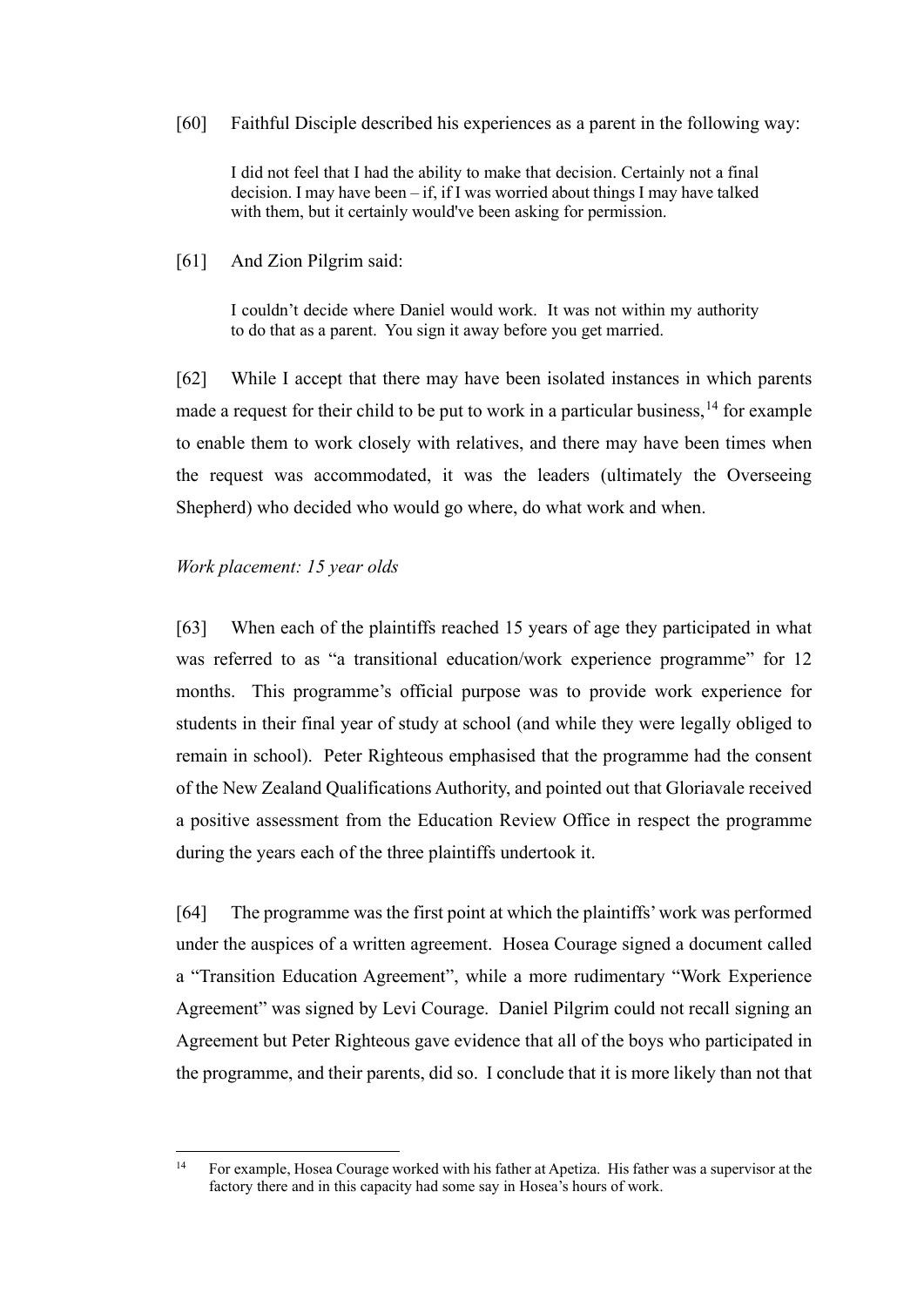[60] Faithful Disciple described his experiences as a parent in the following way:

> I did not feel that I had the ability to make that decision. Certainly not a final decision. I may have been – if, if I was worried about things I may have talked with them, but it certainly would've been asking for permission.

[61] And Zion Pilgrim said:

> I couldn't decide where Daniel would work. It was not within my authority to do that as a parent. You sign it away before you get married.

[62] While I accept that there may have been isolated instances in which parents made a request for their child to be put to work in a particular business,[14] for example to enable them to work closely with relatives, and there may have been times when the request was accommodated, it was the leaders (ultimately the Overseeing Shepherd) who decided who would go where, do what work and when.

*Work placement: 15 year olds*

[63] When each of the plaintiffs reached 15 years of age they participated in what was referred to as "a transitional education/work experience programme" for 12 months. This programme's official purpose was to provide work experience for students in their final year of study at school (and while they were legally obliged to remain in school). Peter Righteous emphasised that the programme had the consent of the New Zealand Qualifications Authority, and pointed out that Gloriavale received a positive assessment from the Education Review Office in respect the programme during the years each of the three plaintiffs undertook it.

[64] The programme was the first point at which the plaintiffs' work was performed under the auspices of a written agreement. Hosea Courage signed a document called a "Transition Education Agreement", while a more rudimentary "Work Experience Agreement" was signed by Levi Courage. Daniel Pilgrim could not recall signing an Agreement but Peter Righteous gave evidence that all of the boys who participated in the programme, and their parents, did so. I conclude that it is more likely than not that

---

[14] For example, Hosea Courage worked with his father at Apetiza. His father was a supervisor at the factory there and in this capacity had some say in Hosea's hours of work.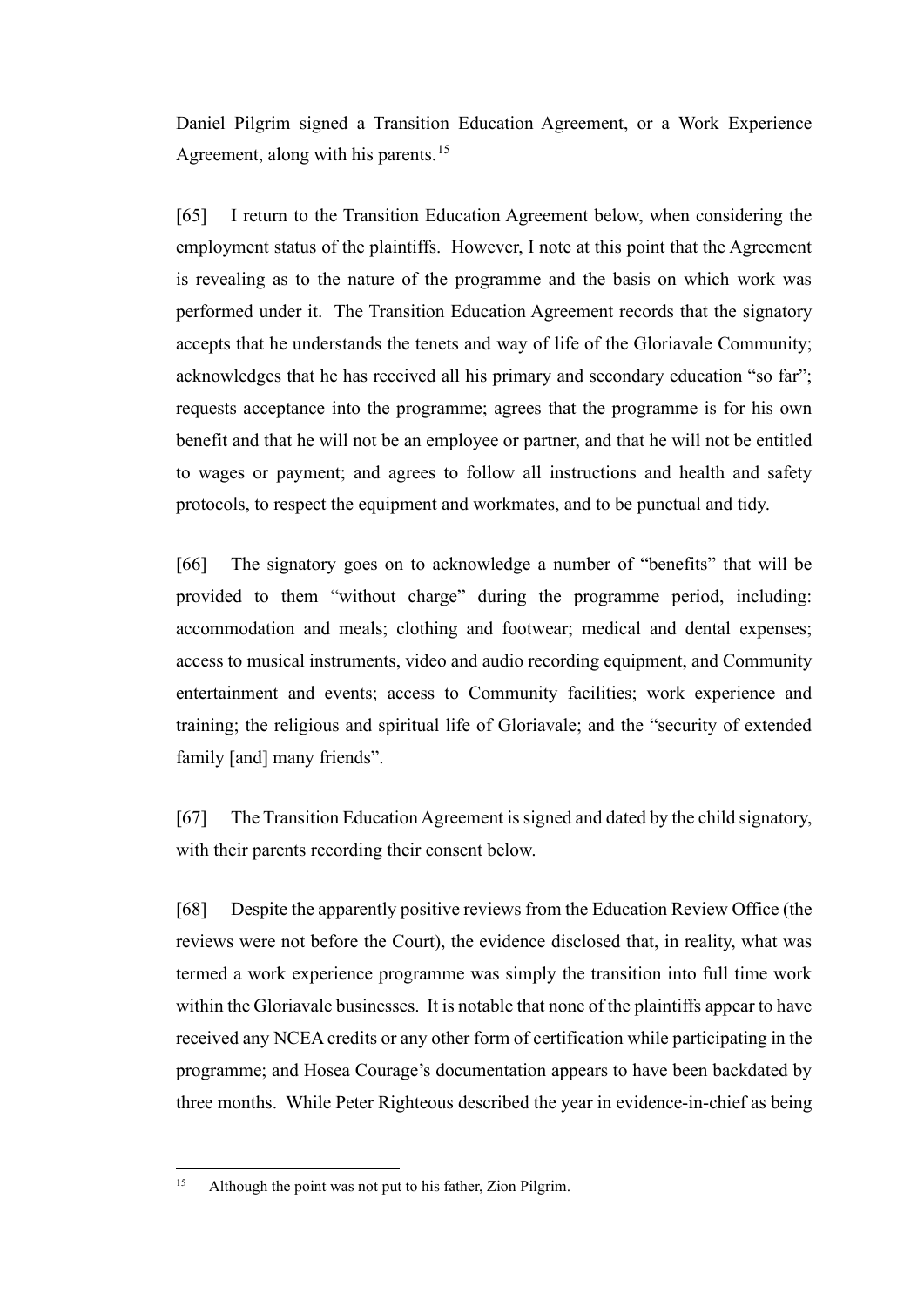Daniel Pilgrim signed a Transition Education Agreement, or a Work Experience Agreement, along with his parents.[15]

[65] I return to the Transition Education Agreement below, when considering the employment status of the plaintiffs. However, I note at this point that the Agreement is revealing as to the nature of the programme and the basis on which work was performed under it. The Transition Education Agreement records that the signatory accepts that he understands the tenets and way of life of the Gloriavale Community; acknowledges that he has received all his primary and secondary education "so far"; requests acceptance into the programme; agrees that the programme is for his own benefit and that he will not be an employee or partner, and that he will not be entitled to wages or payment; and agrees to follow all instructions and health and safety protocols, to respect the equipment and workmates, and to be punctual and tidy.

[66] The signatory goes on to acknowledge a number of "benefits" that will be provided to them "without charge" during the programme period, including: accommodation and meals; clothing and footwear; medical and dental expenses; access to musical instruments, video and audio recording equipment, and Community entertainment and events; access to Community facilities; work experience and training; the religious and spiritual life of Gloriavale; and the "security of extended family [and] many friends".

[67] The Transition Education Agreement is signed and dated by the child signatory, with their parents recording their consent below.

[68] Despite the apparently positive reviews from the Education Review Office (the reviews were not before the Court), the evidence disclosed that, in reality, what was termed a work experience programme was simply the transition into full time work within the Gloriavale businesses. It is notable that none of the plaintiffs appear to have received any NCEA credits or any other form of certification while participating in the programme; and Hosea Courage's documentation appears to have been backdated by three months. While Peter Righteous described the year in evidence-in-chief as being

---

[15] Although the point was not put to his father, Zion Pilgrim.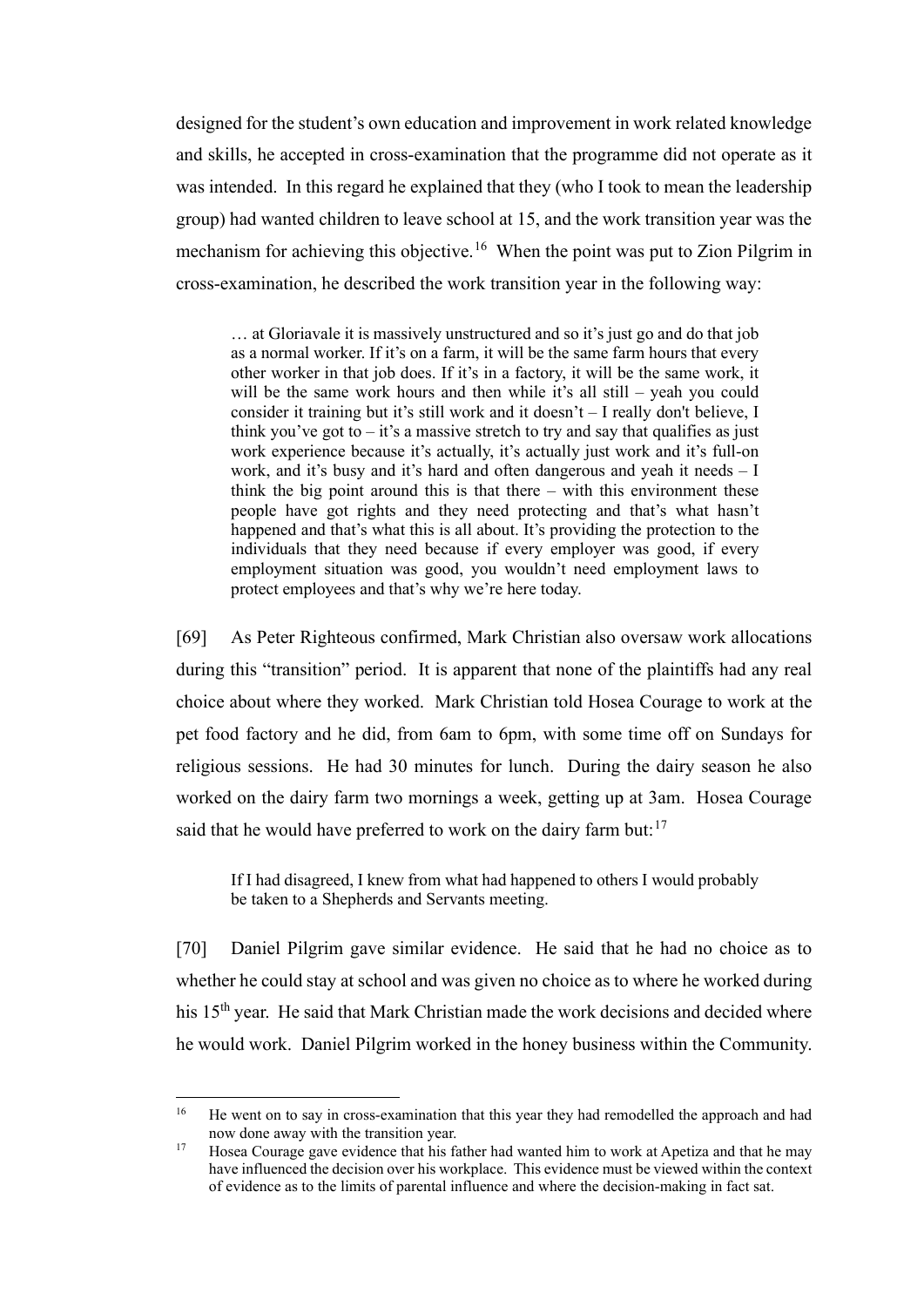designed for the student's own education and improvement in work related knowledge and skills, he accepted in cross-examination that the programme did not operate as it was intended. In this regard he explained that they (who I took to mean the leadership group) had wanted children to leave school at 15, and the work transition year was the mechanism for achieving this objective.[16] When the point was put to Zion Pilgrim in cross-examination, he described the work transition year in the following way:

> … at Gloriavale it is massively unstructured and so it's just go and do that job as a normal worker. If it's on a farm, it will be the same farm hours that every other worker in that job does. If it's in a factory, it will be the same work, it will be the same work hours and then while it's all still – yeah you could consider it training but it's still work and it doesn't – I really don't believe, I think you've got to – it's a massive stretch to try and say that qualifies as just work experience because it's actually, it's actually just work and it's full-on work, and it's busy and it's hard and often dangerous and yeah it needs – I think the big point around this is that there – with this environment these people have got rights and they need protecting and that's what hasn't happened and that's what this is all about. It's providing the protection to the individuals that they need because if every employer was good, if every employment situation was good, you wouldn't need employment laws to protect employees and that's why we're here today.

[69] As Peter Righteous confirmed, Mark Christian also oversaw work allocations during this "transition" period. It is apparent that none of the plaintiffs had any real choice about where they worked. Mark Christian told Hosea Courage to work at the pet food factory and he did, from 6am to 6pm, with some time off on Sundays for religious sessions. He had 30 minutes for lunch. During the dairy season he also worked on the dairy farm two mornings a week, getting up at 3am. Hosea Courage said that he would have preferred to work on the dairy farm but:[17]

> If I had disagreed, I knew from what had happened to others I would probably be taken to a Shepherds and Servants meeting.

[70] Daniel Pilgrim gave similar evidence. He said that he had no choice as to whether he could stay at school and was given no choice as to where he worked during his 15th year. He said that Mark Christian made the work decisions and decided where he would work. Daniel Pilgrim worked in the honey business within the Community.

---

[16] He went on to say in cross-examination that this year they had remodelled the approach and had now done away with the transition year.

[17] Hosea Courage gave evidence that his father had wanted him to work at Apetiza and that he may have influenced the decision over his workplace. This evidence must be viewed within the context of evidence as to the limits of parental influence and where the decision-making in fact sat.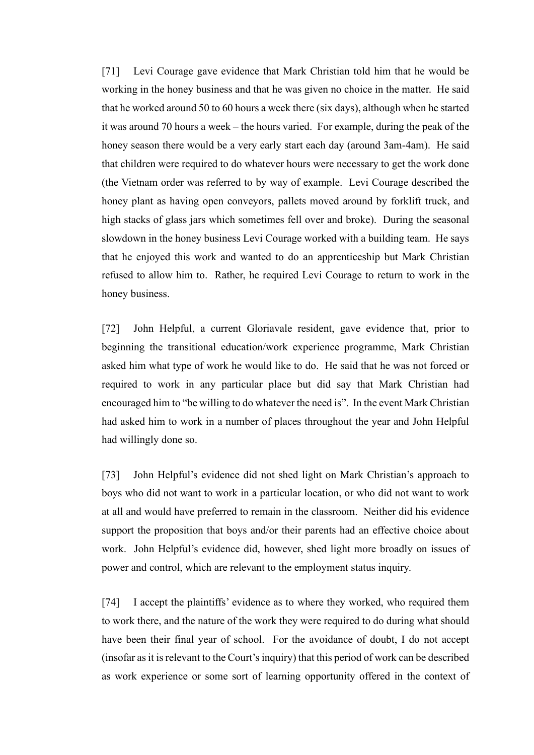[71] Levi Courage gave evidence that Mark Christian told him that he would be working in the honey business and that he was given no choice in the matter. He said that he worked around 50 to 60 hours a week there (six days), although when he started it was around 70 hours a week – the hours varied. For example, during the peak of the honey season there would be a very early start each day (around 3am-4am). He said that children were required to do whatever hours were necessary to get the work done (the Vietnam order was referred to by way of example. Levi Courage described the honey plant as having open conveyors, pallets moved around by forklift truck, and high stacks of glass jars which sometimes fell over and broke). During the seasonal slowdown in the honey business Levi Courage worked with a building team. He says that he enjoyed this work and wanted to do an apprenticeship but Mark Christian refused to allow him to. Rather, he required Levi Courage to return to work in the honey business.

[72] John Helpful, a current Gloriavale resident, gave evidence that, prior to beginning the transitional education/work experience programme, Mark Christian asked him what type of work he would like to do. He said that he was not forced or required to work in any particular place but did say that Mark Christian had encouraged him to "be willing to do whatever the need is". In the event Mark Christian had asked him to work in a number of places throughout the year and John Helpful had willingly done so.

[73] John Helpful's evidence did not shed light on Mark Christian's approach to boys who did not want to work in a particular location, or who did not want to work at all and would have preferred to remain in the classroom. Neither did his evidence support the proposition that boys and/or their parents had an effective choice about work. John Helpful's evidence did, however, shed light more broadly on issues of power and control, which are relevant to the employment status inquiry.

[74] I accept the plaintiffs' evidence as to where they worked, who required them to work there, and the nature of the work they were required to do during what should have been their final year of school. For the avoidance of doubt, I do not accept (insofar as it is relevant to the Court's inquiry) that this period of work can be described as work experience or some sort of learning opportunity offered in the context of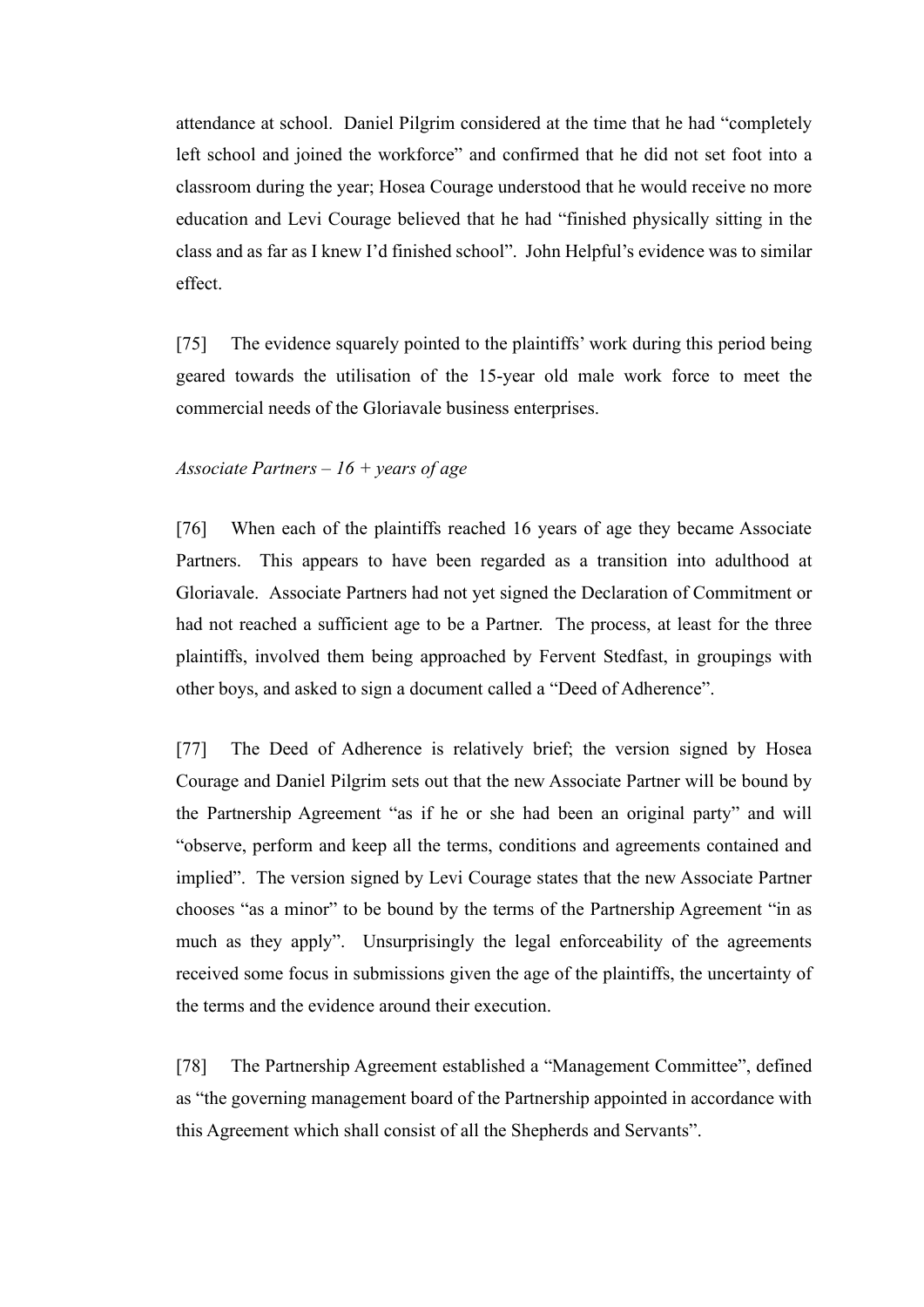attendance at school. Daniel Pilgrim considered at the time that he had "completely left school and joined the workforce" and confirmed that he did not set foot into a classroom during the year; Hosea Courage understood that he would receive no more education and Levi Courage believed that he had "finished physically sitting in the class and as far as I knew I'd finished school". John Helpful's evidence was to similar effect.

[75] The evidence squarely pointed to the plaintiffs' work during this period being geared towards the utilisation of the 15-year old male work force to meet the commercial needs of the Gloriavale business enterprises.

*Associate Partners – 16 + years of age*

[76] When each of the plaintiffs reached 16 years of age they became Associate Partners. This appears to have been regarded as a transition into adulthood at Gloriavale. Associate Partners had not yet signed the Declaration of Commitment or had not reached a sufficient age to be a Partner. The process, at least for the three plaintiffs, involved them being approached by Fervent Stedfast, in groupings with other boys, and asked to sign a document called a "Deed of Adherence".

[77] The Deed of Adherence is relatively brief; the version signed by Hosea Courage and Daniel Pilgrim sets out that the new Associate Partner will be bound by the Partnership Agreement "as if he or she had been an original party" and will "observe, perform and keep all the terms, conditions and agreements contained and implied". The version signed by Levi Courage states that the new Associate Partner chooses "as a minor" to be bound by the terms of the Partnership Agreement "in as much as they apply". Unsurprisingly the legal enforceability of the agreements received some focus in submissions given the age of the plaintiffs, the uncertainty of the terms and the evidence around their execution.

[78] The Partnership Agreement established a "Management Committee", defined as "the governing management board of the Partnership appointed in accordance with this Agreement which shall consist of all the Shepherds and Servants".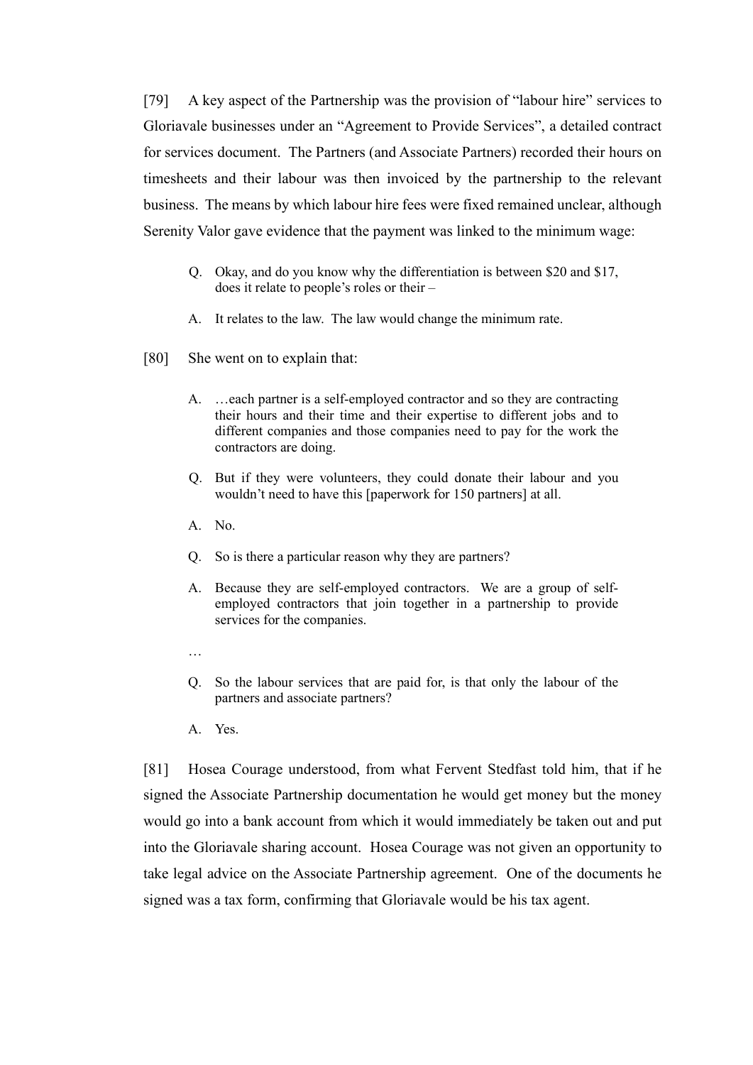[79] A key aspect of the Partnership was the provision of "labour hire" services to Gloriavale businesses under an "Agreement to Provide Services", a detailed contract for services document. The Partners (and Associate Partners) recorded their hours on timesheets and their labour was then invoiced by the partnership to the relevant business. The means by which labour hire fees were fixed remained unclear, although Serenity Valor gave evidence that the payment was linked to the minimum wage:

> Q. Okay, and do you know why the differentiation is between $20 and $17, does it relate to people's roles or their –
>
> A. It relates to the law. The law would change the minimum rate.

[80] She went on to explain that:

> A. …each partner is a self-employed contractor and so they are contracting their hours and their time and their expertise to different jobs and to different companies and those companies need to pay for the work the contractors are doing.
>
> Q. But if they were volunteers, they could donate their labour and you wouldn't need to have this [paperwork for 150 partners] at all.
>
> A. No.
>
> Q. So is there a particular reason why they are partners?
>
> A. Because they are self-employed contractors. We are a group of self-employed contractors that join together in a partnership to provide services for the companies.
>
> …
>
> Q. So the labour services that are paid for, is that only the labour of the partners and associate partners?
>
> A. Yes.

[81] Hosea Courage understood, from what Fervent Stedfast told him, that if he signed the Associate Partnership documentation he would get money but the money would go into a bank account from which it would immediately be taken out and put into the Gloriavale sharing account. Hosea Courage was not given an opportunity to take legal advice on the Associate Partnership agreement. One of the documents he signed was a tax form, confirming that Gloriavale would be his tax agent.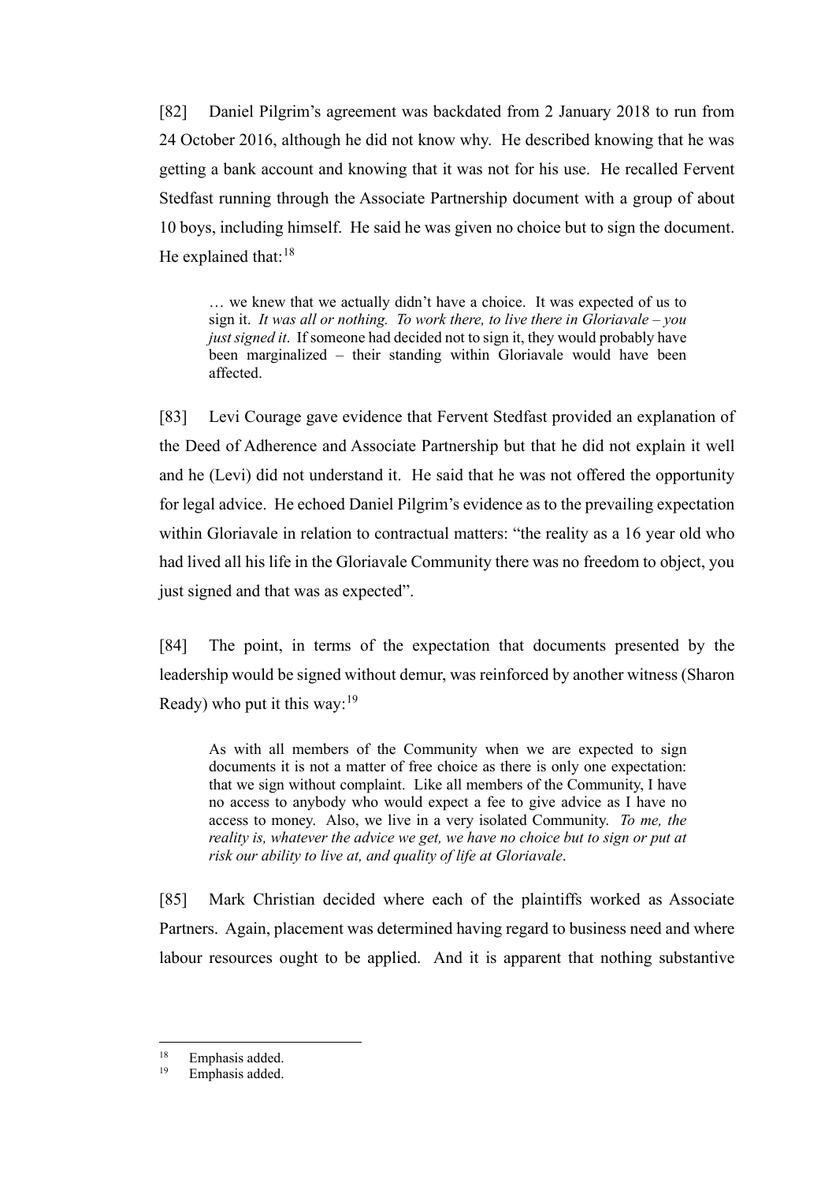[82] Daniel Pilgrim's agreement was backdated from 2 January 2018 to run from 24 October 2016, although he did not know why. He described knowing that he was getting a bank account and knowing that it was not for his use. He recalled Fervent Stedfast running through the Associate Partnership document with a group of about 10 boys, including himself. He said he was given no choice but to sign the document. He explained that:[18]

> … we knew that we actually didn't have a choice. It was expected of us to sign it. *It was all or nothing. To work there, to live there in Gloriavale – you just signed it*. If someone had decided not to sign it, they would probably have been marginalized – their standing within Gloriavale would have been affected.

[83] Levi Courage gave evidence that Fervent Stedfast provided an explanation of the Deed of Adherence and Associate Partnership but that he did not explain it well and he (Levi) did not understand it. He said that he was not offered the opportunity for legal advice. He echoed Daniel Pilgrim's evidence as to the prevailing expectation within Gloriavale in relation to contractual matters: "the reality as a 16 year old who had lived all his life in the Gloriavale Community there was no freedom to object, you just signed and that was as expected".

[84] The point, in terms of the expectation that documents presented by the leadership would be signed without demur, was reinforced by another witness (Sharon Ready) who put it this way:[19]

> As with all members of the Community when we are expected to sign documents it is not a matter of free choice as there is only one expectation: that we sign without complaint. Like all members of the Community, I have no access to anybody who would expect a fee to give advice as I have no access to money. Also, we live in a very isolated Community. *To me, the reality is, whatever the advice we get, we have no choice but to sign or put at risk our ability to live at, and quality of life at Gloriavale*.

[85] Mark Christian decided where each of the plaintiffs worked as Associate Partners. Again, placement was determined having regard to business need and where labour resources ought to be applied. And it is apparent that nothing substantive

---

[18] Emphasis added.

[19] Emphasis added.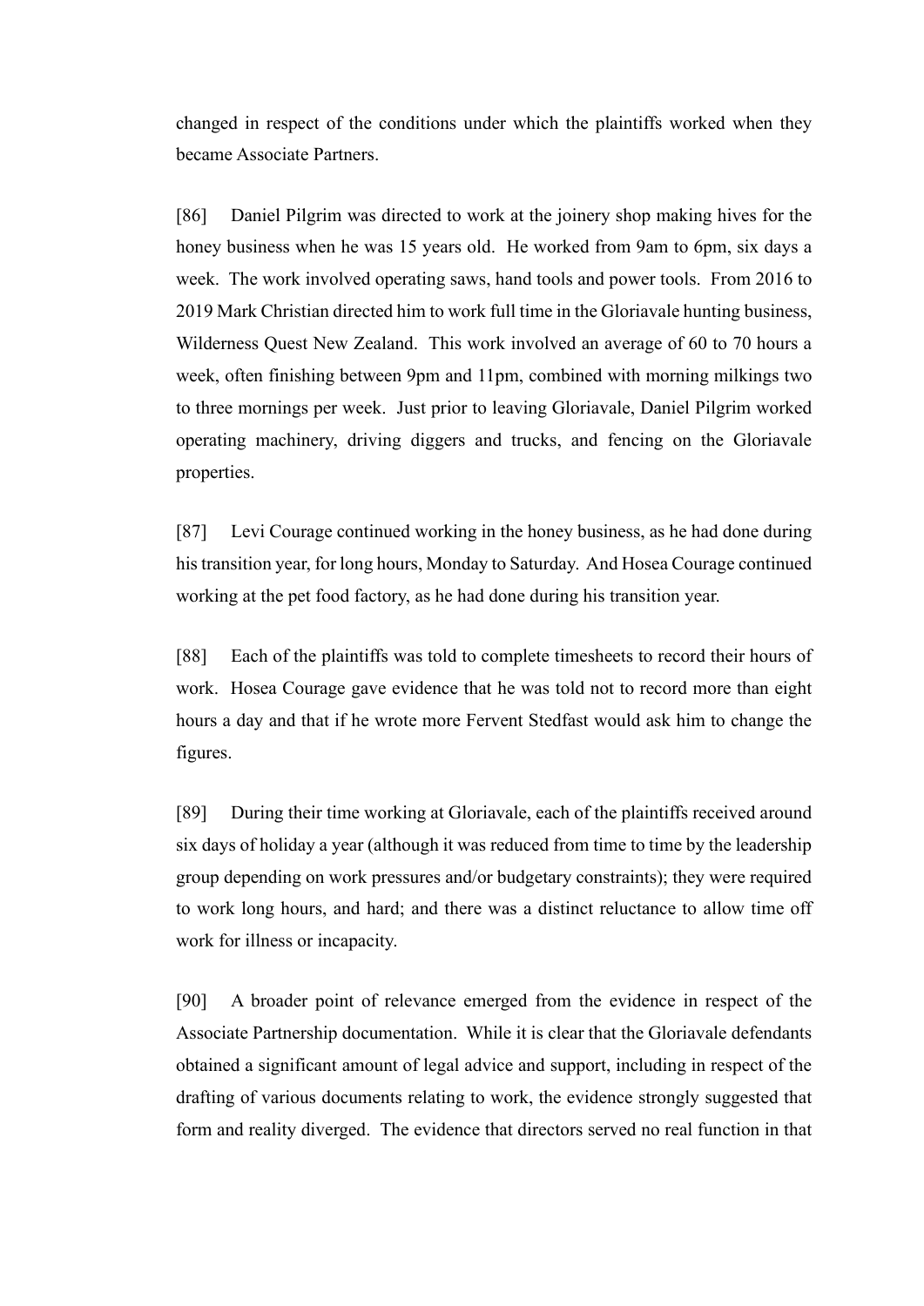changed in respect of the conditions under which the plaintiffs worked when they became Associate Partners.

[86] Daniel Pilgrim was directed to work at the joinery shop making hives for the honey business when he was 15 years old. He worked from 9am to 6pm, six days a week. The work involved operating saws, hand tools and power tools. From 2016 to 2019 Mark Christian directed him to work full time in the Gloriavale hunting business, Wilderness Quest New Zealand. This work involved an average of 60 to 70 hours a week, often finishing between 9pm and 11pm, combined with morning milkings two to three mornings per week. Just prior to leaving Gloriavale, Daniel Pilgrim worked operating machinery, driving diggers and trucks, and fencing on the Gloriavale properties.

[87] Levi Courage continued working in the honey business, as he had done during his transition year, for long hours, Monday to Saturday. And Hosea Courage continued working at the pet food factory, as he had done during his transition year.

[88] Each of the plaintiffs was told to complete timesheets to record their hours of work. Hosea Courage gave evidence that he was told not to record more than eight hours a day and that if he wrote more Fervent Stedfast would ask him to change the figures.

[89] During their time working at Gloriavale, each of the plaintiffs received around six days of holiday a year (although it was reduced from time to time by the leadership group depending on work pressures and/or budgetary constraints); they were required to work long hours, and hard; and there was a distinct reluctance to allow time off work for illness or incapacity.

[90] A broader point of relevance emerged from the evidence in respect of the Associate Partnership documentation. While it is clear that the Gloriavale defendants obtained a significant amount of legal advice and support, including in respect of the drafting of various documents relating to work, the evidence strongly suggested that form and reality diverged. The evidence that directors served no real function in that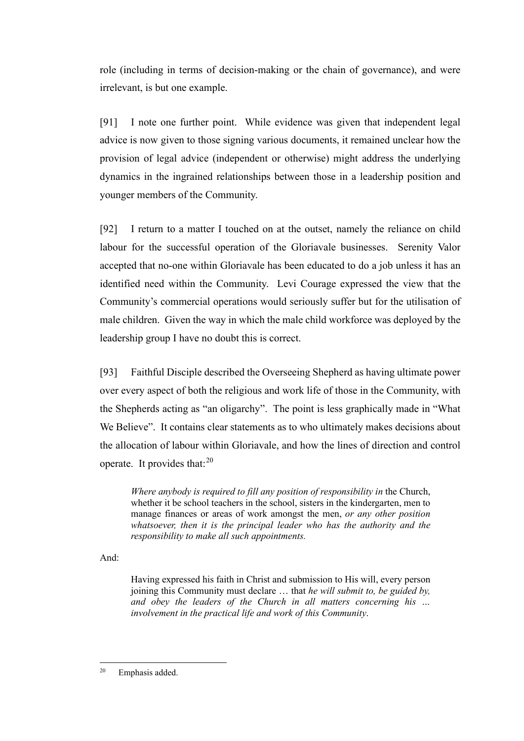role (including in terms of decision-making or the chain of governance), and were irrelevant, is but one example.

[91] I note one further point. While evidence was given that independent legal advice is now given to those signing various documents, it remained unclear how the provision of legal advice (independent or otherwise) might address the underlying dynamics in the ingrained relationships between those in a leadership position and younger members of the Community.

[92] I return to a matter I touched on at the outset, namely the reliance on child labour for the successful operation of the Gloriavale businesses. Serenity Valor accepted that no-one within Gloriavale has been educated to do a job unless it has an identified need within the Community. Levi Courage expressed the view that the Community's commercial operations would seriously suffer but for the utilisation of male children. Given the way in which the male child workforce was deployed by the leadership group I have no doubt this is correct.

[93] Faithful Disciple described the Overseeing Shepherd as having ultimate power over every aspect of both the religious and work life of those in the Community, with the Shepherds acting as "an oligarchy". The point is less graphically made in "What We Believe". It contains clear statements as to who ultimately makes decisions about the allocation of labour within Gloriavale, and how the lines of direction and control operate. It provides that:[20]

> *Where anybody is required to fill any position of responsibility in* the Church, whether it be school teachers in the school, sisters in the kindergarten, men to manage finances or areas of work amongst the men, *or any other position whatsoever, then it is the principal leader who has the authority and the responsibility to make all such appointments.*

And:

> Having expressed his faith in Christ and submission to His will, every person joining this Community must declare … that *he will submit to, be guided by, and obey the leaders of the Church in all matters concerning his … involvement in the practical life and work of this Community*.

[20] Emphasis added.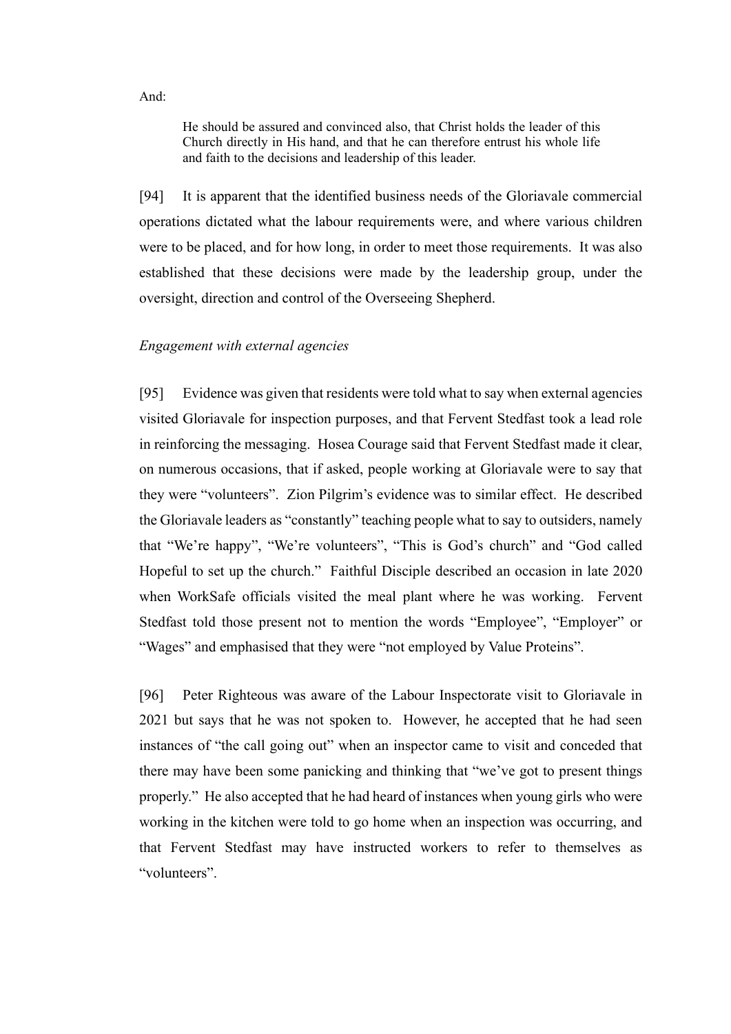And:

> He should be assured and convinced also, that Christ holds the leader of this Church directly in His hand, and that he can therefore entrust his whole life and faith to the decisions and leadership of this leader.

[94] It is apparent that the identified business needs of the Gloriavale commercial operations dictated what the labour requirements were, and where various children were to be placed, and for how long, in order to meet those requirements. It was also established that these decisions were made by the leadership group, under the oversight, direction and control of the Overseeing Shepherd.

*Engagement with external agencies*

[95] Evidence was given that residents were told what to say when external agencies visited Gloriavale for inspection purposes, and that Fervent Stedfast took a lead role in reinforcing the messaging. Hosea Courage said that Fervent Stedfast made it clear, on numerous occasions, that if asked, people working at Gloriavale were to say that they were "volunteers". Zion Pilgrim's evidence was to similar effect. He described the Gloriavale leaders as "constantly" teaching people what to say to outsiders, namely that "We're happy", "We're volunteers", "This is God's church" and "God called Hopeful to set up the church." Faithful Disciple described an occasion in late 2020 when WorkSafe officials visited the meal plant where he was working. Fervent Stedfast told those present not to mention the words "Employee", "Employer" or "Wages" and emphasised that they were "not employed by Value Proteins".

[96] Peter Righteous was aware of the Labour Inspectorate visit to Gloriavale in 2021 but says that he was not spoken to. However, he accepted that he had seen instances of "the call going out" when an inspector came to visit and conceded that there may have been some panicking and thinking that "we've got to present things properly." He also accepted that he had heard of instances when young girls who were working in the kitchen were told to go home when an inspection was occurring, and that Fervent Stedfast may have instructed workers to refer to themselves as "volunteers".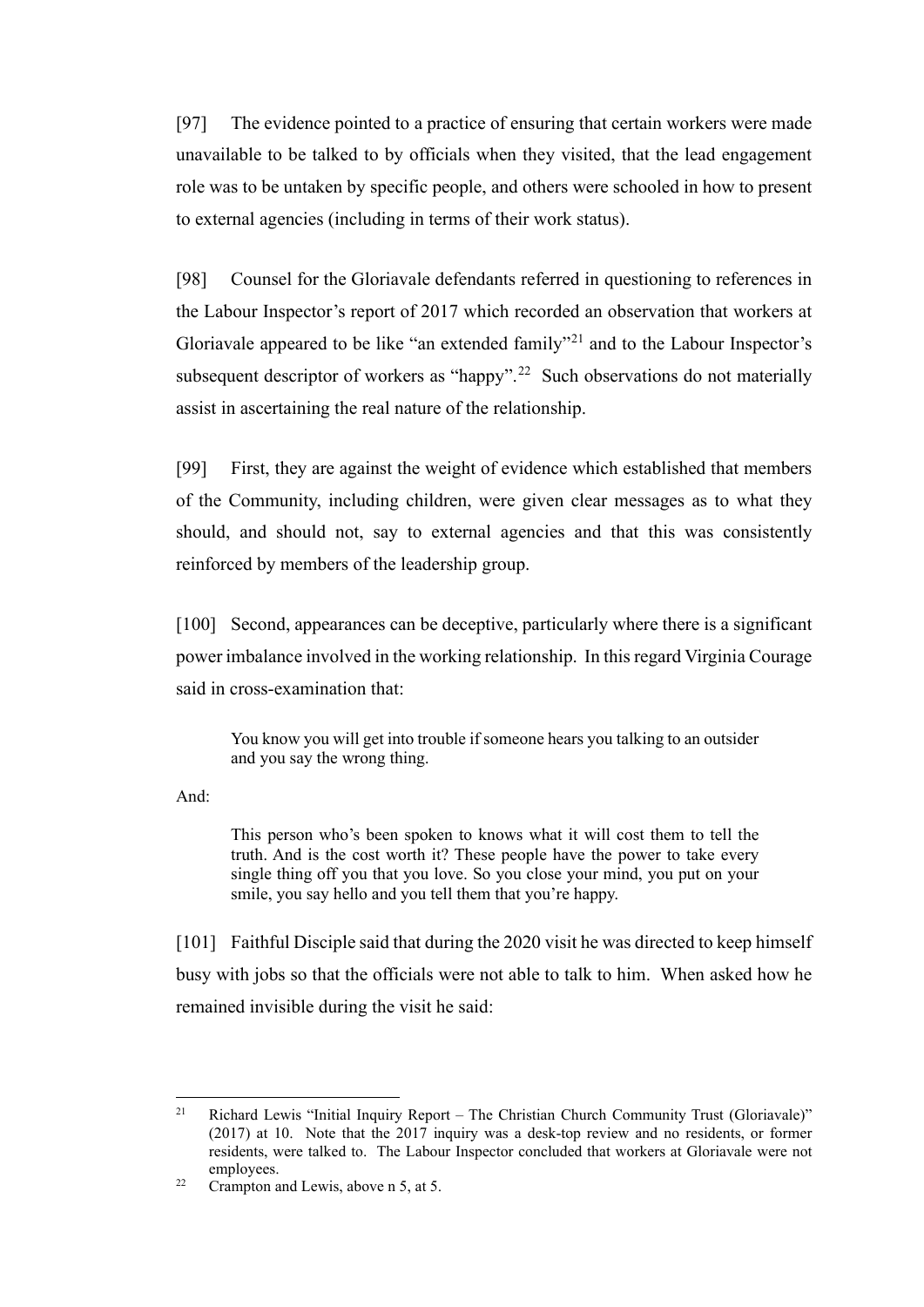[97] The evidence pointed to a practice of ensuring that certain workers were made unavailable to be talked to by officials when they visited, that the lead engagement role was to be untaken by specific people, and others were schooled in how to present to external agencies (including in terms of their work status).

[98] Counsel for the Gloriavale defendants referred in questioning to references in the Labour Inspector's report of 2017 which recorded an observation that workers at Gloriavale appeared to be like "an extended family"[21] and to the Labour Inspector's subsequent descriptor of workers as "happy".[22] Such observations do not materially assist in ascertaining the real nature of the relationship.

[99] First, they are against the weight of evidence which established that members of the Community, including children, were given clear messages as to what they should, and should not, say to external agencies and that this was consistently reinforced by members of the leadership group.

[100] Second, appearances can be deceptive, particularly where there is a significant power imbalance involved in the working relationship. In this regard Virginia Courage said in cross-examination that:

> You know you will get into trouble if someone hears you talking to an outsider and you say the wrong thing.

And:

> This person who's been spoken to knows what it will cost them to tell the truth. And is the cost worth it? These people have the power to take every single thing off you that you love. So you close your mind, you put on your smile, you say hello and you tell them that you're happy.

[101] Faithful Disciple said that during the 2020 visit he was directed to keep himself busy with jobs so that the officials were not able to talk to him. When asked how he remained invisible during the visit he said:

---

[21] Richard Lewis "Initial Inquiry Report – The Christian Church Community Trust (Gloriavale)" (2017) at 10. Note that the 2017 inquiry was a desk-top review and no residents, or former residents, were talked to. The Labour Inspector concluded that workers at Gloriavale were not employees.

[22] Crampton and Lewis, above n 5, at 5.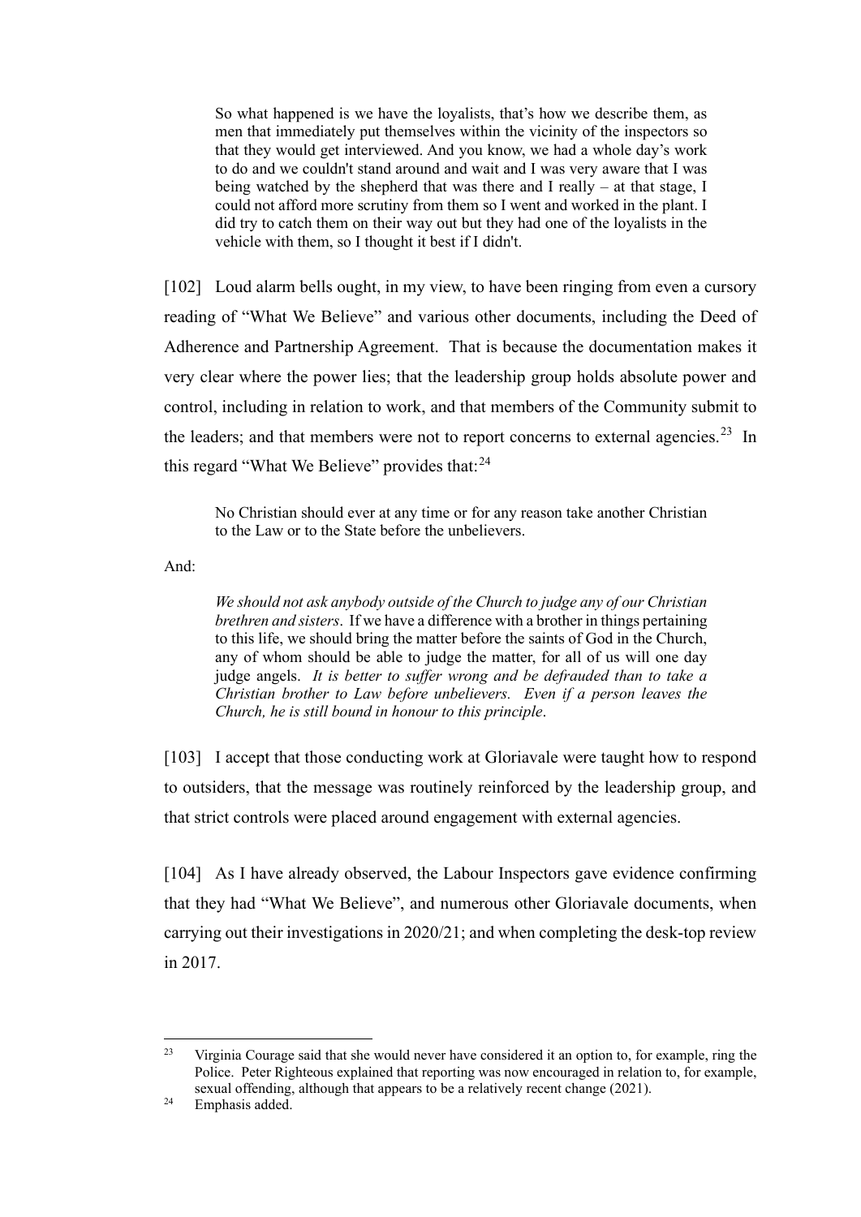> So what happened is we have the loyalists, that's how we describe them, as men that immediately put themselves within the vicinity of the inspectors so that they would get interviewed. And you know, we had a whole day's work to do and we couldn't stand around and wait and I was very aware that I was being watched by the shepherd that was there and I really – at that stage, I could not afford more scrutiny from them so I went and worked in the plant. I did try to catch them on their way out but they had one of the loyalists in the vehicle with them, so I thought it best if I didn't.

[102] Loud alarm bells ought, in my view, to have been ringing from even a cursory reading of "What We Believe" and various other documents, including the Deed of Adherence and Partnership Agreement. That is because the documentation makes it very clear where the power lies; that the leadership group holds absolute power and control, including in relation to work, and that members of the Community submit to the leaders; and that members were not to report concerns to external agencies.[23] In this regard "What We Believe" provides that:[24]

> No Christian should ever at any time or for any reason take another Christian to the Law or to the State before the unbelievers.

And:

> *We should not ask anybody outside of the Church to judge any of our Christian brethren and sisters*. If we have a difference with a brother in things pertaining to this life, we should bring the matter before the saints of God in the Church, any of whom should be able to judge the matter, for all of us will one day judge angels. *It is better to suffer wrong and be defrauded than to take a Christian brother to Law before unbelievers. Even if a person leaves the Church, he is still bound in honour to this principle*.

[103] I accept that those conducting work at Gloriavale were taught how to respond to outsiders, that the message was routinely reinforced by the leadership group, and that strict controls were placed around engagement with external agencies.

[104] As I have already observed, the Labour Inspectors gave evidence confirming that they had "What We Believe", and numerous other Gloriavale documents, when carrying out their investigations in 2020/21; and when completing the desk-top review in 2017.

---

[23] Virginia Courage said that she would never have considered it an option to, for example, ring the Police. Peter Righteous explained that reporting was now encouraged in relation to, for example, sexual offending, although that appears to be a relatively recent change (2021).

[24] Emphasis added.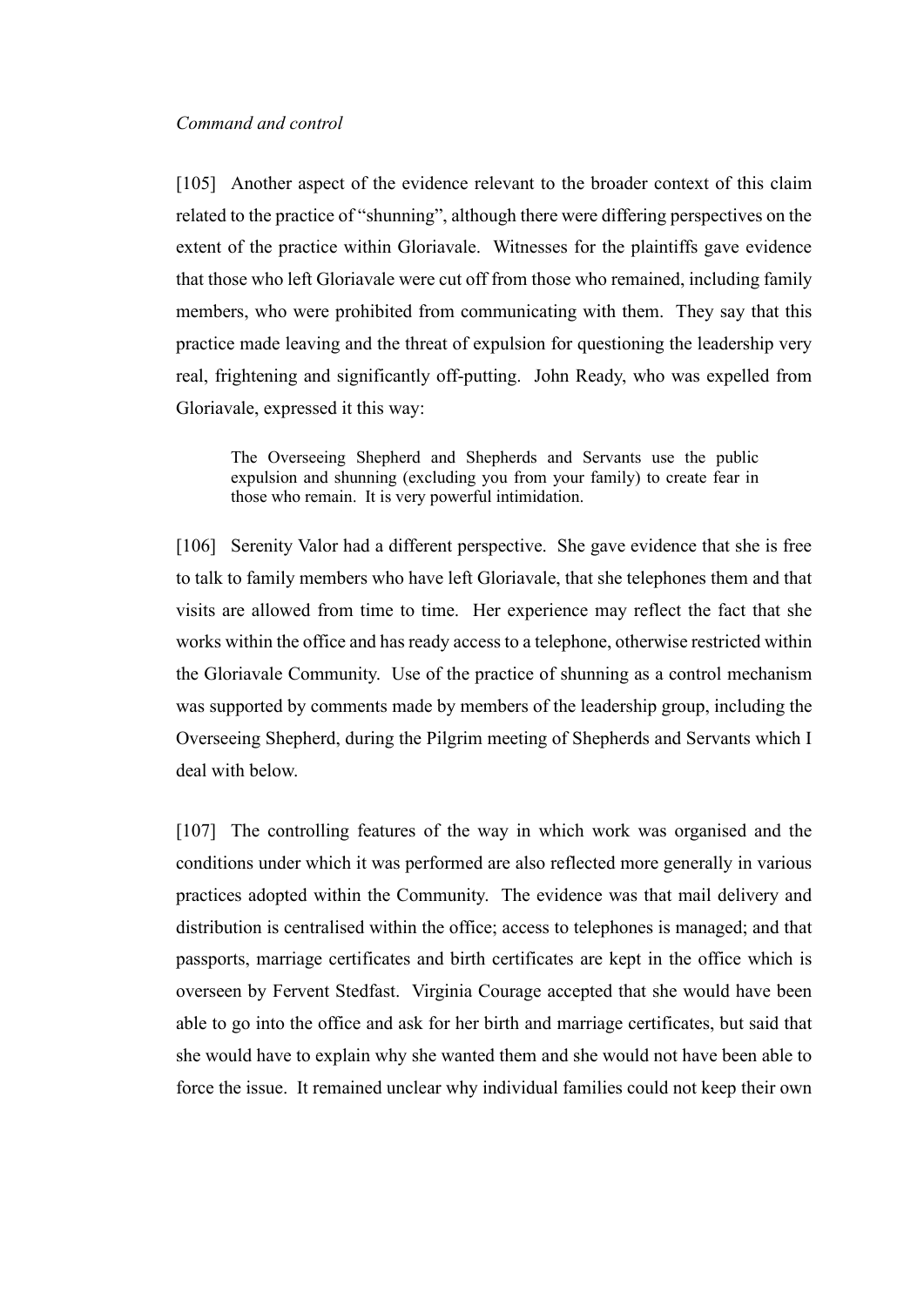*Command and control*

[105] Another aspect of the evidence relevant to the broader context of this claim related to the practice of "shunning", although there were differing perspectives on the extent of the practice within Gloriavale. Witnesses for the plaintiffs gave evidence that those who left Gloriavale were cut off from those who remained, including family members, who were prohibited from communicating with them. They say that this practice made leaving and the threat of expulsion for questioning the leadership very real, frightening and significantly off-putting. John Ready, who was expelled from Gloriavale, expressed it this way:

> The Overseeing Shepherd and Shepherds and Servants use the public expulsion and shunning (excluding you from your family) to create fear in those who remain. It is very powerful intimidation.

[106] Serenity Valor had a different perspective. She gave evidence that she is free to talk to family members who have left Gloriavale, that she telephones them and that visits are allowed from time to time. Her experience may reflect the fact that she works within the office and has ready access to a telephone, otherwise restricted within the Gloriavale Community. Use of the practice of shunning as a control mechanism was supported by comments made by members of the leadership group, including the Overseeing Shepherd, during the Pilgrim meeting of Shepherds and Servants which I deal with below.

[107] The controlling features of the way in which work was organised and the conditions under which it was performed are also reflected more generally in various practices adopted within the Community. The evidence was that mail delivery and distribution is centralised within the office; access to telephones is managed; and that passports, marriage certificates and birth certificates are kept in the office which is overseen by Fervent Stedfast. Virginia Courage accepted that she would have been able to go into the office and ask for her birth and marriage certificates, but said that she would have to explain why she wanted them and she would not have been able to force the issue. It remained unclear why individual families could not keep their own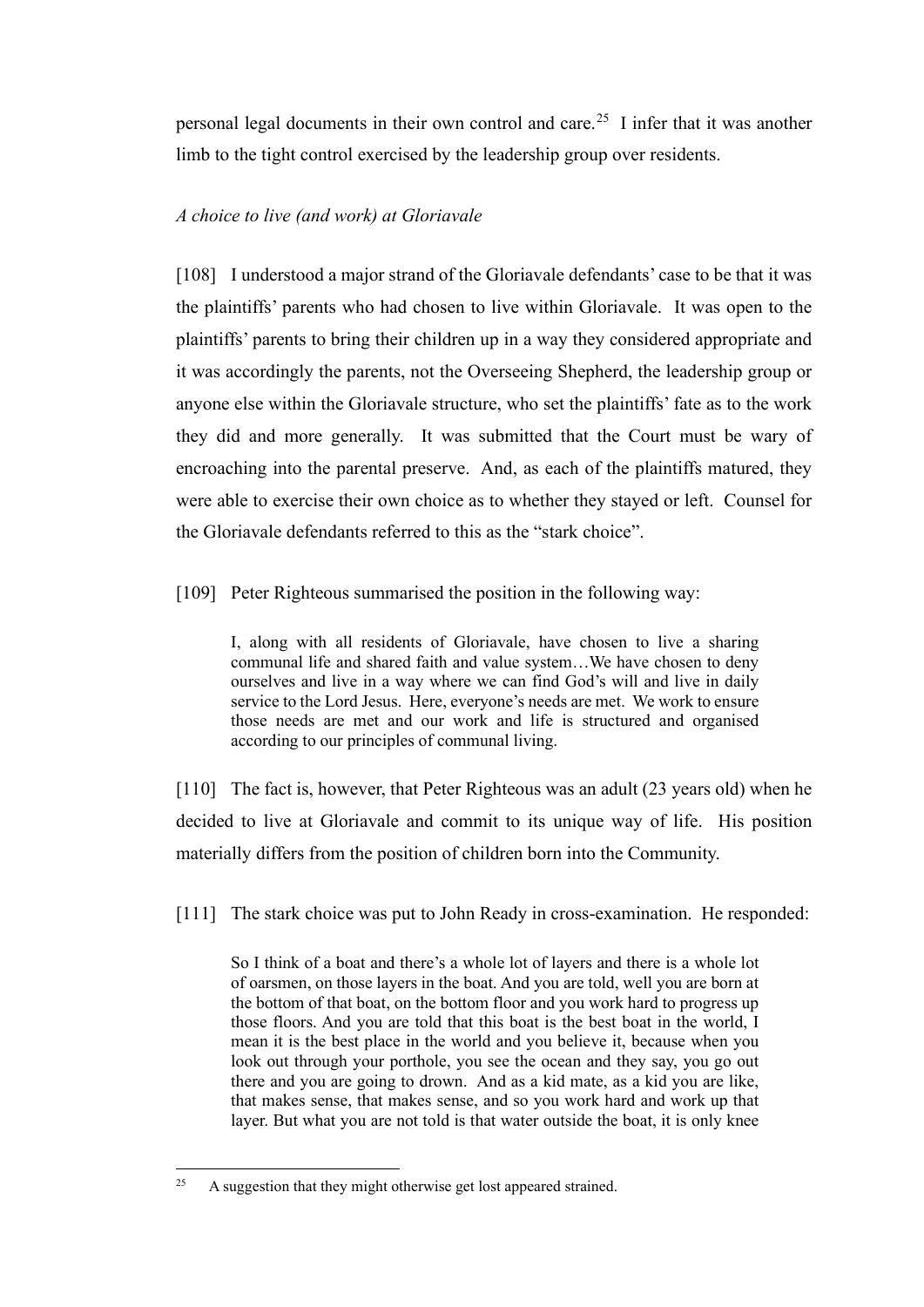personal legal documents in their own control and care.[25] I infer that it was another limb to the tight control exercised by the leadership group over residents.

*A choice to live (and work) at Gloriavale*

[108] I understood a major strand of the Gloriavale defendants' case to be that it was the plaintiffs' parents who had chosen to live within Gloriavale. It was open to the plaintiffs' parents to bring their children up in a way they considered appropriate and it was accordingly the parents, not the Overseeing Shepherd, the leadership group or anyone else within the Gloriavale structure, who set the plaintiffs' fate as to the work they did and more generally. It was submitted that the Court must be wary of encroaching into the parental preserve. And, as each of the plaintiffs matured, they were able to exercise their own choice as to whether they stayed or left. Counsel for the Gloriavale defendants referred to this as the "stark choice".

[109] Peter Righteous summarised the position in the following way:

> I, along with all residents of Gloriavale, have chosen to live a sharing communal life and shared faith and value system…We have chosen to deny ourselves and live in a way where we can find God's will and live in daily service to the Lord Jesus. Here, everyone's needs are met. We work to ensure those needs are met and our work and life is structured and organised according to our principles of communal living.

[110] The fact is, however, that Peter Righteous was an adult (23 years old) when he decided to live at Gloriavale and commit to its unique way of life. His position materially differs from the position of children born into the Community.

[111] The stark choice was put to John Ready in cross-examination. He responded:

> So I think of a boat and there's a whole lot of layers and there is a whole lot of oarsmen, on those layers in the boat. And you are told, well you are born at the bottom of that boat, on the bottom floor and you work hard to progress up those floors. And you are told that this boat is the best boat in the world, I mean it is the best place in the world and you believe it, because when you look out through your porthole, you see the ocean and they say, you go out there and you are going to drown. And as a kid mate, as a kid you are like, that makes sense, that makes sense, and so you work hard and work up that layer. But what you are not told is that water outside the boat, it is only knee

[25] A suggestion that they might otherwise get lost appeared strained.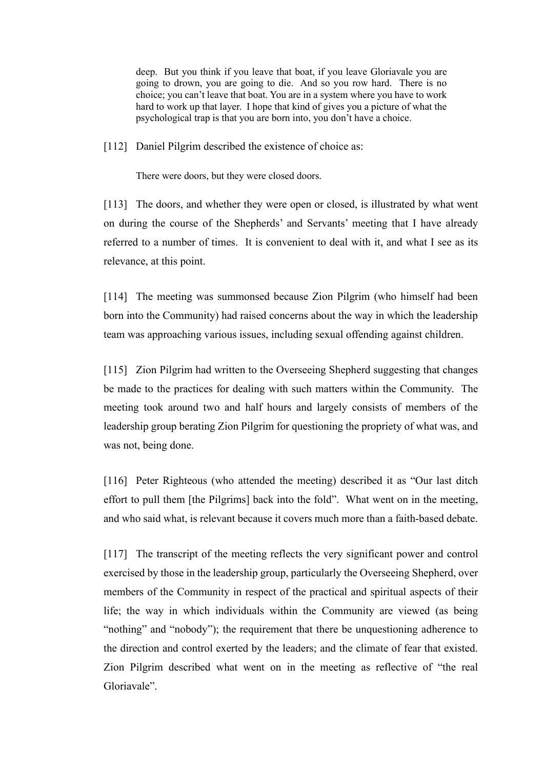> deep. But you think if you leave that boat, if you leave Gloriavale you are going to drown, you are going to die. And so you row hard. There is no choice; you can't leave that boat. You are in a system where you have to work hard to work up that layer. I hope that kind of gives you a picture of what the psychological trap is that you are born into, you don't have a choice.

[112] Daniel Pilgrim described the existence of choice as:

> There were doors, but they were closed doors.

[113] The doors, and whether they were open or closed, is illustrated by what went on during the course of the Shepherds' and Servants' meeting that I have already referred to a number of times. It is convenient to deal with it, and what I see as its relevance, at this point.

[114] The meeting was summonsed because Zion Pilgrim (who himself had been born into the Community) had raised concerns about the way in which the leadership team was approaching various issues, including sexual offending against children.

[115] Zion Pilgrim had written to the Overseeing Shepherd suggesting that changes be made to the practices for dealing with such matters within the Community. The meeting took around two and half hours and largely consists of members of the leadership group berating Zion Pilgrim for questioning the propriety of what was, and was not, being done.

[116] Peter Righteous (who attended the meeting) described it as "Our last ditch effort to pull them [the Pilgrims] back into the fold". What went on in the meeting, and who said what, is relevant because it covers much more than a faith-based debate.

[117] The transcript of the meeting reflects the very significant power and control exercised by those in the leadership group, particularly the Overseeing Shepherd, over members of the Community in respect of the practical and spiritual aspects of their life; the way in which individuals within the Community are viewed (as being "nothing" and "nobody"); the requirement that there be unquestioning adherence to the direction and control exerted by the leaders; and the climate of fear that existed. Zion Pilgrim described what went on in the meeting as reflective of "the real Gloriavale".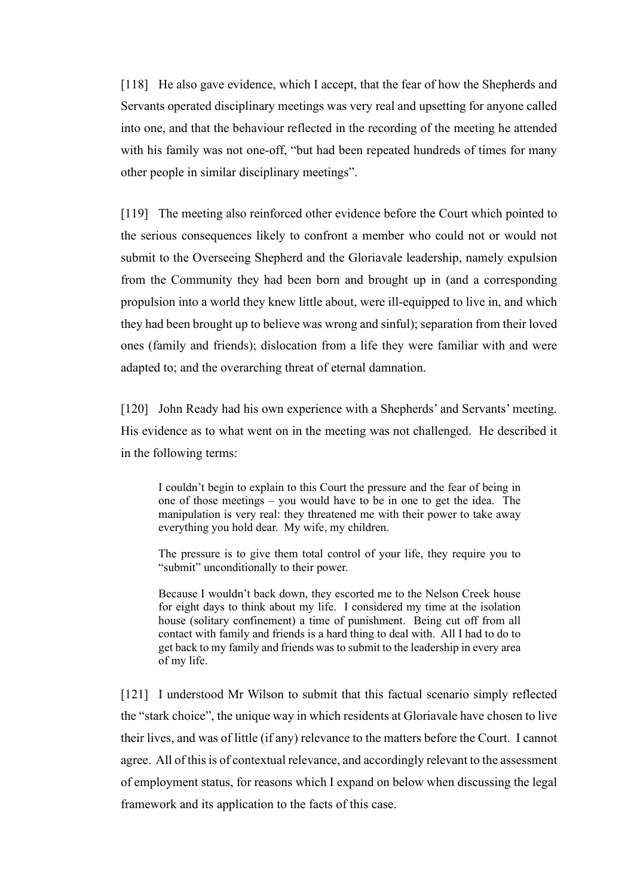[118] He also gave evidence, which I accept, that the fear of how the Shepherds and Servants operated disciplinary meetings was very real and upsetting for anyone called into one, and that the behaviour reflected in the recording of the meeting he attended with his family was not one-off, "but had been repeated hundreds of times for many other people in similar disciplinary meetings".

[119] The meeting also reinforced other evidence before the Court which pointed to the serious consequences likely to confront a member who could not or would not submit to the Overseeing Shepherd and the Gloriavale leadership, namely expulsion from the Community they had been born and brought up in (and a corresponding propulsion into a world they knew little about, were ill-equipped to live in, and which they had been brought up to believe was wrong and sinful); separation from their loved ones (family and friends); dislocation from a life they were familiar with and were adapted to; and the overarching threat of eternal damnation.

[120] John Ready had his own experience with a Shepherds' and Servants' meeting. His evidence as to what went on in the meeting was not challenged. He described it in the following terms:

> I couldn't begin to explain to this Court the pressure and the fear of being in one of those meetings – you would have to be in one to get the idea. The manipulation is very real: they threatened me with their power to take away everything you hold dear. My wife, my children.
>
> The pressure is to give them total control of your life, they require you to "submit" unconditionally to their power.
>
> Because I wouldn't back down, they escorted me to the Nelson Creek house for eight days to think about my life. I considered my time at the isolation house (solitary confinement) a time of punishment. Being cut off from all contact with family and friends is a hard thing to deal with. All I had to do to get back to my family and friends was to submit to the leadership in every area of my life.

[121] I understood Mr Wilson to submit that this factual scenario simply reflected the "stark choice", the unique way in which residents at Gloriavale have chosen to live their lives, and was of little (if any) relevance to the matters before the Court. I cannot agree. All of this is of contextual relevance, and accordingly relevant to the assessment of employment status, for reasons which I expand on below when discussing the legal framework and its application to the facts of this case.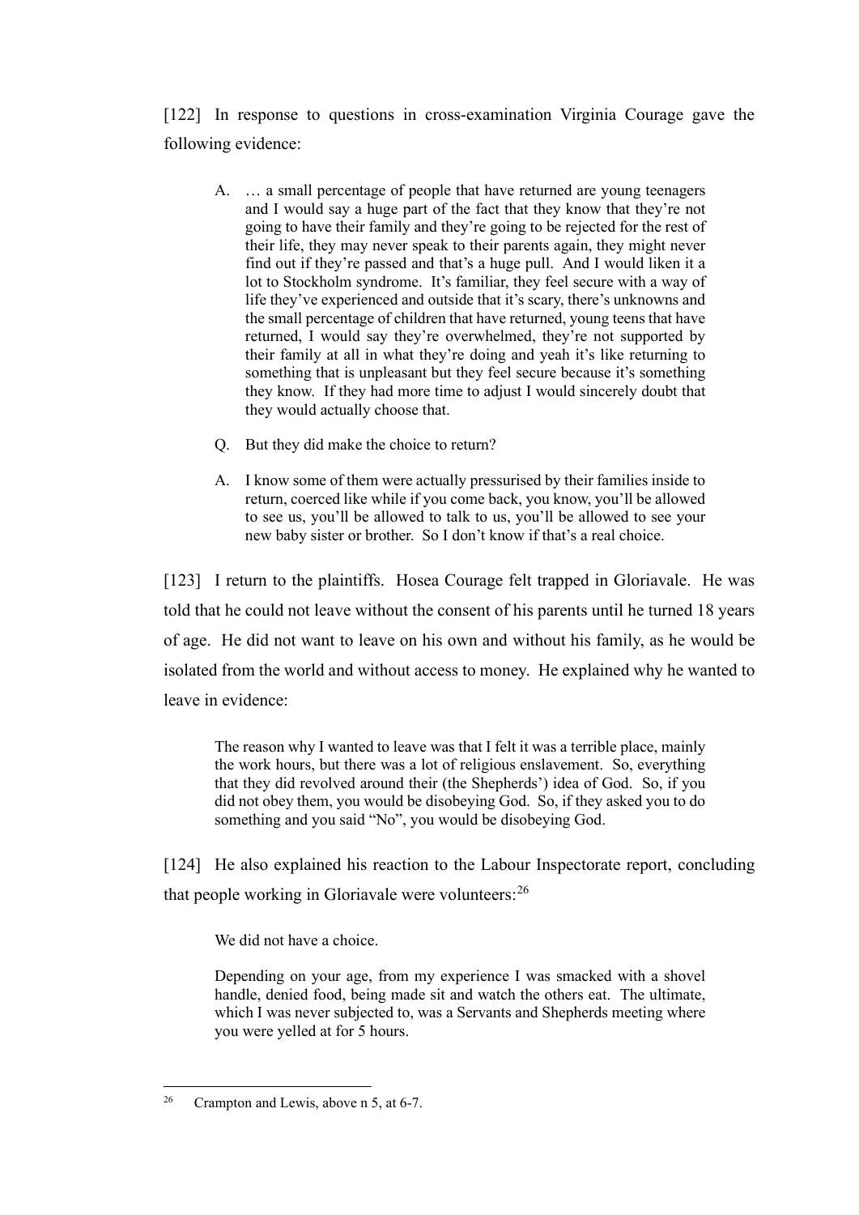[122] In response to questions in cross-examination Virginia Courage gave the following evidence:

> A. … a small percentage of people that have returned are young teenagers and I would say a huge part of the fact that they know that they're not going to have their family and they're going to be rejected for the rest of their life, they may never speak to their parents again, they might never find out if they're passed and that's a huge pull. And I would liken it a lot to Stockholm syndrome. It's familiar, they feel secure with a way of life they've experienced and outside that it's scary, there's unknowns and the small percentage of children that have returned, young teens that have returned, I would say they're overwhelmed, they're not supported by their family at all in what they're doing and yeah it's like returning to something that is unpleasant but they feel secure because it's something they know. If they had more time to adjust I would sincerely doubt that they would actually choose that.
>
> Q. But they did make the choice to return?
>
> A. I know some of them were actually pressurised by their families inside to return, coerced like while if you come back, you know, you'll be allowed to see us, you'll be allowed to talk to us, you'll be allowed to see your new baby sister or brother. So I don't know if that's a real choice.

[123] I return to the plaintiffs. Hosea Courage felt trapped in Gloriavale. He was told that he could not leave without the consent of his parents until he turned 18 years of age. He did not want to leave on his own and without his family, as he would be isolated from the world and without access to money. He explained why he wanted to leave in evidence:

> The reason why I wanted to leave was that I felt it was a terrible place, mainly the work hours, but there was a lot of religious enslavement. So, everything that they did revolved around their (the Shepherds') idea of God. So, if you did not obey them, you would be disobeying God. So, if they asked you to do something and you said "No", you would be disobeying God.

[124] He also explained his reaction to the Labour Inspectorate report, concluding that people working in Gloriavale were volunteers:[26]

> We did not have a choice.
>
> Depending on your age, from my experience I was smacked with a shovel handle, denied food, being made sit and watch the others eat. The ultimate, which I was never subjected to, was a Servants and Shepherds meeting where you were yelled at for 5 hours.

---

[26] Crampton and Lewis, above n 5, at 6-7.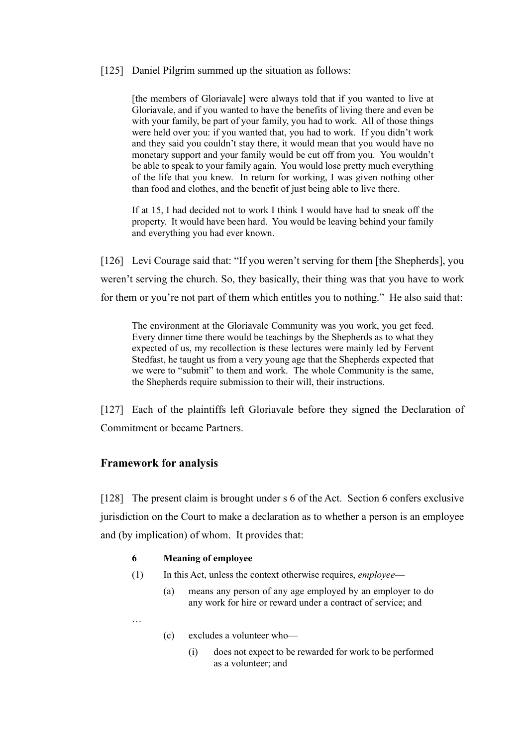[125] Daniel Pilgrim summed up the situation as follows:

> [the members of Gloriavale] were always told that if you wanted to live at Gloriavale, and if you wanted to have the benefits of living there and even be with your family, be part of your family, you had to work. All of those things were held over you: if you wanted that, you had to work. If you didn't work and they said you couldn't stay there, it would mean that you would have no monetary support and your family would be cut off from you. You wouldn't be able to speak to your family again. You would lose pretty much everything of the life that you knew. In return for working, I was given nothing other than food and clothes, and the benefit of just being able to live there.
>
> If at 15, I had decided not to work I think I would have had to sneak off the property. It would have been hard. You would be leaving behind your family and everything you had ever known.

[126] Levi Courage said that: "If you weren't serving for them [the Shepherds], you weren't serving the church. So, they basically, their thing was that you have to work for them or you're not part of them which entitles you to nothing." He also said that:

> The environment at the Gloriavale Community was you work, you get feed. Every dinner time there would be teachings by the Shepherds as to what they expected of us, my recollection is these lectures were mainly led by Fervent Stedfast, he taught us from a very young age that the Shepherds expected that we were to "submit" to them and work. The whole Community is the same, the Shepherds require submission to their will, their instructions.

[127] Each of the plaintiffs left Gloriavale before they signed the Declaration of Commitment or became Partners.

## Framework for analysis

[128] The present claim is brought under s 6 of the Act. Section 6 confers exclusive jurisdiction on the Court to make a declaration as to whether a person is an employee and (by implication) of whom. It provides that:

> **6 Meaning of employee**
>
> (1) In this Act, unless the context otherwise requires, *employee*—
>
> (a) means any person of any age employed by an employer to do any work for hire or reward under a contract of service; and
>
> …
>
> (c) excludes a volunteer who—
>
> (i) does not expect to be rewarded for work to be performed as a volunteer; and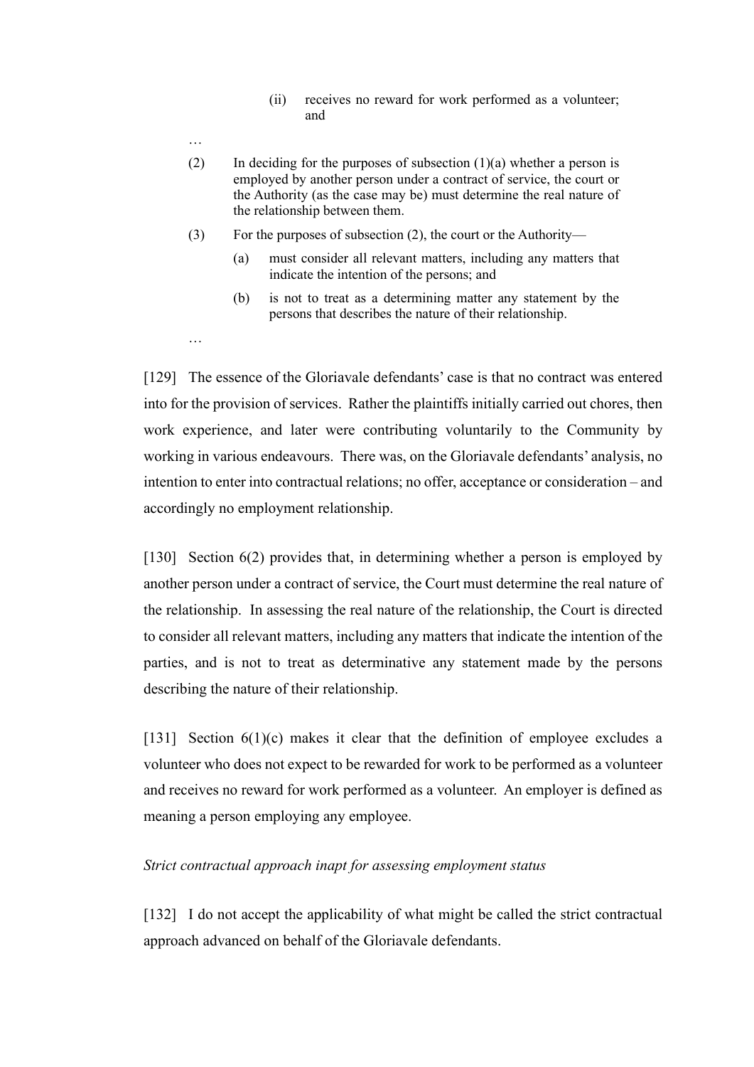> (ii) receives no reward for work performed as a volunteer; and
>
> …
>
> (2) In deciding for the purposes of subsection (1)(a) whether a person is employed by another person under a contract of service, the court or the Authority (as the case may be) must determine the real nature of the relationship between them.
>
> (3) For the purposes of subsection (2), the court or the Authority—
>
> (a) must consider all relevant matters, including any matters that indicate the intention of the persons; and
>
> (b) is not to treat as a determining matter any statement by the persons that describes the nature of their relationship.
>
> …

[129] The essence of the Gloriavale defendants' case is that no contract was entered into for the provision of services. Rather the plaintiffs initially carried out chores, then work experience, and later were contributing voluntarily to the Community by working in various endeavours. There was, on the Gloriavale defendants' analysis, no intention to enter into contractual relations; no offer, acceptance or consideration – and accordingly no employment relationship.

[130] Section 6(2) provides that, in determining whether a person is employed by another person under a contract of service, the Court must determine the real nature of the relationship. In assessing the real nature of the relationship, the Court is directed to consider all relevant matters, including any matters that indicate the intention of the parties, and is not to treat as determinative any statement made by the persons describing the nature of their relationship.

[131] Section 6(1)(c) makes it clear that the definition of employee excludes a volunteer who does not expect to be rewarded for work to be performed as a volunteer and receives no reward for work performed as a volunteer. An employer is defined as meaning a person employing any employee.

*Strict contractual approach inapt for assessing employment status*

[132] I do not accept the applicability of what might be called the strict contractual approach advanced on behalf of the Gloriavale defendants.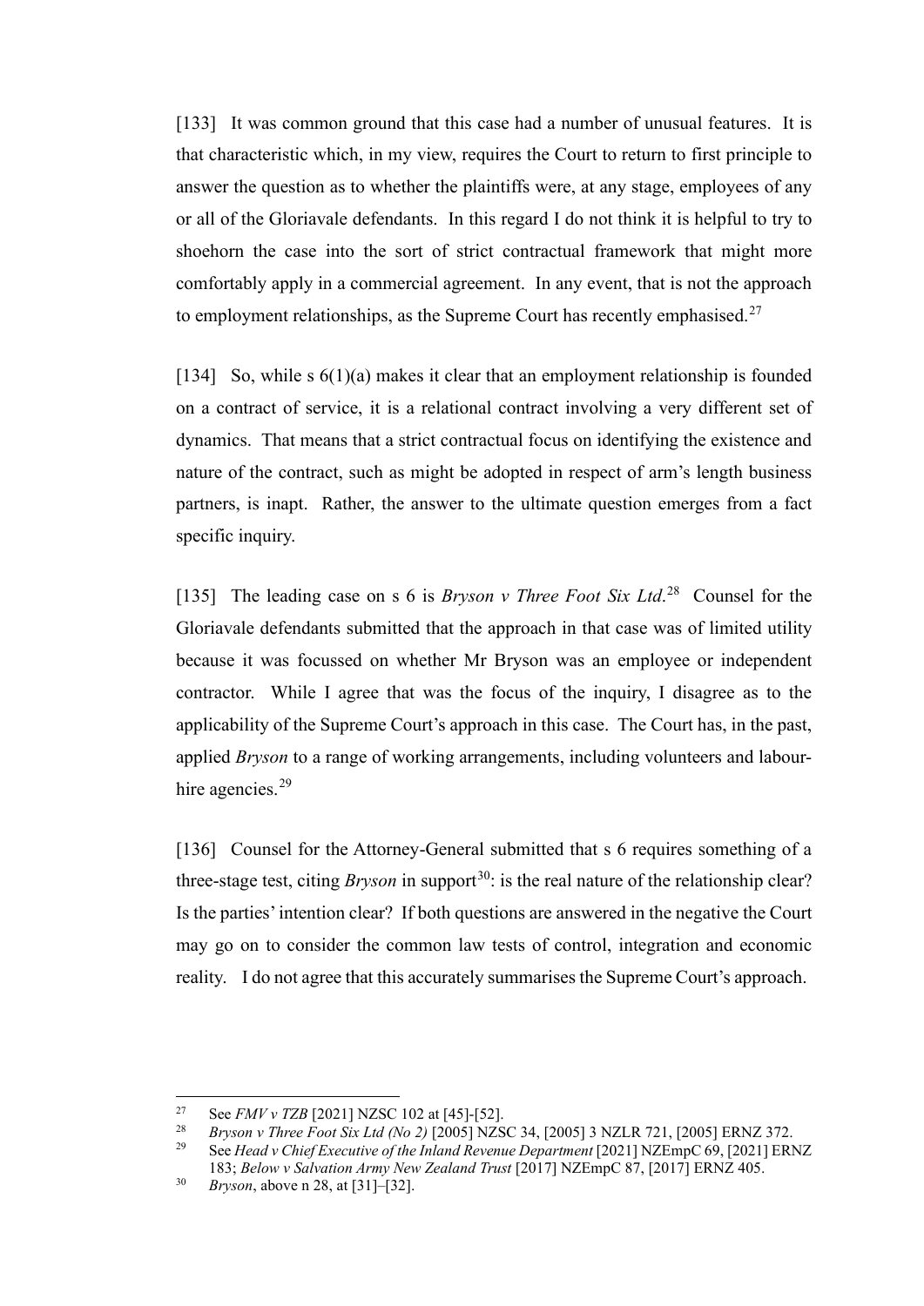[133] It was common ground that this case had a number of unusual features. It is that characteristic which, in my view, requires the Court to return to first principle to answer the question as to whether the plaintiffs were, at any stage, employees of any or all of the Gloriavale defendants. In this regard I do not think it is helpful to try to shoehorn the case into the sort of strict contractual framework that might more comfortably apply in a commercial agreement. In any event, that is not the approach to employment relationships, as the Supreme Court has recently emphasised.[27]

[134] So, while s 6(1)(a) makes it clear that an employment relationship is founded on a contract of service, it is a relational contract involving a very different set of dynamics. That means that a strict contractual focus on identifying the existence and nature of the contract, such as might be adopted in respect of arm's length business partners, is inapt. Rather, the answer to the ultimate question emerges from a fact specific inquiry.

[135] The leading case on s 6 is *Bryson v Three Foot Six Ltd*.[28] Counsel for the Gloriavale defendants submitted that the approach in that case was of limited utility because it was focussed on whether Mr Bryson was an employee or independent contractor. While I agree that was the focus of the inquiry, I disagree as to the applicability of the Supreme Court's approach in this case. The Court has, in the past, applied *Bryson* to a range of working arrangements, including volunteers and labour-hire agencies.[29]

[136] Counsel for the Attorney-General submitted that s 6 requires something of a three-stage test, citing *Bryson* in support[30]: is the real nature of the relationship clear? Is the parties' intention clear? If both questions are answered in the negative the Court may go on to consider the common law tests of control, integration and economic reality. I do not agree that this accurately summarises the Supreme Court's approach.

---

[27] See *FMV v TZB* [2021] NZSC 102 at [45]-[52].

[28] *Bryson v Three Foot Six Ltd (No 2)* [2005] NZSC 34, [2005] 3 NZLR 721, [2005] ERNZ 372.

[29] See *Head v Chief Executive of the Inland Revenue Department* [2021] NZEmpC 69, [2021] ERNZ 183; *Below v Salvation Army New Zealand Trust* [2017] NZEmpC 87, [2017] ERNZ 405.

[30] *Bryson*, above n 28, at [31]–[32].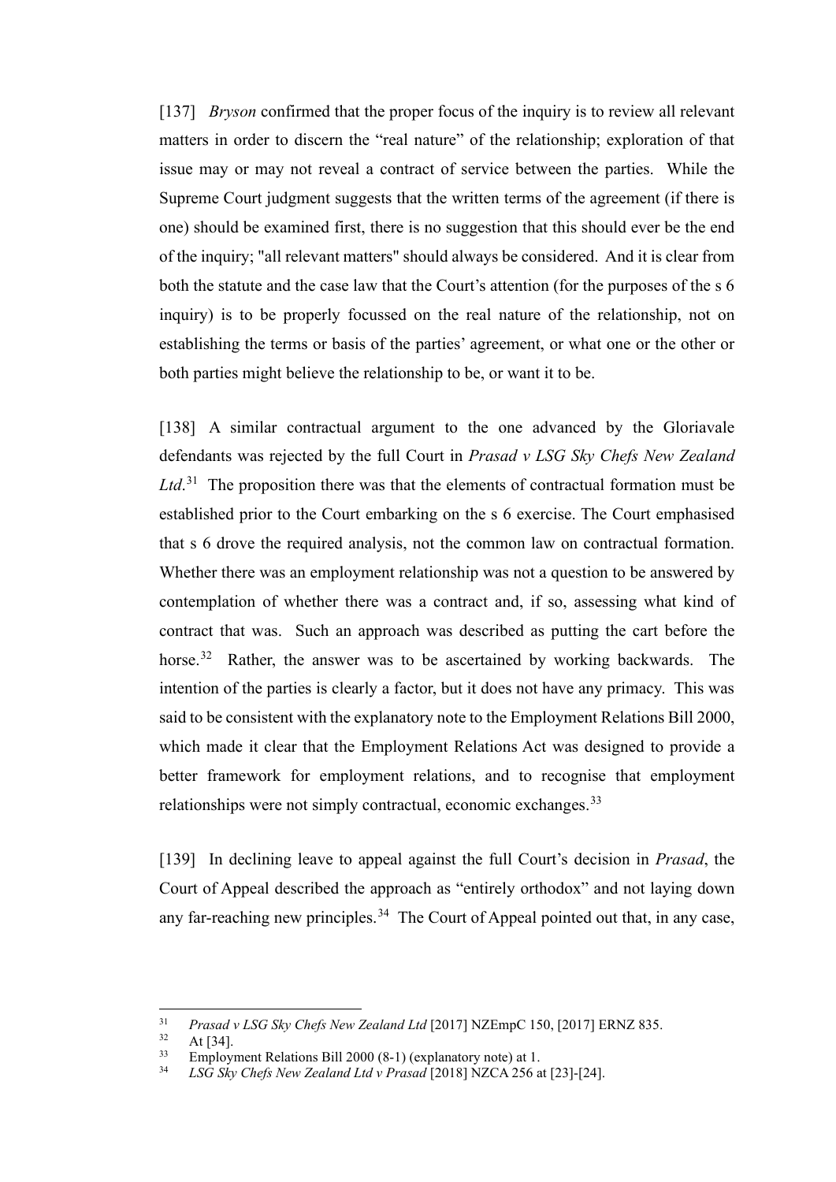[137] *Bryson* confirmed that the proper focus of the inquiry is to review all relevant matters in order to discern the "real nature" of the relationship; exploration of that issue may or may not reveal a contract of service between the parties. While the Supreme Court judgment suggests that the written terms of the agreement (if there is one) should be examined first, there is no suggestion that this should ever be the end of the inquiry; "all relevant matters" should always be considered. And it is clear from both the statute and the case law that the Court's attention (for the purposes of the s 6 inquiry) is to be properly focussed on the real nature of the relationship, not on establishing the terms or basis of the parties' agreement, or what one or the other or both parties might believe the relationship to be, or want it to be.

[138] A similar contractual argument to the one advanced by the Gloriavale defendants was rejected by the full Court in *Prasad v LSG Sky Chefs New Zealand Ltd*.[31] The proposition there was that the elements of contractual formation must be established prior to the Court embarking on the s 6 exercise. The Court emphasised that s 6 drove the required analysis, not the common law on contractual formation. Whether there was an employment relationship was not a question to be answered by contemplation of whether there was a contract and, if so, assessing what kind of contract that was. Such an approach was described as putting the cart before the horse.[32] Rather, the answer was to be ascertained by working backwards. The intention of the parties is clearly a factor, but it does not have any primacy. This was said to be consistent with the explanatory note to the Employment Relations Bill 2000, which made it clear that the Employment Relations Act was designed to provide a better framework for employment relations, and to recognise that employment relationships were not simply contractual, economic exchanges.[33]

[139] In declining leave to appeal against the full Court's decision in *Prasad*, the Court of Appeal described the approach as "entirely orthodox" and not laying down any far-reaching new principles.[34] The Court of Appeal pointed out that, in any case,

---

[31] *Prasad v LSG Sky Chefs New Zealand Ltd* [2017] NZEmpC 150, [2017] ERNZ 835.

[32] At [34].

[33] Employment Relations Bill 2000 (8-1) (explanatory note) at 1.

[34] *LSG Sky Chefs New Zealand Ltd v Prasad* [2018] NZCA 256 at [23]-[24].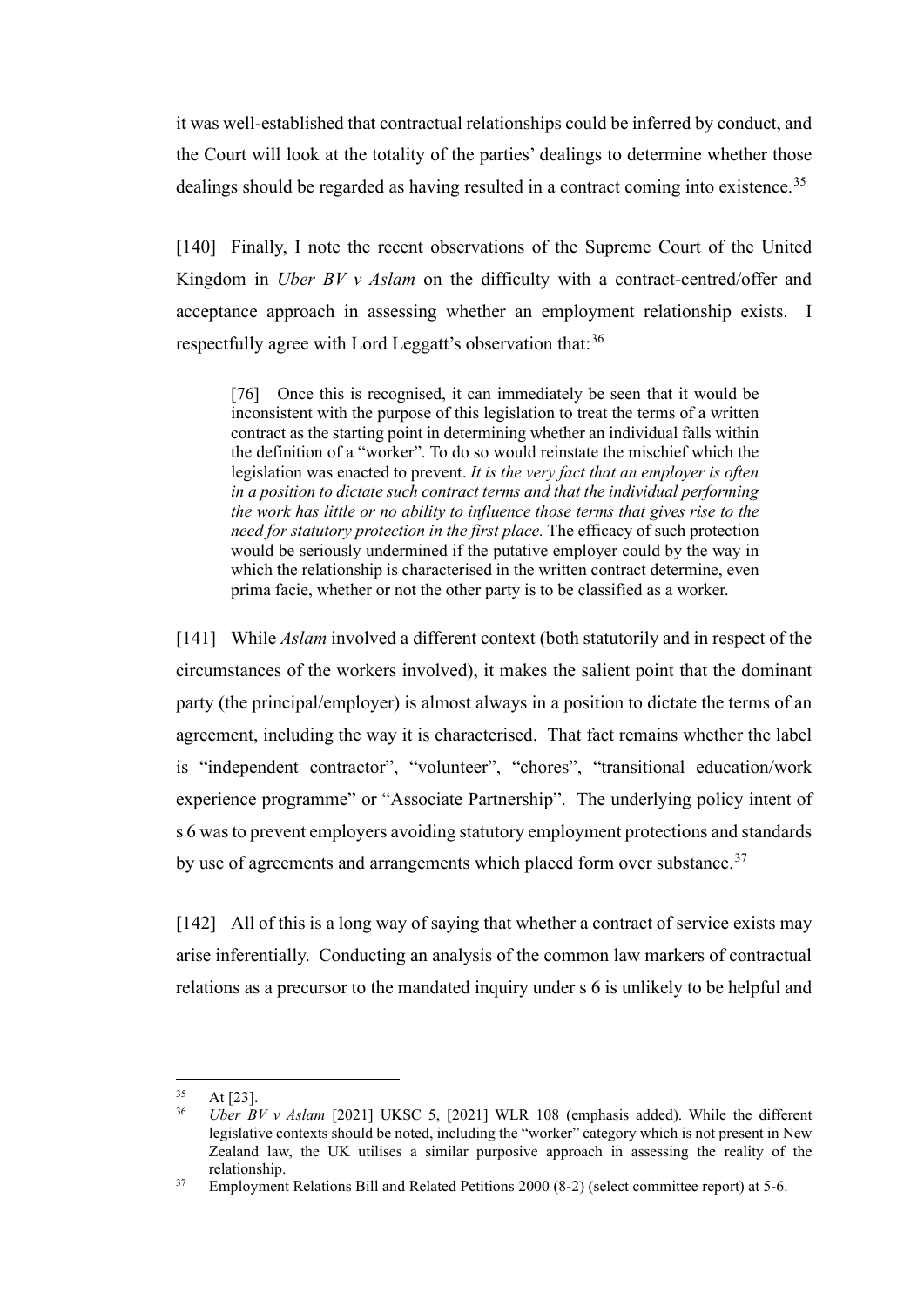it was well-established that contractual relationships could be inferred by conduct, and the Court will look at the totality of the parties' dealings to determine whether those dealings should be regarded as having resulted in a contract coming into existence.[35]

[140] Finally, I note the recent observations of the Supreme Court of the United Kingdom in *Uber BV v Aslam* on the difficulty with a contract-centred/offer and acceptance approach in assessing whether an employment relationship exists. I respectfully agree with Lord Leggatt's observation that:[36]

> [76] Once this is recognised, it can immediately be seen that it would be inconsistent with the purpose of this legislation to treat the terms of a written contract as the starting point in determining whether an individual falls within the definition of a "worker". To do so would reinstate the mischief which the legislation was enacted to prevent. *It is the very fact that an employer is often in a position to dictate such contract terms and that the individual performing the work has little or no ability to influence those terms that gives rise to the need for statutory protection in the first place.* The efficacy of such protection would be seriously undermined if the putative employer could by the way in which the relationship is characterised in the written contract determine, even prima facie, whether or not the other party is to be classified as a worker.

[141] While *Aslam* involved a different context (both statutorily and in respect of the circumstances of the workers involved), it makes the salient point that the dominant party (the principal/employer) is almost always in a position to dictate the terms of an agreement, including the way it is characterised. That fact remains whether the label is "independent contractor", "volunteer", "chores", "transitional education/work experience programme" or "Associate Partnership". The underlying policy intent of s 6 was to prevent employers avoiding statutory employment protections and standards by use of agreements and arrangements which placed form over substance.[37]

[142] All of this is a long way of saying that whether a contract of service exists may arise inferentially. Conducting an analysis of the common law markers of contractual relations as a precursor to the mandated inquiry under s 6 is unlikely to be helpful and

---

[35] At [23].

[36] *Uber BV v Aslam* [2021] UKSC 5, [2021] WLR 108 (emphasis added). While the different legislative contexts should be noted, including the "worker" category which is not present in New Zealand law, the UK utilises a similar purposive approach in assessing the reality of the relationship.

[37] Employment Relations Bill and Related Petitions 2000 (8-2) (select committee report) at 5-6.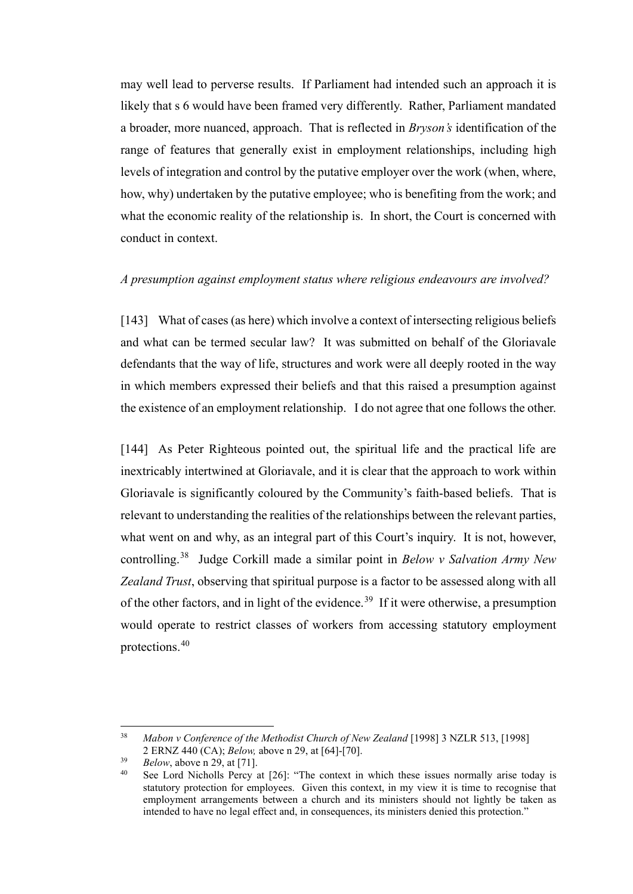may well lead to perverse results. If Parliament had intended such an approach it is likely that s 6 would have been framed very differently. Rather, Parliament mandated a broader, more nuanced, approach. That is reflected in *Bryson's* identification of the range of features that generally exist in employment relationships, including high levels of integration and control by the putative employer over the work (when, where, how, why) undertaken by the putative employee; who is benefiting from the work; and what the economic reality of the relationship is. In short, the Court is concerned with conduct in context.

*A presumption against employment status where religious endeavours are involved?*

[143] What of cases (as here) which involve a context of intersecting religious beliefs and what can be termed secular law? It was submitted on behalf of the Gloriavale defendants that the way of life, structures and work were all deeply rooted in the way in which members expressed their beliefs and that this raised a presumption against the existence of an employment relationship. I do not agree that one follows the other.

[144] As Peter Righteous pointed out, the spiritual life and the practical life are inextricably intertwined at Gloriavale, and it is clear that the approach to work within Gloriavale is significantly coloured by the Community's faith-based beliefs. That is relevant to understanding the realities of the relationships between the relevant parties, what went on and why, as an integral part of this Court's inquiry. It is not, however, controlling.[38] Judge Corkill made a similar point in *Below v Salvation Army New Zealand Trust*, observing that spiritual purpose is a factor to be assessed along with all of the other factors, and in light of the evidence.[39] If it were otherwise, a presumption would operate to restrict classes of workers from accessing statutory employment protections.[40]

---

[38] *Mabon v Conference of the Methodist Church of New Zealand* [1998] 3 NZLR 513, [1998] 2 ERNZ 440 (CA); *Below,* above n 29, at [64]-[70].

[39] *Below*, above n 29, at [71].

[40] See Lord Nicholls Percy at [26]: "The context in which these issues normally arise today is statutory protection for employees. Given this context, in my view it is time to recognise that employment arrangements between a church and its ministers should not lightly be taken as intended to have no legal effect and, in consequences, its ministers denied this protection."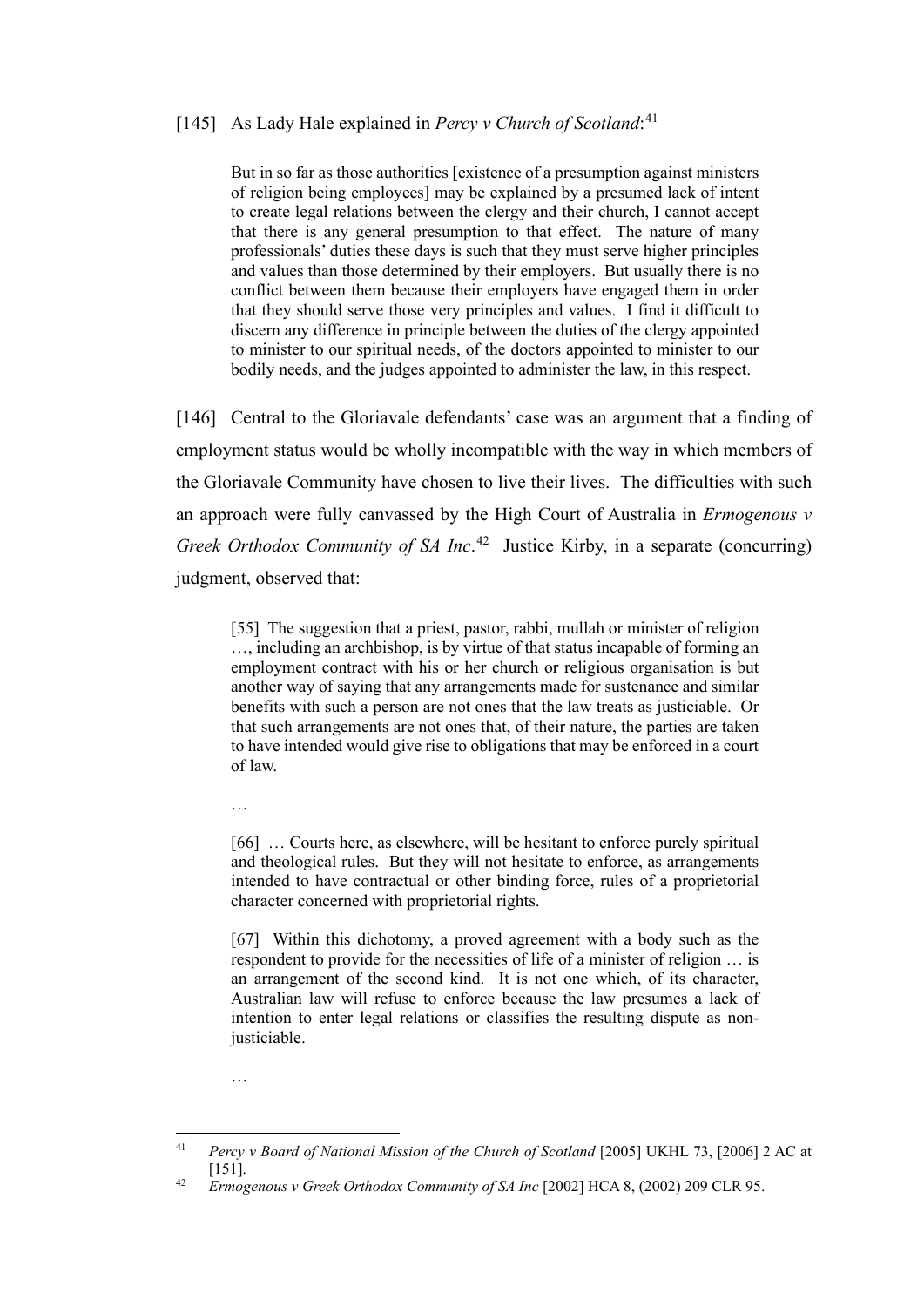[145] As Lady Hale explained in *Percy v Church of Scotland*:[41]

> But in so far as those authorities [existence of a presumption against ministers of religion being employees] may be explained by a presumed lack of intent to create legal relations between the clergy and their church, I cannot accept that there is any general presumption to that effect. The nature of many professionals' duties these days is such that they must serve higher principles and values than those determined by their employers. But usually there is no conflict between them because their employers have engaged them in order that they should serve those very principles and values. I find it difficult to discern any difference in principle between the duties of the clergy appointed to minister to our spiritual needs, of the doctors appointed to minister to our bodily needs, and the judges appointed to administer the law, in this respect.

[146] Central to the Gloriavale defendants' case was an argument that a finding of employment status would be wholly incompatible with the way in which members of the Gloriavale Community have chosen to live their lives. The difficulties with such an approach were fully canvassed by the High Court of Australia in *Ermogenous v Greek Orthodox Community of SA Inc*.[42] Justice Kirby, in a separate (concurring) judgment, observed that:

> [55] The suggestion that a priest, pastor, rabbi, mullah or minister of religion …, including an archbishop, is by virtue of that status incapable of forming an employment contract with his or her church or religious organisation is but another way of saying that any arrangements made for sustenance and similar benefits with such a person are not ones that the law treats as justiciable. Or that such arrangements are not ones that, of their nature, the parties are taken to have intended would give rise to obligations that may be enforced in a court of law.
>
> …
>
> [66] … Courts here, as elsewhere, will be hesitant to enforce purely spiritual and theological rules. But they will not hesitate to enforce, as arrangements intended to have contractual or other binding force, rules of a proprietorial character concerned with proprietorial rights.
>
> [67] Within this dichotomy, a proved agreement with a body such as the respondent to provide for the necessities of life of a minister of religion … is an arrangement of the second kind. It is not one which, of its character, Australian law will refuse to enforce because the law presumes a lack of intention to enter legal relations or classifies the resulting dispute as non-justiciable.
>
> …

---

[41] *Percy v Board of National Mission of the Church of Scotland* [2005] UKHL 73, [2006] 2 AC at [151].

[42] *Ermogenous v Greek Orthodox Community of SA Inc* [2002] HCA 8, (2002) 209 CLR 95.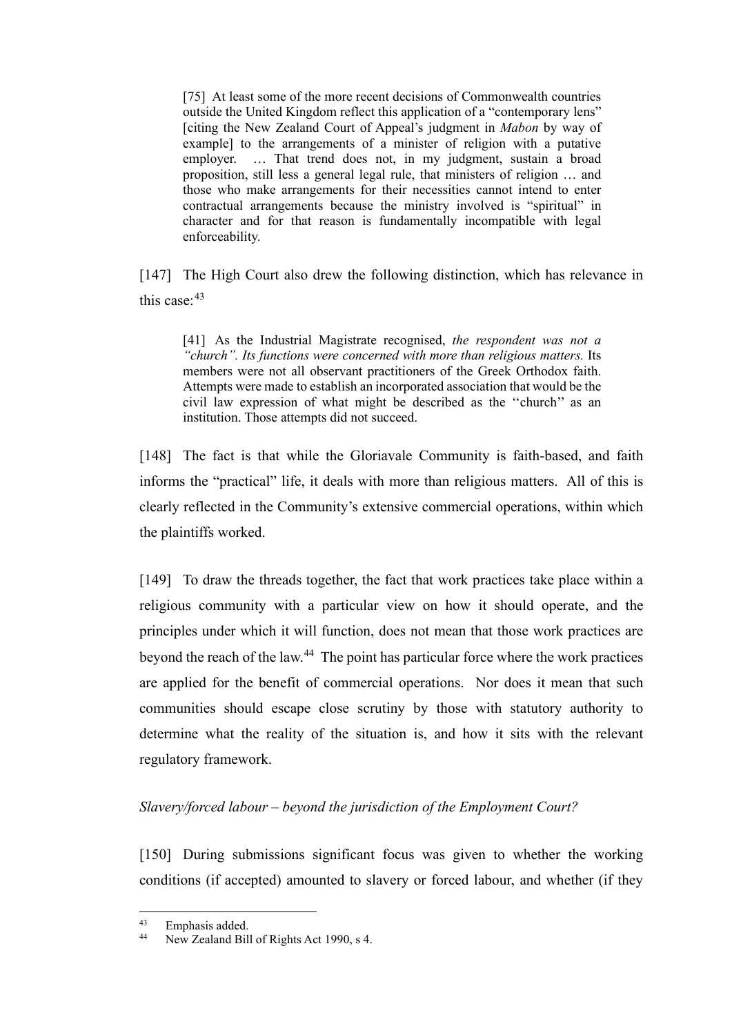> [75] At least some of the more recent decisions of Commonwealth countries outside the United Kingdom reflect this application of a "contemporary lens" [citing the New Zealand Court of Appeal's judgment in *Mabon* by way of example] to the arrangements of a minister of religion with a putative employer. … That trend does not, in my judgment, sustain a broad proposition, still less a general legal rule, that ministers of religion … and those who make arrangements for their necessities cannot intend to enter contractual arrangements because the ministry involved is "spiritual" in character and for that reason is fundamentally incompatible with legal enforceability.

[147] The High Court also drew the following distinction, which has relevance in this case:[43]

> [41] As the Industrial Magistrate recognised, *the respondent was not a "church". Its functions were concerned with more than religious matters.* Its members were not all observant practitioners of the Greek Orthodox faith. Attempts were made to establish an incorporated association that would be the civil law expression of what might be described as the ''church'' as an institution. Those attempts did not succeed.

[148] The fact is that while the Gloriavale Community is faith-based, and faith informs the "practical" life, it deals with more than religious matters. All of this is clearly reflected in the Community's extensive commercial operations, within which the plaintiffs worked.

[149] To draw the threads together, the fact that work practices take place within a religious community with a particular view on how it should operate, and the principles under which it will function, does not mean that those work practices are beyond the reach of the law.[44] The point has particular force where the work practices are applied for the benefit of commercial operations. Nor does it mean that such communities should escape close scrutiny by those with statutory authority to determine what the reality of the situation is, and how it sits with the relevant regulatory framework.

*Slavery/forced labour – beyond the jurisdiction of the Employment Court?*

[150] During submissions significant focus was given to whether the working conditions (if accepted) amounted to slavery or forced labour, and whether (if they

---

[43] Emphasis added.

[44] New Zealand Bill of Rights Act 1990, s 4.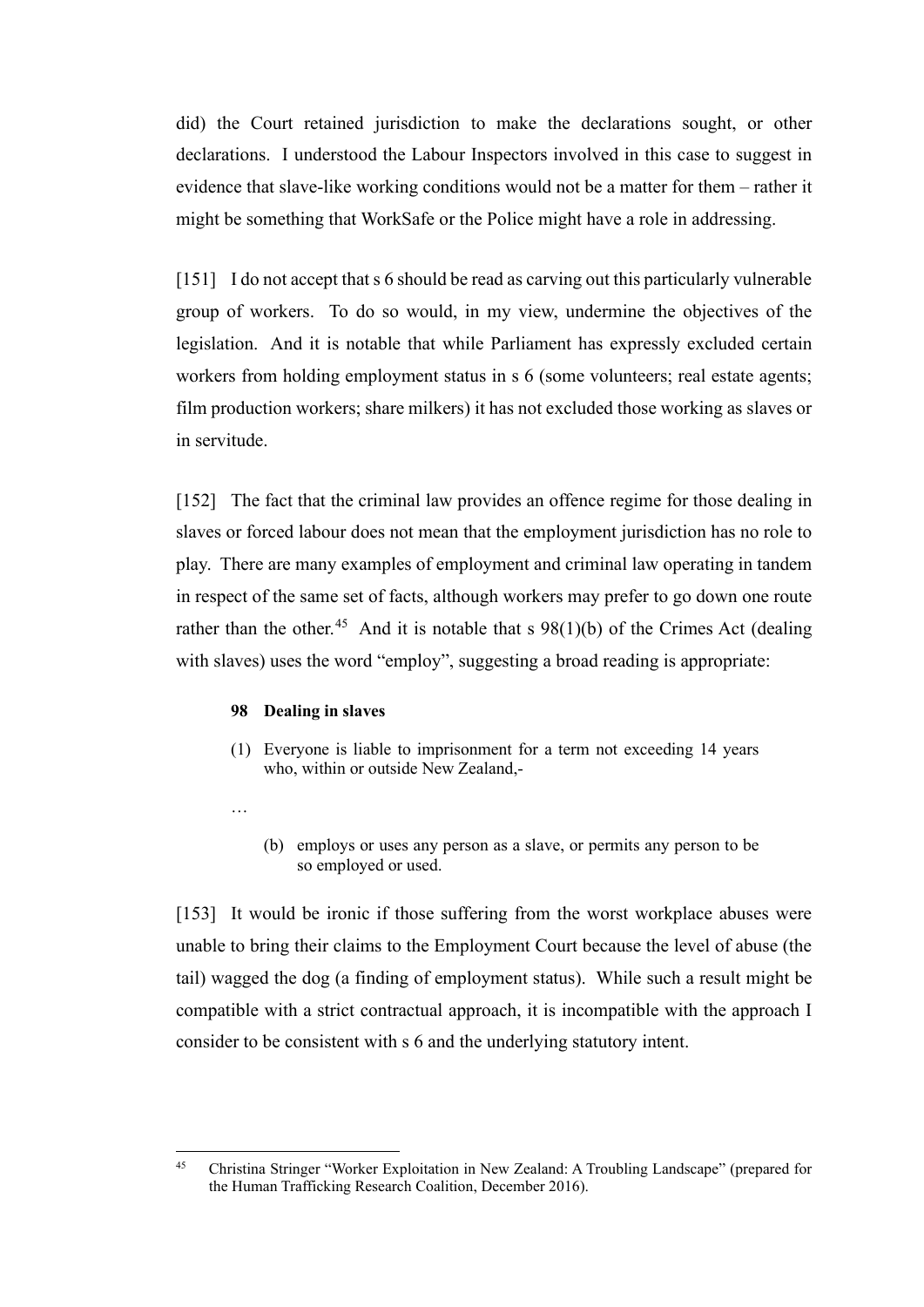did) the Court retained jurisdiction to make the declarations sought, or other declarations. I understood the Labour Inspectors involved in this case to suggest in evidence that slave-like working conditions would not be a matter for them – rather it might be something that WorkSafe or the Police might have a role in addressing.

[151] I do not accept that s 6 should be read as carving out this particularly vulnerable group of workers. To do so would, in my view, undermine the objectives of the legislation. And it is notable that while Parliament has expressly excluded certain workers from holding employment status in s 6 (some volunteers; real estate agents; film production workers; share milkers) it has not excluded those working as slaves or in servitude.

[152] The fact that the criminal law provides an offence regime for those dealing in slaves or forced labour does not mean that the employment jurisdiction has no role to play. There are many examples of employment and criminal law operating in tandem in respect of the same set of facts, although workers may prefer to go down one route rather than the other.[45] And it is notable that s 98(1)(b) of the Crimes Act (dealing with slaves) uses the word "employ", suggesting a broad reading is appropriate:

> **98 Dealing in slaves**
>
> (1) Everyone is liable to imprisonment for a term not exceeding 14 years who, within or outside New Zealand,-
>
> …
>
> (b) employs or uses any person as a slave, or permits any person to be so employed or used.

[153] It would be ironic if those suffering from the worst workplace abuses were unable to bring their claims to the Employment Court because the level of abuse (the tail) wagged the dog (a finding of employment status). While such a result might be compatible with a strict contractual approach, it is incompatible with the approach I consider to be consistent with s 6 and the underlying statutory intent.

[45] Christina Stringer "Worker Exploitation in New Zealand: A Troubling Landscape" (prepared for the Human Trafficking Research Coalition, December 2016).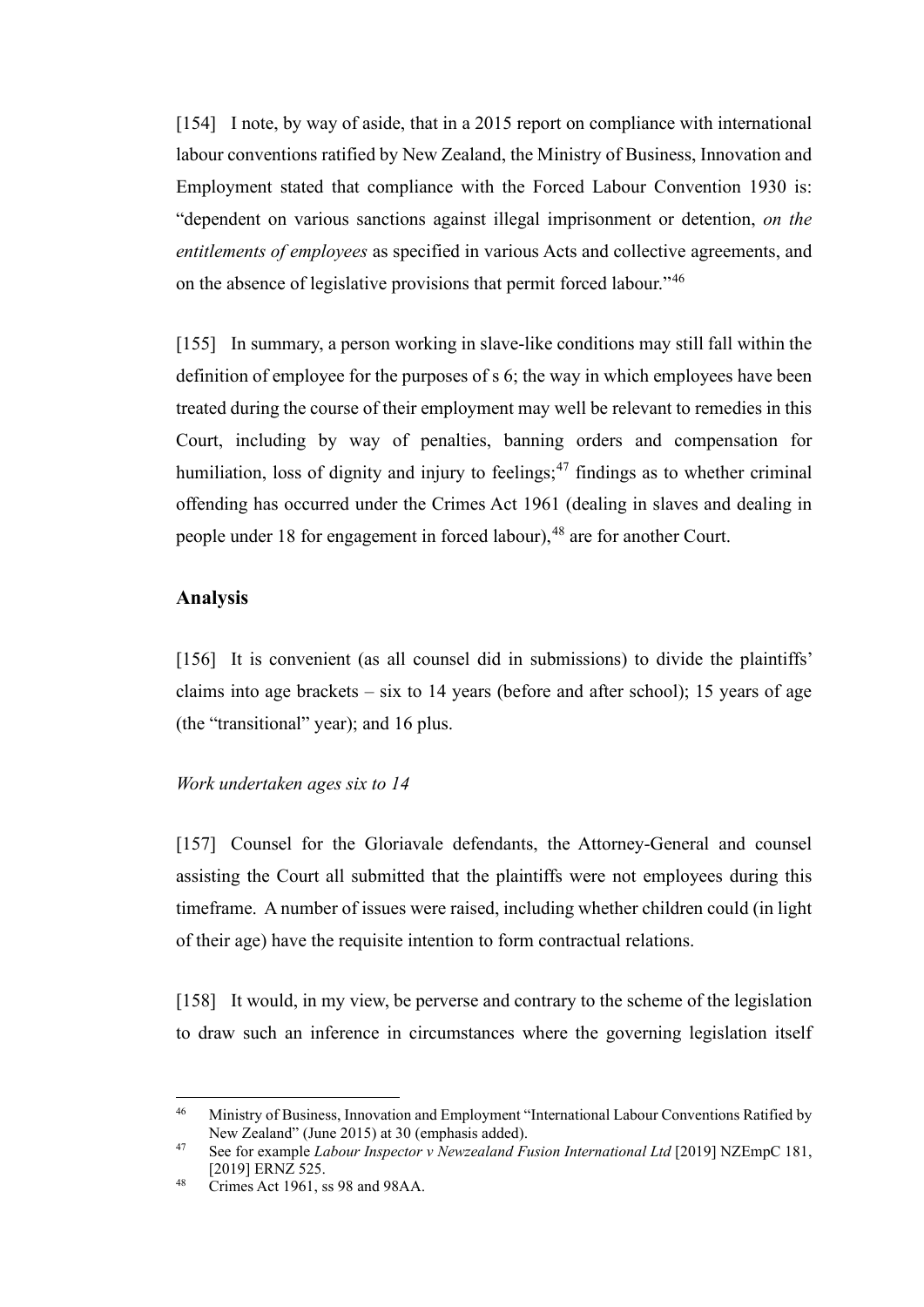[154] I note, by way of aside, that in a 2015 report on compliance with international labour conventions ratified by New Zealand, the Ministry of Business, Innovation and Employment stated that compliance with the Forced Labour Convention 1930 is: "dependent on various sanctions against illegal imprisonment or detention, *on the entitlements of employees* as specified in various Acts and collective agreements, and on the absence of legislative provisions that permit forced labour."[46]

[155] In summary, a person working in slave-like conditions may still fall within the definition of employee for the purposes of s 6; the way in which employees have been treated during the course of their employment may well be relevant to remedies in this Court, including by way of penalties, banning orders and compensation for humiliation, loss of dignity and injury to feelings;[47] findings as to whether criminal offending has occurred under the Crimes Act 1961 (dealing in slaves and dealing in people under 18 for engagement in forced labour),[48] are for another Court.

## Analysis

[156] It is convenient (as all counsel did in submissions) to divide the plaintiffs' claims into age brackets – six to 14 years (before and after school); 15 years of age (the "transitional" year); and 16 plus.

### *Work undertaken ages six to 14*

[157] Counsel for the Gloriavale defendants, the Attorney-General and counsel assisting the Court all submitted that the plaintiffs were not employees during this timeframe. A number of issues were raised, including whether children could (in light of their age) have the requisite intention to form contractual relations.

[158] It would, in my view, be perverse and contrary to the scheme of the legislation to draw such an inference in circumstances where the governing legislation itself

---

[46] Ministry of Business, Innovation and Employment "International Labour Conventions Ratified by New Zealand" (June 2015) at 30 (emphasis added).

[47] See for example *Labour Inspector v Newzealand Fusion International Ltd* [2019] NZEmpC 181, [2019] ERNZ 525.

[48] Crimes Act 1961, ss 98 and 98AA.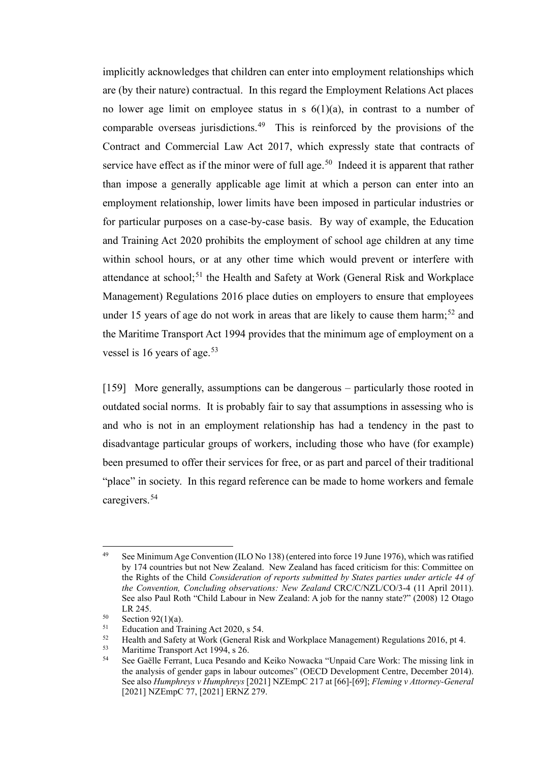implicitly acknowledges that children can enter into employment relationships which are (by their nature) contractual. In this regard the Employment Relations Act places no lower age limit on employee status in s 6(1)(a), in contrast to a number of comparable overseas jurisdictions.[49] This is reinforced by the provisions of the Contract and Commercial Law Act 2017, which expressly state that contracts of service have effect as if the minor were of full age.[50] Indeed it is apparent that rather than impose a generally applicable age limit at which a person can enter into an employment relationship, lower limits have been imposed in particular industries or for particular purposes on a case-by-case basis. By way of example, the Education and Training Act 2020 prohibits the employment of school age children at any time within school hours, or at any other time which would prevent or interfere with attendance at school;[51] the Health and Safety at Work (General Risk and Workplace Management) Regulations 2016 place duties on employers to ensure that employees under 15 years of age do not work in areas that are likely to cause them harm;[52] and the Maritime Transport Act 1994 provides that the minimum age of employment on a vessel is 16 years of age.[53]

[159] More generally, assumptions can be dangerous – particularly those rooted in outdated social norms. It is probably fair to say that assumptions in assessing who is and who is not in an employment relationship has had a tendency in the past to disadvantage particular groups of workers, including those who have (for example) been presumed to offer their services for free, or as part and parcel of their traditional "place" in society. In this regard reference can be made to home workers and female caregivers.[54]

---

[49] See Minimum Age Convention (ILO No 138) (entered into force 19 June 1976), which was ratified by 174 countries but not New Zealand. New Zealand has faced criticism for this: Committee on the Rights of the Child *Consideration of reports submitted by States parties under article 44 of the Convention, Concluding observations: New Zealand* CRC/C/NZL/CO/3-4 (11 April 2011). See also Paul Roth "Child Labour in New Zealand: A job for the nanny state?" (2008) 12 Otago LR 245.

[50] Section 92(1)(a).

[51] Education and Training Act 2020, s 54.

[52] Health and Safety at Work (General Risk and Workplace Management) Regulations 2016, pt 4.

[53] Maritime Transport Act 1994, s 26.

[54] See Gaëlle Ferrant, Luca Pesando and Keiko Nowacka "Unpaid Care Work: The missing link in the analysis of gender gaps in labour outcomes" (OECD Development Centre, December 2014). See also *Humphreys v Humphreys* [2021] NZEmpC 217 at [66]-[69]; *Fleming v Attorney-General* [2021] NZEmpC 77, [2021] ERNZ 279.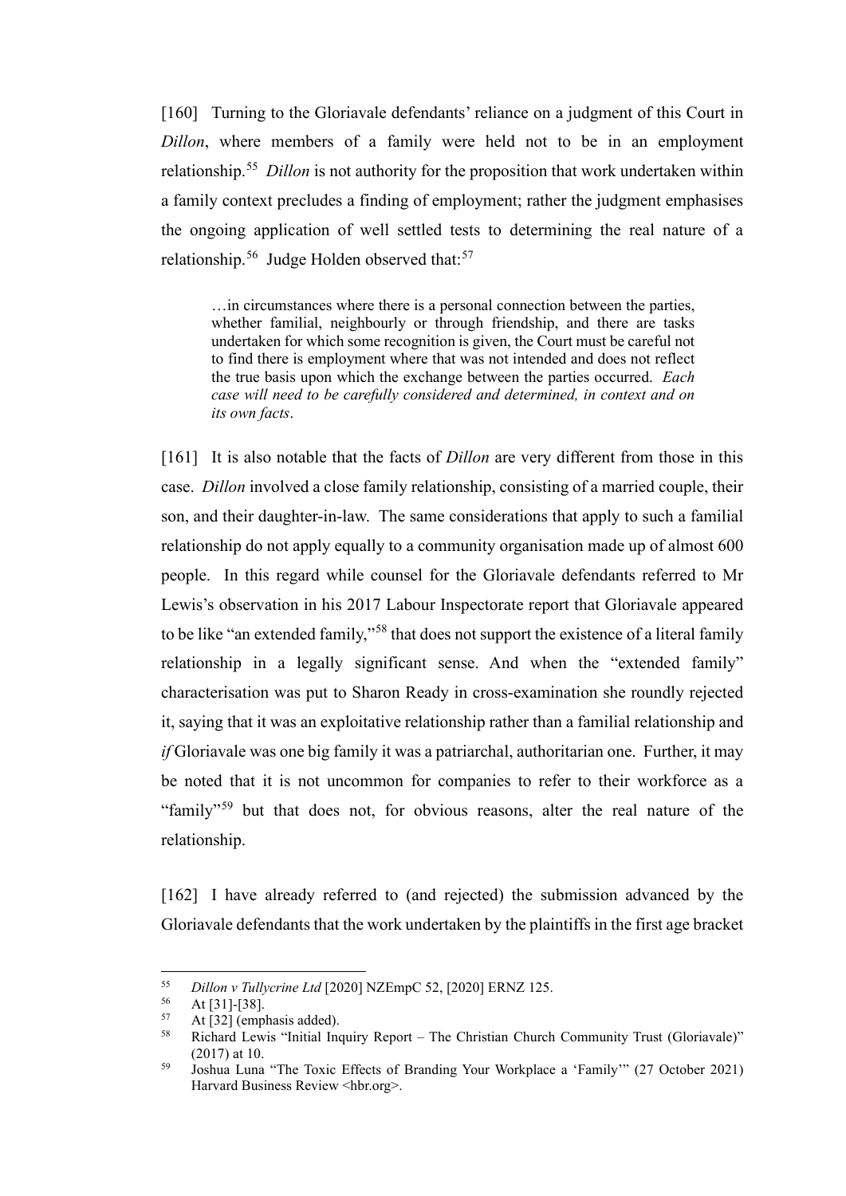[160] Turning to the Gloriavale defendants' reliance on a judgment of this Court in *Dillon*, where members of a family were held not to be in an employment relationship.[55] *Dillon* is not authority for the proposition that work undertaken within a family context precludes a finding of employment; rather the judgment emphasises the ongoing application of well settled tests to determining the real nature of a relationship.[56] Judge Holden observed that:[57]

> …in circumstances where there is a personal connection between the parties, whether familial, neighbourly or through friendship, and there are tasks undertaken for which some recognition is given, the Court must be careful not to find there is employment where that was not intended and does not reflect the true basis upon which the exchange between the parties occurred. *Each case will need to be carefully considered and determined, in context and on its own facts*.

[161] It is also notable that the facts of *Dillon* are very different from those in this case. *Dillon* involved a close family relationship, consisting of a married couple, their son, and their daughter-in-law. The same considerations that apply to such a familial relationship do not apply equally to a community organisation made up of almost 600 people. In this regard while counsel for the Gloriavale defendants referred to Mr Lewis's observation in his 2017 Labour Inspectorate report that Gloriavale appeared to be like "an extended family,"[58] that does not support the existence of a literal family relationship in a legally significant sense. And when the "extended family" characterisation was put to Sharon Ready in cross-examination she roundly rejected it, saying that it was an exploitative relationship rather than a familial relationship and *if* Gloriavale was one big family it was a patriarchal, authoritarian one. Further, it may be noted that it is not uncommon for companies to refer to their workforce as a "family"[59] but that does not, for obvious reasons, alter the real nature of the relationship.

[162] I have already referred to (and rejected) the submission advanced by the Gloriavale defendants that the work undertaken by the plaintiffs in the first age bracket

---

[55] *Dillon v Tullycrine Ltd* [2020] NZEmpC 52, [2020] ERNZ 125.

[56] At [31]-[38].

[57] At [32] (emphasis added).

[58] Richard Lewis "Initial Inquiry Report – The Christian Church Community Trust (Gloriavale)" (2017) at 10.

[59] Joshua Luna "The Toxic Effects of Branding Your Workplace a 'Family'" (27 October 2021) Harvard Business Review <hbr.org>.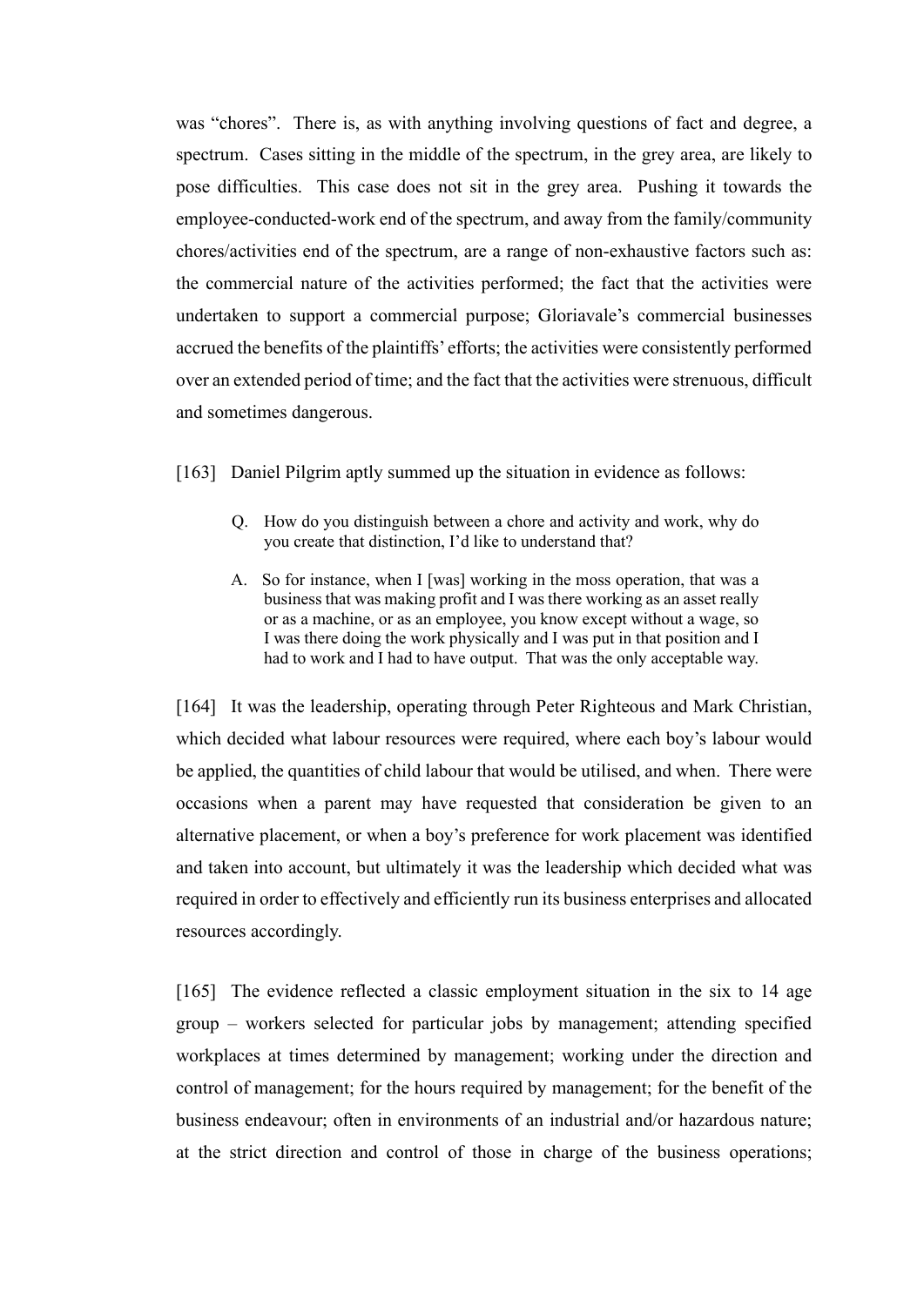was "chores". There is, as with anything involving questions of fact and degree, a spectrum. Cases sitting in the middle of the spectrum, in the grey area, are likely to pose difficulties. This case does not sit in the grey area. Pushing it towards the employee-conducted-work end of the spectrum, and away from the family/community chores/activities end of the spectrum, are a range of non-exhaustive factors such as: the commercial nature of the activities performed; the fact that the activities were undertaken to support a commercial purpose; Gloriavale's commercial businesses accrued the benefits of the plaintiffs' efforts; the activities were consistently performed over an extended period of time; and the fact that the activities were strenuous, difficult and sometimes dangerous.

[163] Daniel Pilgrim aptly summed up the situation in evidence as follows:

> Q. How do you distinguish between a chore and activity and work, why do you create that distinction, I'd like to understand that?
>
> A. So for instance, when I [was] working in the moss operation, that was a business that was making profit and I was there working as an asset really or as a machine, or as an employee, you know except without a wage, so I was there doing the work physically and I was put in that position and I had to work and I had to have output. That was the only acceptable way.

[164] It was the leadership, operating through Peter Righteous and Mark Christian, which decided what labour resources were required, where each boy's labour would be applied, the quantities of child labour that would be utilised, and when. There were occasions when a parent may have requested that consideration be given to an alternative placement, or when a boy's preference for work placement was identified and taken into account, but ultimately it was the leadership which decided what was required in order to effectively and efficiently run its business enterprises and allocated resources accordingly.

[165] The evidence reflected a classic employment situation in the six to 14 age group – workers selected for particular jobs by management; attending specified workplaces at times determined by management; working under the direction and control of management; for the hours required by management; for the benefit of the business endeavour; often in environments of an industrial and/or hazardous nature; at the strict direction and control of those in charge of the business operations;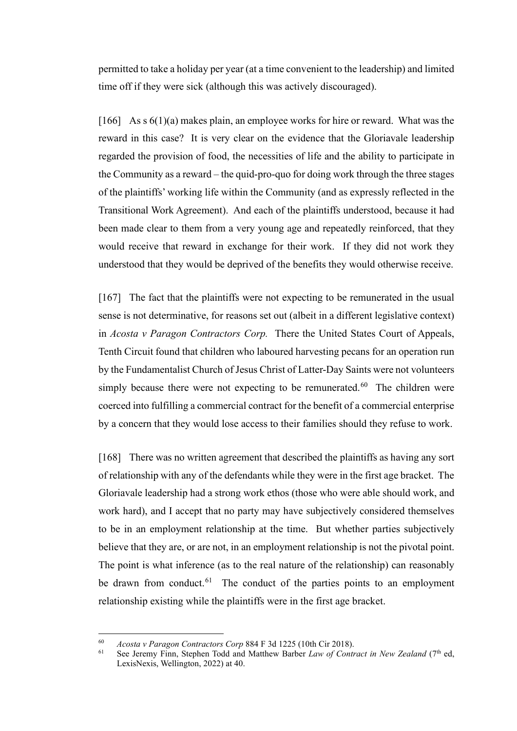permitted to take a holiday per year (at a time convenient to the leadership) and limited time off if they were sick (although this was actively discouraged).

[166] As s 6(1)(a) makes plain, an employee works for hire or reward. What was the reward in this case? It is very clear on the evidence that the Gloriavale leadership regarded the provision of food, the necessities of life and the ability to participate in the Community as a reward – the quid-pro-quo for doing work through the three stages of the plaintiffs' working life within the Community (and as expressly reflected in the Transitional Work Agreement). And each of the plaintiffs understood, because it had been made clear to them from a very young age and repeatedly reinforced, that they would receive that reward in exchange for their work. If they did not work they understood that they would be deprived of the benefits they would otherwise receive.

[167] The fact that the plaintiffs were not expecting to be remunerated in the usual sense is not determinative, for reasons set out (albeit in a different legislative context) in *Acosta v Paragon Contractors Corp.* There the United States Court of Appeals, Tenth Circuit found that children who laboured harvesting pecans for an operation run by the Fundamentalist Church of Jesus Christ of Latter-Day Saints were not volunteers simply because there were not expecting to be remunerated.[60] The children were coerced into fulfilling a commercial contract for the benefit of a commercial enterprise by a concern that they would lose access to their families should they refuse to work.

[168] There was no written agreement that described the plaintiffs as having any sort of relationship with any of the defendants while they were in the first age bracket. The Gloriavale leadership had a strong work ethos (those who were able should work, and work hard), and I accept that no party may have subjectively considered themselves to be in an employment relationship at the time. But whether parties subjectively believe that they are, or are not, in an employment relationship is not the pivotal point. The point is what inference (as to the real nature of the relationship) can reasonably be drawn from conduct.[61] The conduct of the parties points to an employment relationship existing while the plaintiffs were in the first age bracket.

---

[60] *Acosta v Paragon Contractors Corp* 884 F 3d 1225 (10th Cir 2018).

[61] See Jeremy Finn, Stephen Todd and Matthew Barber *Law of Contract in New Zealand* (7th ed, LexisNexis, Wellington, 2022) at 40.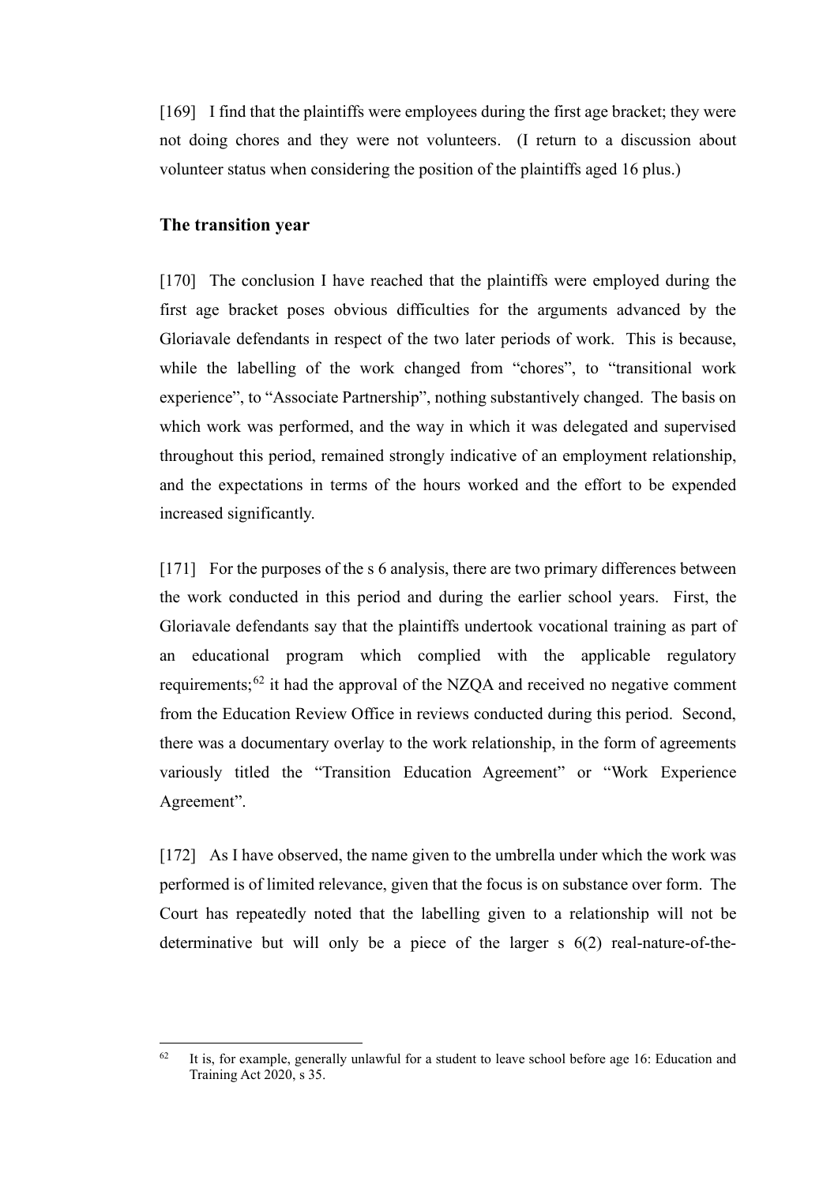[169] I find that the plaintiffs were employees during the first age bracket; they were not doing chores and they were not volunteers. (I return to a discussion about volunteer status when considering the position of the plaintiffs aged 16 plus.)

## The transition year

[170] The conclusion I have reached that the plaintiffs were employed during the first age bracket poses obvious difficulties for the arguments advanced by the Gloriavale defendants in respect of the two later periods of work. This is because, while the labelling of the work changed from "chores", to "transitional work experience", to "Associate Partnership", nothing substantively changed. The basis on which work was performed, and the way in which it was delegated and supervised throughout this period, remained strongly indicative of an employment relationship, and the expectations in terms of the hours worked and the effort to be expended increased significantly.

[171] For the purposes of the s 6 analysis, there are two primary differences between the work conducted in this period and during the earlier school years. First, the Gloriavale defendants say that the plaintiffs undertook vocational training as part of an educational program which complied with the applicable regulatory requirements;[62] it had the approval of the NZQA and received no negative comment from the Education Review Office in reviews conducted during this period. Second, there was a documentary overlay to the work relationship, in the form of agreements variously titled the "Transition Education Agreement" or "Work Experience Agreement".

[172] As I have observed, the name given to the umbrella under which the work was performed is of limited relevance, given that the focus is on substance over form. The Court has repeatedly noted that the labelling given to a relationship will not be determinative but will only be a piece of the larger s 6(2) real-nature-of-the-

---

[62] It is, for example, generally unlawful for a student to leave school before age 16: Education and Training Act 2020, s 35.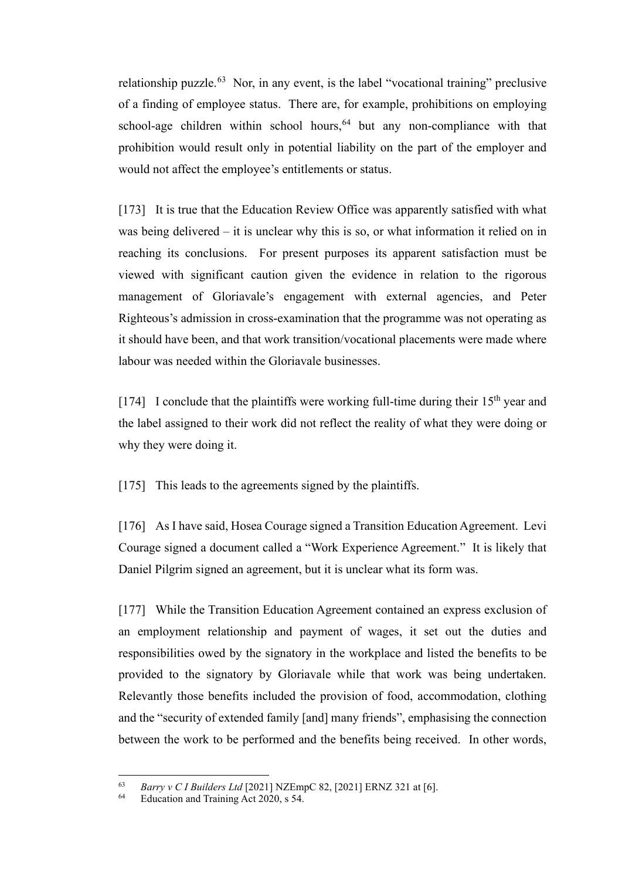relationship puzzle.[63] Nor, in any event, is the label "vocational training" preclusive of a finding of employee status. There are, for example, prohibitions on employing school-age children within school hours,[64] but any non-compliance with that prohibition would result only in potential liability on the part of the employer and would not affect the employee's entitlements or status.

[173] It is true that the Education Review Office was apparently satisfied with what was being delivered – it is unclear why this is so, or what information it relied on in reaching its conclusions. For present purposes its apparent satisfaction must be viewed with significant caution given the evidence in relation to the rigorous management of Gloriavale's engagement with external agencies, and Peter Righteous's admission in cross-examination that the programme was not operating as it should have been, and that work transition/vocational placements were made where labour was needed within the Gloriavale businesses.

[174] I conclude that the plaintiffs were working full-time during their 15th year and the label assigned to their work did not reflect the reality of what they were doing or why they were doing it.

[175] This leads to the agreements signed by the plaintiffs.

[176] As I have said, Hosea Courage signed a Transition Education Agreement. Levi Courage signed a document called a "Work Experience Agreement." It is likely that Daniel Pilgrim signed an agreement, but it is unclear what its form was.

[177] While the Transition Education Agreement contained an express exclusion of an employment relationship and payment of wages, it set out the duties and responsibilities owed by the signatory in the workplace and listed the benefits to be provided to the signatory by Gloriavale while that work was being undertaken. Relevantly those benefits included the provision of food, accommodation, clothing and the "security of extended family [and] many friends", emphasising the connection between the work to be performed and the benefits being received. In other words,

---

[63] *Barry v C I Builders Ltd* [2021] NZEmpC 82, [2021] ERNZ 321 at [6].

[64] Education and Training Act 2020, s 54.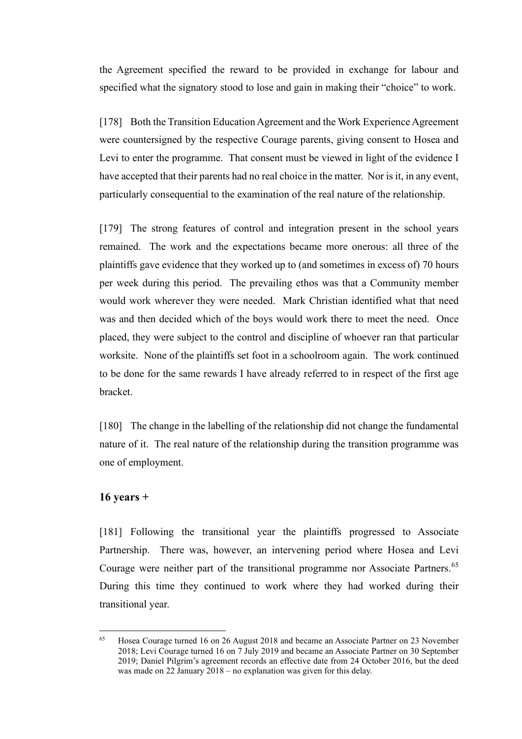the Agreement specified the reward to be provided in exchange for labour and specified what the signatory stood to lose and gain in making their "choice" to work.

[178] Both the Transition Education Agreement and the Work Experience Agreement were countersigned by the respective Courage parents, giving consent to Hosea and Levi to enter the programme. That consent must be viewed in light of the evidence I have accepted that their parents had no real choice in the matter. Nor is it, in any event, particularly consequential to the examination of the real nature of the relationship.

[179] The strong features of control and integration present in the school years remained. The work and the expectations became more onerous: all three of the plaintiffs gave evidence that they worked up to (and sometimes in excess of) 70 hours per week during this period. The prevailing ethos was that a Community member would work wherever they were needed. Mark Christian identified what that need was and then decided which of the boys would work there to meet the need. Once placed, they were subject to the control and discipline of whoever ran that particular worksite. None of the plaintiffs set foot in a schoolroom again. The work continued to be done for the same rewards I have already referred to in respect of the first age bracket.

[180] The change in the labelling of the relationship did not change the fundamental nature of it. The real nature of the relationship during the transition programme was one of employment.

### 16 years +

[181] Following the transitional year the plaintiffs progressed to Associate Partnership. There was, however, an intervening period where Hosea and Levi Courage were neither part of the transitional programme nor Associate Partners.[65] During this time they continued to work where they had worked during their transitional year.

[65] Hosea Courage turned 16 on 26 August 2018 and became an Associate Partner on 23 November 2018; Levi Courage turned 16 on 7 July 2019 and became an Associate Partner on 30 September 2019; Daniel Pilgrim's agreement records an effective date from 24 October 2016, but the deed was made on 22 January 2018 – no explanation was given for this delay.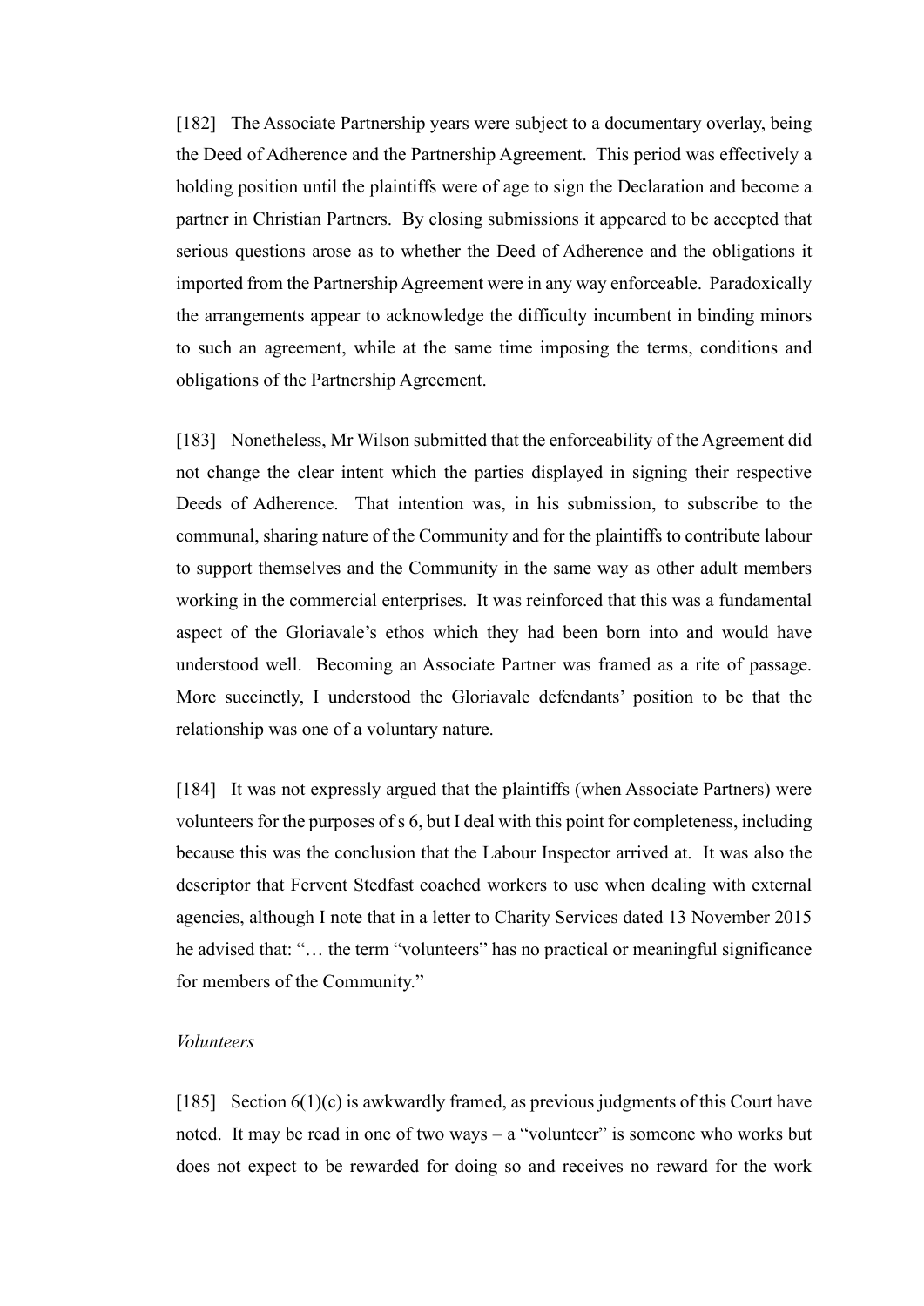[182] The Associate Partnership years were subject to a documentary overlay, being the Deed of Adherence and the Partnership Agreement. This period was effectively a holding position until the plaintiffs were of age to sign the Declaration and become a partner in Christian Partners. By closing submissions it appeared to be accepted that serious questions arose as to whether the Deed of Adherence and the obligations it imported from the Partnership Agreement were in any way enforceable. Paradoxically the arrangements appear to acknowledge the difficulty incumbent in binding minors to such an agreement, while at the same time imposing the terms, conditions and obligations of the Partnership Agreement.

[183] Nonetheless, Mr Wilson submitted that the enforceability of the Agreement did not change the clear intent which the parties displayed in signing their respective Deeds of Adherence. That intention was, in his submission, to subscribe to the communal, sharing nature of the Community and for the plaintiffs to contribute labour to support themselves and the Community in the same way as other adult members working in the commercial enterprises. It was reinforced that this was a fundamental aspect of the Gloriavale's ethos which they had been born into and would have understood well. Becoming an Associate Partner was framed as a rite of passage. More succinctly, I understood the Gloriavale defendants' position to be that the relationship was one of a voluntary nature.

[184] It was not expressly argued that the plaintiffs (when Associate Partners) were volunteers for the purposes of s 6, but I deal with this point for completeness, including because this was the conclusion that the Labour Inspector arrived at. It was also the descriptor that Fervent Stedfast coached workers to use when dealing with external agencies, although I note that in a letter to Charity Services dated 13 November 2015 he advised that: "… the term "volunteers" has no practical or meaningful significance for members of the Community."

*Volunteers*

[185] Section 6(1)(c) is awkwardly framed, as previous judgments of this Court have noted. It may be read in one of two ways – a "volunteer" is someone who works but does not expect to be rewarded for doing so and receives no reward for the work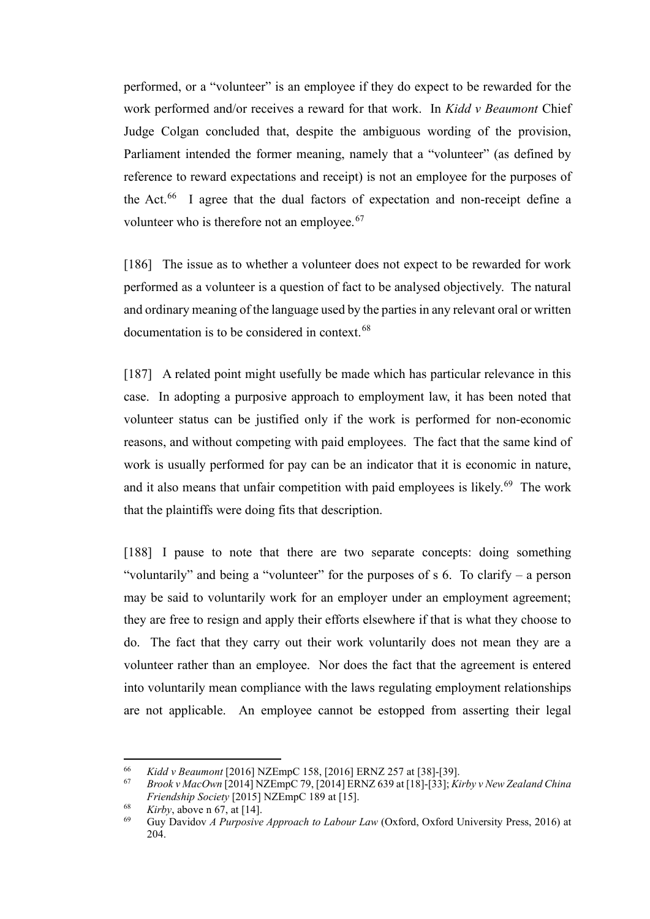performed, or a "volunteer" is an employee if they do expect to be rewarded for the work performed and/or receives a reward for that work. In *Kidd v Beaumont* Chief Judge Colgan concluded that, despite the ambiguous wording of the provision, Parliament intended the former meaning, namely that a "volunteer" (as defined by reference to reward expectations and receipt) is not an employee for the purposes of the Act.[66] I agree that the dual factors of expectation and non-receipt define a volunteer who is therefore not an employee.[67]

[186] The issue as to whether a volunteer does not expect to be rewarded for work performed as a volunteer is a question of fact to be analysed objectively. The natural and ordinary meaning of the language used by the parties in any relevant oral or written documentation is to be considered in context.[68]

[187] A related point might usefully be made which has particular relevance in this case. In adopting a purposive approach to employment law, it has been noted that volunteer status can be justified only if the work is performed for non-economic reasons, and without competing with paid employees. The fact that the same kind of work is usually performed for pay can be an indicator that it is economic in nature, and it also means that unfair competition with paid employees is likely.[69] The work that the plaintiffs were doing fits that description.

[188] I pause to note that there are two separate concepts: doing something "voluntarily" and being a "volunteer" for the purposes of s 6. To clarify – a person may be said to voluntarily work for an employer under an employment agreement; they are free to resign and apply their efforts elsewhere if that is what they choose to do. The fact that they carry out their work voluntarily does not mean they are a volunteer rather than an employee. Nor does the fact that the agreement is entered into voluntarily mean compliance with the laws regulating employment relationships are not applicable. An employee cannot be estopped from asserting their legal

---

[66] *Kidd v Beaumont* [2016] NZEmpC 158, [2016] ERNZ 257 at [38]-[39].

[67] *Brook v MacOwn* [2014] NZEmpC 79, [2014] ERNZ 639 at [18]-[33]; *Kirby v New Zealand China Friendship Society* [2015] NZEmpC 189 at [15].

[68] *Kirby*, above n 67, at [14].

[69] Guy Davidov *A Purposive Approach to Labour Law* (Oxford, Oxford University Press, 2016) at 204.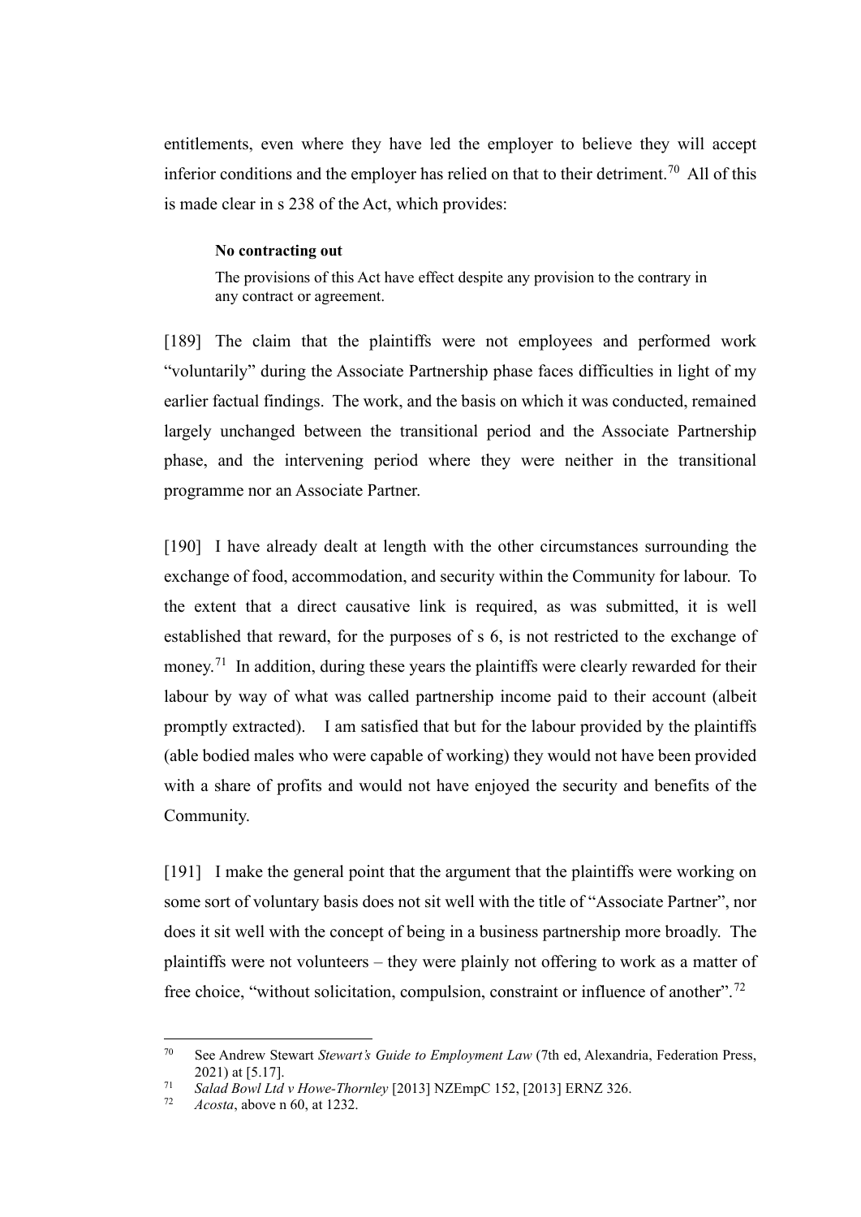entitlements, even where they have led the employer to believe they will accept inferior conditions and the employer has relied on that to their detriment.[70] All of this is made clear in s 238 of the Act, which provides:

> **No contracting out**
>
> The provisions of this Act have effect despite any provision to the contrary in any contract or agreement.

[189] The claim that the plaintiffs were not employees and performed work "voluntarily" during the Associate Partnership phase faces difficulties in light of my earlier factual findings. The work, and the basis on which it was conducted, remained largely unchanged between the transitional period and the Associate Partnership phase, and the intervening period where they were neither in the transitional programme nor an Associate Partner.

[190] I have already dealt at length with the other circumstances surrounding the exchange of food, accommodation, and security within the Community for labour. To the extent that a direct causative link is required, as was submitted, it is well established that reward, for the purposes of s 6, is not restricted to the exchange of money.[71] In addition, during these years the plaintiffs were clearly rewarded for their labour by way of what was called partnership income paid to their account (albeit promptly extracted). I am satisfied that but for the labour provided by the plaintiffs (able bodied males who were capable of working) they would not have been provided with a share of profits and would not have enjoyed the security and benefits of the Community.

[191] I make the general point that the argument that the plaintiffs were working on some sort of voluntary basis does not sit well with the title of "Associate Partner", nor does it sit well with the concept of being in a business partnership more broadly. The plaintiffs were not volunteers – they were plainly not offering to work as a matter of free choice, "without solicitation, compulsion, constraint or influence of another".[72]

---

[70] See Andrew Stewart *Stewart's Guide to Employment Law* (7th ed, Alexandria, Federation Press, 2021) at [5.17].

[71] *Salad Bowl Ltd v Howe-Thornley* [2013] NZEmpC 152, [2013] ERNZ 326.

[72] *Acosta*, above n 60, at 1232.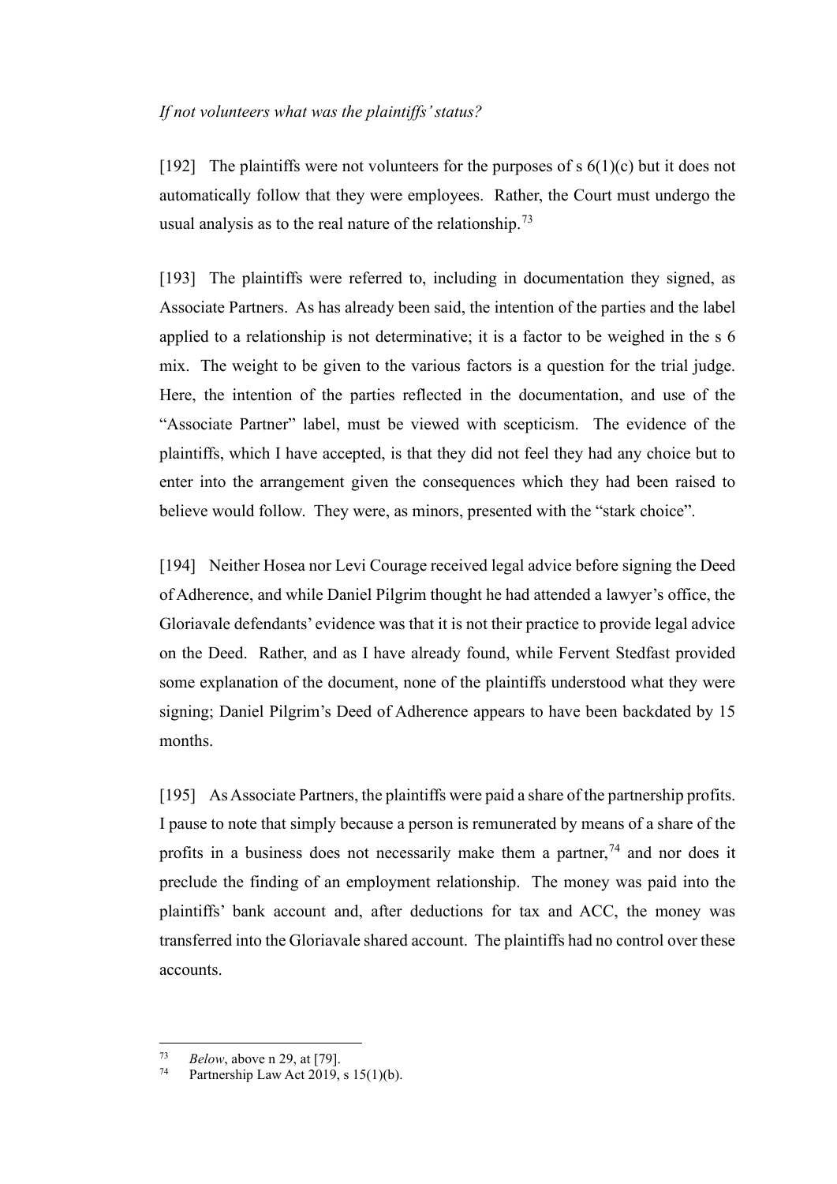*If not volunteers what was the plaintiffs' status?*

[192] The plaintiffs were not volunteers for the purposes of s 6(1)(c) but it does not automatically follow that they were employees. Rather, the Court must undergo the usual analysis as to the real nature of the relationship.[73]

[193] The plaintiffs were referred to, including in documentation they signed, as Associate Partners. As has already been said, the intention of the parties and the label applied to a relationship is not determinative; it is a factor to be weighed in the s 6 mix. The weight to be given to the various factors is a question for the trial judge. Here, the intention of the parties reflected in the documentation, and use of the "Associate Partner" label, must be viewed with scepticism. The evidence of the plaintiffs, which I have accepted, is that they did not feel they had any choice but to enter into the arrangement given the consequences which they had been raised to believe would follow. They were, as minors, presented with the "stark choice".

[194] Neither Hosea nor Levi Courage received legal advice before signing the Deed of Adherence, and while Daniel Pilgrim thought he had attended a lawyer's office, the Gloriavale defendants' evidence was that it is not their practice to provide legal advice on the Deed. Rather, and as I have already found, while Fervent Stedfast provided some explanation of the document, none of the plaintiffs understood what they were signing; Daniel Pilgrim's Deed of Adherence appears to have been backdated by 15 months.

[195] As Associate Partners, the plaintiffs were paid a share of the partnership profits. I pause to note that simply because a person is remunerated by means of a share of the profits in a business does not necessarily make them a partner,[74] and nor does it preclude the finding of an employment relationship. The money was paid into the plaintiffs' bank account and, after deductions for tax and ACC, the money was transferred into the Gloriavale shared account. The plaintiffs had no control over these accounts.

---

[73] *Below*, above n 29, at [79].

[74] Partnership Law Act 2019, s 15(1)(b).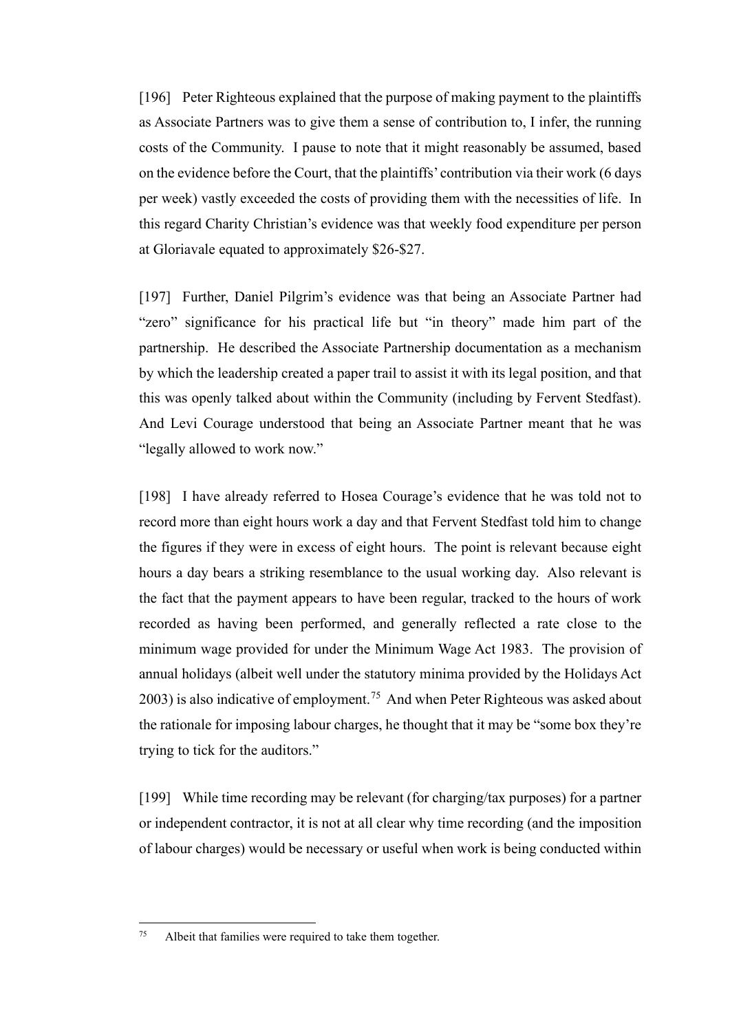[196] Peter Righteous explained that the purpose of making payment to the plaintiffs as Associate Partners was to give them a sense of contribution to, I infer, the running costs of the Community. I pause to note that it might reasonably be assumed, based on the evidence before the Court, that the plaintiffs' contribution via their work (6 days per week) vastly exceeded the costs of providing them with the necessities of life. In this regard Charity Christian's evidence was that weekly food expenditure per person at Gloriavale equated to approximately $26-$27.

[197] Further, Daniel Pilgrim's evidence was that being an Associate Partner had "zero" significance for his practical life but "in theory" made him part of the partnership. He described the Associate Partnership documentation as a mechanism by which the leadership created a paper trail to assist it with its legal position, and that this was openly talked about within the Community (including by Fervent Stedfast). And Levi Courage understood that being an Associate Partner meant that he was "legally allowed to work now."

[198] I have already referred to Hosea Courage's evidence that he was told not to record more than eight hours work a day and that Fervent Stedfast told him to change the figures if they were in excess of eight hours. The point is relevant because eight hours a day bears a striking resemblance to the usual working day. Also relevant is the fact that the payment appears to have been regular, tracked to the hours of work recorded as having been performed, and generally reflected a rate close to the minimum wage provided for under the Minimum Wage Act 1983. The provision of annual holidays (albeit well under the statutory minima provided by the Holidays Act 2003) is also indicative of employment.[75] And when Peter Righteous was asked about the rationale for imposing labour charges, he thought that it may be "some box they're trying to tick for the auditors."

[199] While time recording may be relevant (for charging/tax purposes) for a partner or independent contractor, it is not at all clear why time recording (and the imposition of labour charges) would be necessary or useful when work is being conducted within

---

[75] Albeit that families were required to take them together.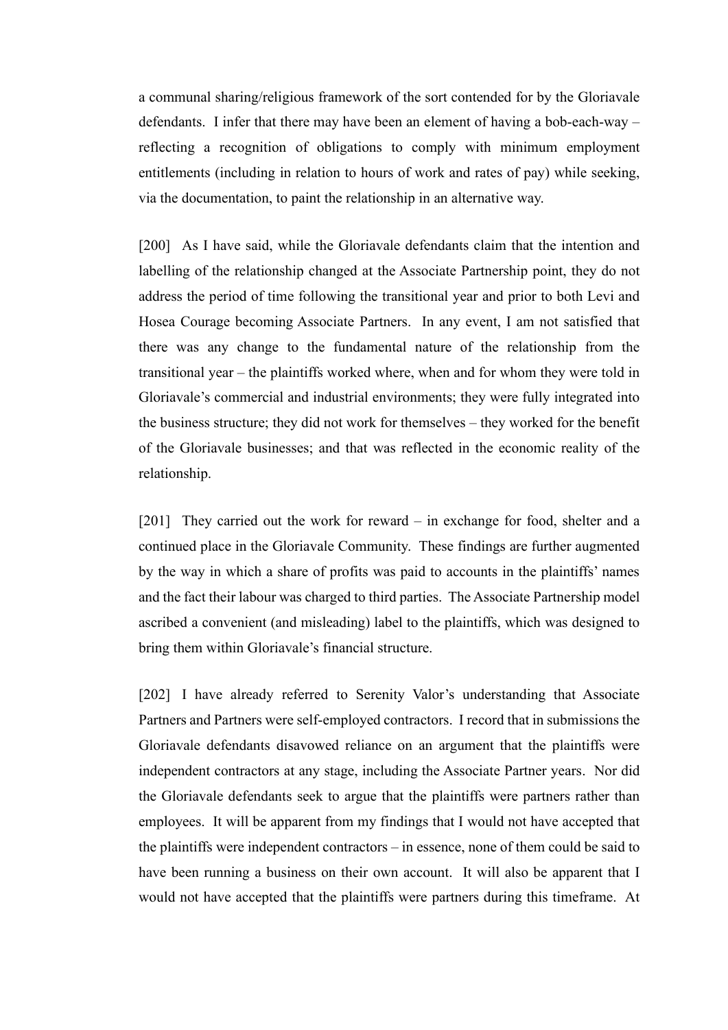a communal sharing/religious framework of the sort contended for by the Gloriavale defendants. I infer that there may have been an element of having a bob-each-way – reflecting a recognition of obligations to comply with minimum employment entitlements (including in relation to hours of work and rates of pay) while seeking, via the documentation, to paint the relationship in an alternative way.

[200] As I have said, while the Gloriavale defendants claim that the intention and labelling of the relationship changed at the Associate Partnership point, they do not address the period of time following the transitional year and prior to both Levi and Hosea Courage becoming Associate Partners. In any event, I am not satisfied that there was any change to the fundamental nature of the relationship from the transitional year – the plaintiffs worked where, when and for whom they were told in Gloriavale's commercial and industrial environments; they were fully integrated into the business structure; they did not work for themselves – they worked for the benefit of the Gloriavale businesses; and that was reflected in the economic reality of the relationship.

[201] They carried out the work for reward – in exchange for food, shelter and a continued place in the Gloriavale Community. These findings are further augmented by the way in which a share of profits was paid to accounts in the plaintiffs' names and the fact their labour was charged to third parties. The Associate Partnership model ascribed a convenient (and misleading) label to the plaintiffs, which was designed to bring them within Gloriavale's financial structure.

[202] I have already referred to Serenity Valor's understanding that Associate Partners and Partners were self-employed contractors. I record that in submissions the Gloriavale defendants disavowed reliance on an argument that the plaintiffs were independent contractors at any stage, including the Associate Partner years. Nor did the Gloriavale defendants seek to argue that the plaintiffs were partners rather than employees. It will be apparent from my findings that I would not have accepted that the plaintiffs were independent contractors – in essence, none of them could be said to have been running a business on their own account. It will also be apparent that I would not have accepted that the plaintiffs were partners during this timeframe. At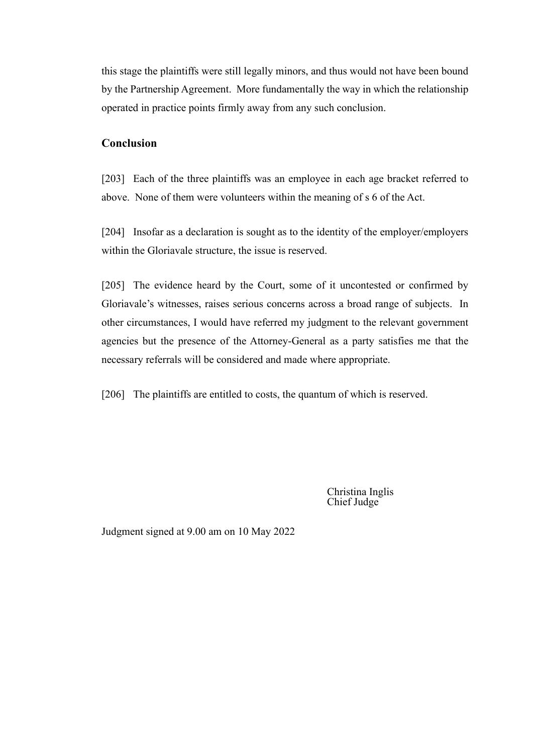this stage the plaintiffs were still legally minors, and thus would not have been bound by the Partnership Agreement. More fundamentally the way in which the relationship operated in practice points firmly away from any such conclusion.

## Conclusion

[203] Each of the three plaintiffs was an employee in each age bracket referred to above. None of them were volunteers within the meaning of s 6 of the Act.

[204] Insofar as a declaration is sought as to the identity of the employer/employers within the Gloriavale structure, the issue is reserved.

[205] The evidence heard by the Court, some of it uncontested or confirmed by Gloriavale's witnesses, raises serious concerns across a broad range of subjects. In other circumstances, I would have referred my judgment to the relevant government agencies but the presence of the Attorney-General as a party satisfies me that the necessary referrals will be considered and made where appropriate.

[206] The plaintiffs are entitled to costs, the quantum of which is reserved.

Christina Inglis
Chief Judge

Judgment signed at 9.00 am on 10 May 2022